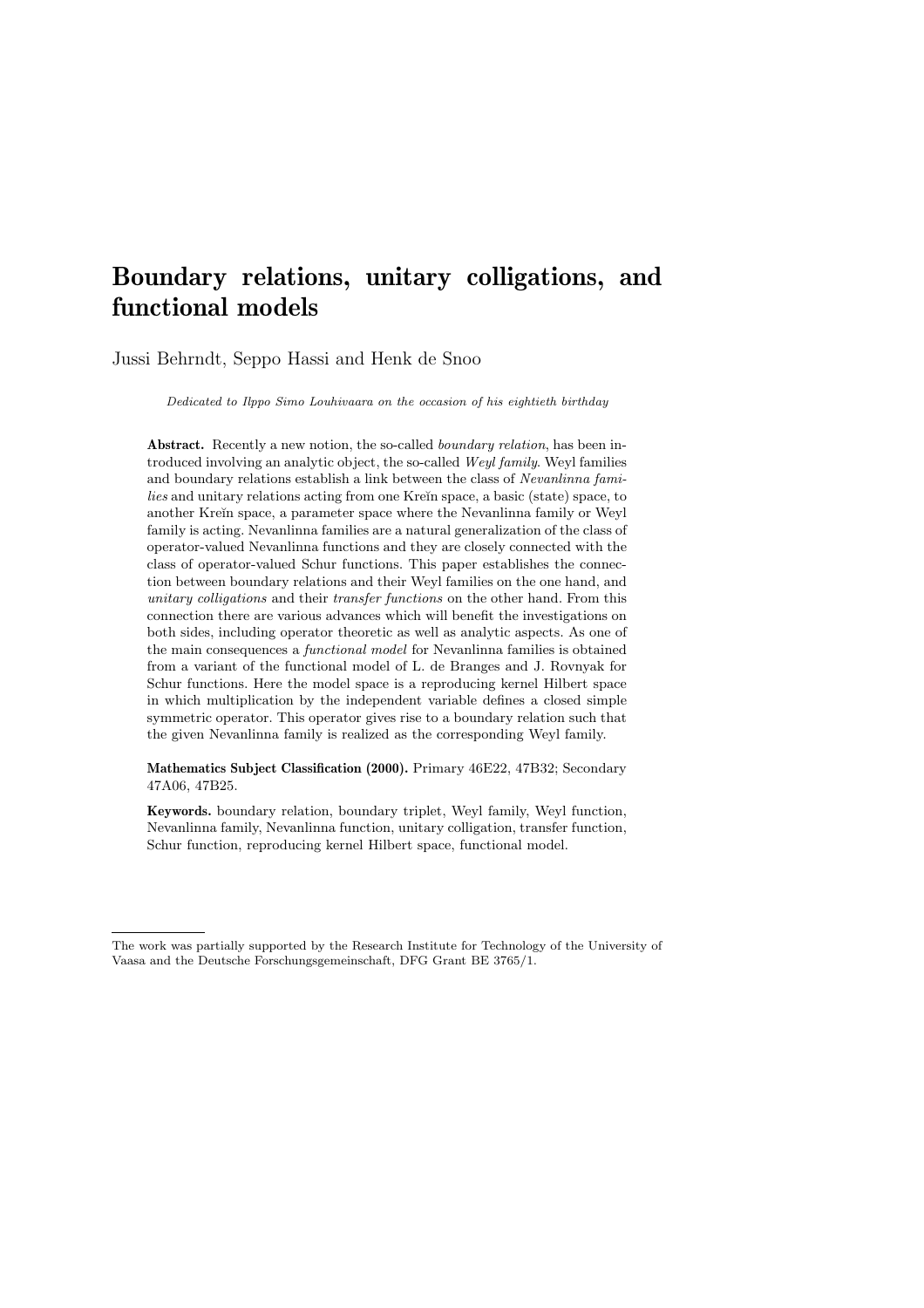# Boundary relations, unitary colligations, and functional models

Jussi Behrndt, Seppo Hassi and Henk de Snoo

*Dedicated to Ilppo Simo Louhivaara on the occasion of his eightieth birthday*

**Abstract.** Recently a new notion, the so-called *boundary relation*, has been introduced involving an analytic object, the so-called *Weyl family*. Weyl families and boundary relations establish a link between the class of *Nevanlinna families* and unitary relations acting from one Kreĭn space, a basic (state) space, to another Kreĭn space, a parameter space where the Nevanlinna family or Weyl family is acting. Nevanlinna families are a natural generalization of the class of operator-valued Nevanlinna functions and they are closely connected with the class of operator-valued Schur functions. This paper establishes the connection between boundary relations and their Weyl families on the one hand, and *unitary colligations* and their *transfer functions* on the other hand. From this connection there are various advances which will benefit the investigations on both sides, including operator theoretic as well as analytic aspects. As one of the main consequences a *functional model* for Nevanlinna families is obtained from a variant of the functional model of L. de Branges and J. Rovnyak for Schur functions. Here the model space is a reproducing kernel Hilbert space in which multiplication by the independent variable defines a closed simple symmetric operator. This operator gives rise to a boundary relation such that the given Nevanlinna family is realized as the corresponding Weyl family.

**Mathematics Subject Classification (2000).** Primary 46E22, 47B32; Secondary 47A06, 47B25.

**Keywords.** boundary relation, boundary triplet, Weyl family, Weyl function, Nevanlinna family, Nevanlinna function, unitary colligation, transfer function, Schur function, reproducing kernel Hilbert space, functional model.

---

The work was partially supported by the Research Institute for Technology of the University of Vaasa and the Deutsche Forschungsgemeinschaft, DFG Grant BE 3765/1.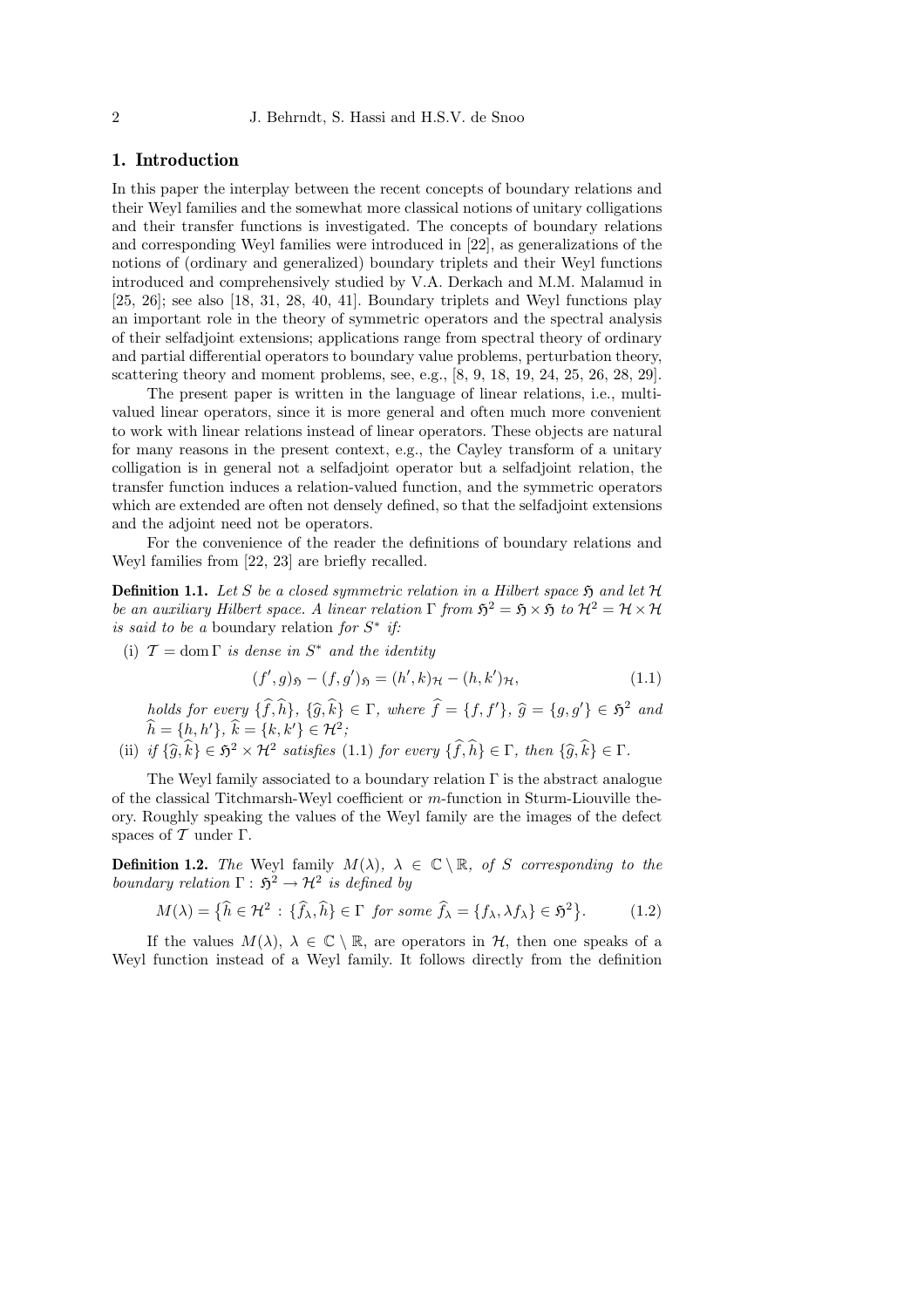## 1. Introduction

In this paper the interplay between the recent concepts of boundary relations and their Weyl families and the somewhat more classical notions of unitary colligations and their transfer functions is investigated. The concepts of boundary relations and corresponding Weyl families were introduced in [22], as generalizations of the notions of (ordinary and generalized) boundary triplets and their Weyl functions introduced and comprehensively studied by V.A. Derkach and M.M. Malamud in [25, 26]; see also [18, 31, 28, 40, 41]. Boundary triplets and Weyl functions play an important role in the theory of symmetric operators and the spectral analysis of their selfadjoint extensions; applications range from spectral theory of ordinary and partial differential operators to boundary value problems, perturbation theory, scattering theory and moment problems, see, e.g., [8, 9, 18, 19, 24, 25, 26, 28, 29].

The present paper is written in the language of linear relations, i.e., multi-valued linear operators, since it is more general and often much more convenient to work with linear relations instead of linear operators. These objects are natural for many reasons in the present context, e.g., the Cayley transform of a unitary colligation is in general not a selfadjoint operator but a selfadjoint relation, the transfer function induces a relation-valued function, and the symmetric operators which are extended are often not densely defined, so that the selfadjoint extensions and the adjoint need not be operators.

For the convenience of the reader the definitions of boundary relations and Weyl families from [22, 23] are briefly recalled.

**Definition 1.1.** *Let $S$ be a closed symmetric relation in a Hilbert space $\mathfrak{H}$ and let $\mathcal{H}$ be an auxiliary Hilbert space. A linear relation $\Gamma$ from $\mathfrak{H}^2 = \mathfrak{H} \times \mathfrak{H}$ to $\mathcal{H}^2 = \mathcal{H} \times \mathcal{H}$ is said to be a* boundary relation *for $S^*$ if:*

(i) *$\mathcal{T} = \operatorname{dom} \Gamma$ is dense in $S^*$ and the identity*

$$(f', g)_{\mathfrak{H}} - (f, g')_{\mathfrak{H}} = (h', k)_{\mathcal{H}} - (h, k')_{\mathcal{H}}, \tag{1.1}$$

*holds for every $\{\widehat{f}, \widehat{h}\}$, $\{\widehat{g}, \widehat{k}\} \in \Gamma$, where $\widehat{f} = \{f, f'\}$, $\widehat{g} = \{g, g'\} \in \mathfrak{H}^2$ and $\widehat{h} = \{h, h'\}$, $\widehat{k} = \{k, k'\} \in \mathcal{H}^2$;*

(ii) *if $\{\widehat{g}, \widehat{k}\} \in \mathfrak{H}^2 \times \mathcal{H}^2$ satisfies (1.1) for every $\{\widehat{f}, \widehat{h}\} \in \Gamma$, then $\{\widehat{g}, \widehat{k}\} \in \Gamma$.*

The Weyl family associated to a boundary relation $\Gamma$ is the abstract analogue of the classical Titchmarsh-Weyl coefficient or $m$-function in Sturm-Liouville theory. Roughly speaking the values of the Weyl family are the images of the defect spaces of $\mathcal{T}$ under $\Gamma$.

**Definition 1.2.** *The* Weyl family *$M(\lambda)$, $\lambda \in \mathbb{C} \setminus \mathbb{R}$, of $S$ corresponding to the boundary relation $\Gamma : \mathfrak{H}^2 \to \mathcal{H}^2$ is defined by*

$$M(\lambda) = \big\{ \widehat{h} \in \mathcal{H}^2 : \{\widehat{f}_\lambda, \widehat{h}\} \in \Gamma \ \text{ for some } \widehat{f}_\lambda = \{f_\lambda, \lambda f_\lambda\} \in \mathfrak{H}^2 \big\}. \tag{1.2}$$

If the values $M(\lambda)$, $\lambda \in \mathbb{C} \setminus \mathbb{R}$, are operators in $\mathcal{H}$, then one speaks of a Weyl function instead of a Weyl family. It follows directly from the definition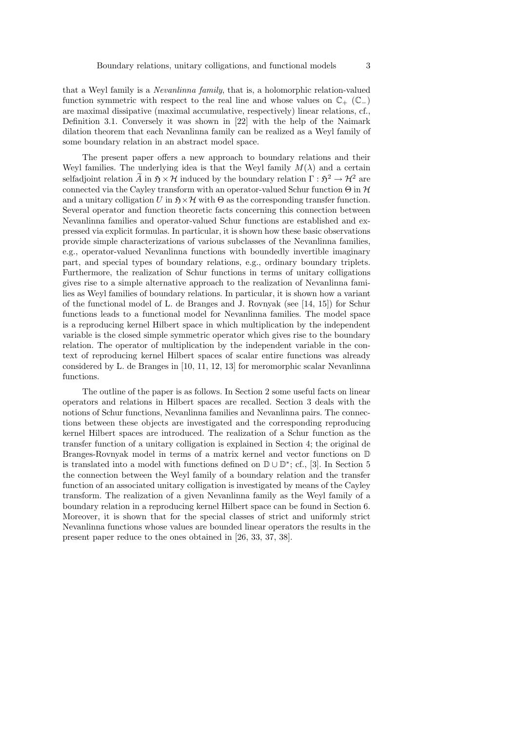that a Weyl family is a *Nevanlinna family*, that is, a holomorphic relation-valued function symmetric with respect to the real line and whose values on $\mathbb{C}_+$ ($\mathbb{C}_-$) are maximal dissipative (maximal accumulative, respectively) linear relations, cf., Definition 3.1. Conversely it was shown in [22] with the help of the Naimark dilation theorem that each Nevanlinna family can be realized as a Weyl family of some boundary relation in an abstract model space.

The present paper offers a new approach to boundary relations and their Weyl families. The underlying idea is that the Weyl family $M(\lambda)$ and a certain selfadjoint relation $\widetilde{A}$ in $\mathfrak{H} \times \mathcal{H}$ induced by the boundary relation $\Gamma : \mathfrak{H}^2 \to \mathcal{H}^2$ are connected via the Cayley transform with an operator-valued Schur function $\Theta$ in $\mathcal{H}$ and a unitary colligation $U$ in $\mathfrak{H} \times \mathcal{H}$ with $\Theta$ as the corresponding transfer function. Several operator and function theoretic facts concerning this connection between Nevanlinna families and operator-valued Schur functions are established and expressed via explicit formulas. In particular, it is shown how these basic observations provide simple characterizations of various subclasses of the Nevanlinna families, e.g., operator-valued Nevanlinna functions with boundedly invertible imaginary part, and special types of boundary relations, e.g., ordinary boundary triplets. Furthermore, the realization of Schur functions in terms of unitary colligations gives rise to a simple alternative approach to the realization of Nevanlinna families as Weyl families of boundary relations. In particular, it is shown how a variant of the functional model of L. de Branges and J. Rovnyak (see [14, 15]) for Schur functions leads to a functional model for Nevanlinna families. The model space is a reproducing kernel Hilbert space in which multiplication by the independent variable is the closed simple symmetric operator which gives rise to the boundary relation. The operator of multiplication by the independent variable in the context of reproducing kernel Hilbert spaces of scalar entire functions was already considered by L. de Branges in [10, 11, 12, 13] for meromorphic scalar Nevanlinna functions.

The outline of the paper is as follows. In Section 2 some useful facts on linear operators and relations in Hilbert spaces are recalled. Section 3 deals with the notions of Schur functions, Nevanlinna families and Nevanlinna pairs. The connections between these objects are investigated and the corresponding reproducing kernel Hilbert spaces are introduced. The realization of a Schur function as the transfer function of a unitary colligation is explained in Section 4; the original de Branges-Rovnyak model in terms of a matrix kernel and vector functions on $\mathbb{D}$ is translated into a model with functions defined on $\mathbb{D} \cup \mathbb{D}^*$; cf., [3]. In Section 5 the connection between the Weyl family of a boundary relation and the transfer function of an associated unitary colligation is investigated by means of the Cayley transform. The realization of a given Nevanlinna family as the Weyl family of a boundary relation in a reproducing kernel Hilbert space can be found in Section 6. Moreover, it is shown that for the special classes of strict and uniformly strict Nevanlinna functions whose values are bounded linear operators the results in the present paper reduce to the ones obtained in [26, 33, 37, 38].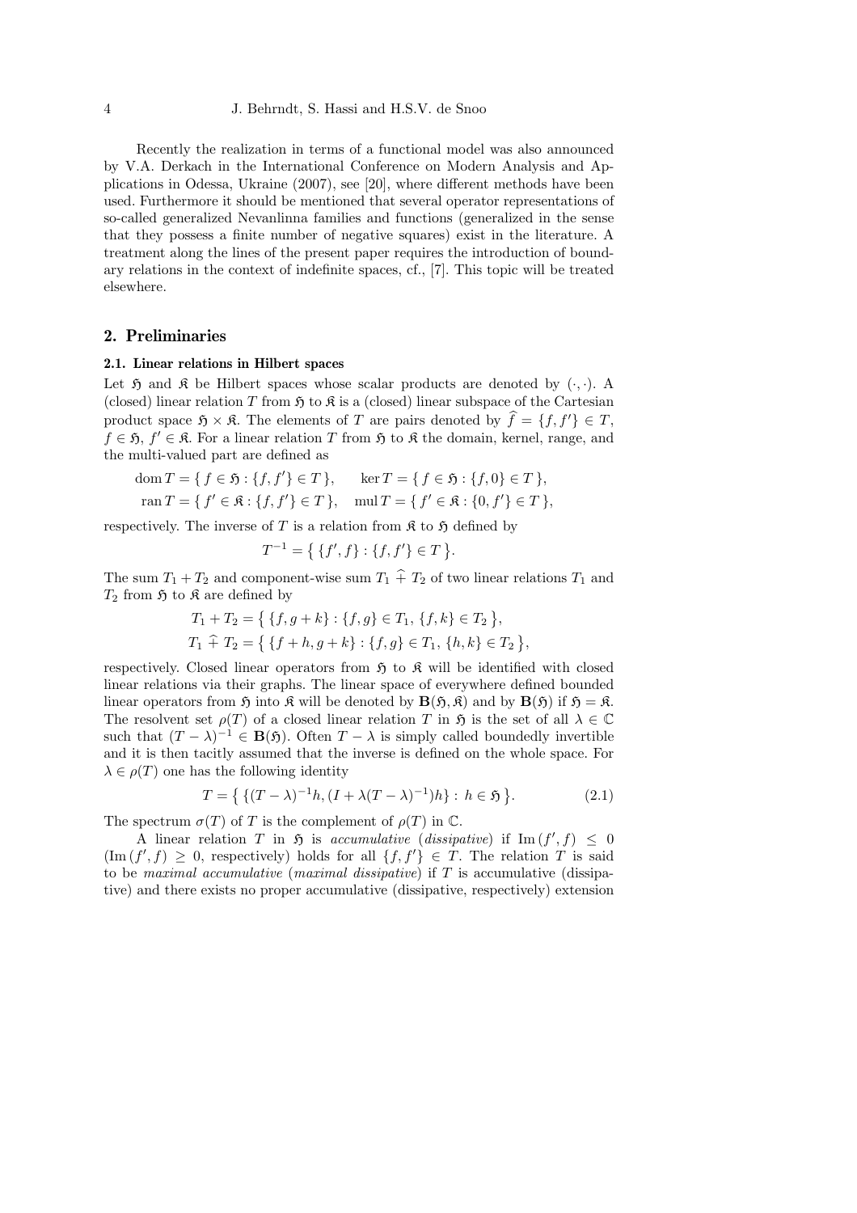Recently the realization in terms of a functional model was also announced by V.A. Derkach in the International Conference on Modern Analysis and Applications in Odessa, Ukraine (2007), see [20], where different methods have been used. Furthermore it should be mentioned that several operator representations of so-called generalized Nevanlinna families and functions (generalized in the sense that they possess a finite number of negative squares) exist in the literature. A treatment along the lines of the present paper requires the introduction of boundary relations in the context of indefinite spaces, cf., [7]. This topic will be treated elsewhere.

## 2. Preliminaries

### 2.1. Linear relations in Hilbert spaces

Let $\mathfrak{H}$ and $\mathfrak{K}$ be Hilbert spaces whose scalar products are denoted by $(\cdot,\cdot)$. A (closed) linear relation $T$ from $\mathfrak{H}$ to $\mathfrak{K}$ is a (closed) linear subspace of the Cartesian product space $\mathfrak{H}\times\mathfrak{K}$. The elements of $T$ are pairs denoted by $\widehat{f}=\{f,f'\}\in T$, $f\in\mathfrak{H}$, $f'\in\mathfrak{K}$. For a linear relation $T$ from $\mathfrak{H}$ to $\mathfrak{K}$ the domain, kernel, range, and the multi-valued part are defined as

$$
\begin{aligned}
\operatorname{dom} T &= \{\, f\in\mathfrak{H} : \{f,f'\}\in T \,\}, \qquad \ker T = \{\, f\in\mathfrak{H} : \{f,0\}\in T \,\},\\
\operatorname{ran} T &= \{\, f'\in\mathfrak{K} : \{f,f'\}\in T \,\}, \quad \operatorname{mul} T = \{\, f'\in\mathfrak{K} : \{0,f'\}\in T \,\},
\end{aligned}
$$

respectively. The inverse of $T$ is a relation from $\mathfrak{K}$ to $\mathfrak{H}$ defined by

$$
T^{-1} = \big\{\, \{f',f\} : \{f,f'\}\in T \,\big\}.
$$

The sum $T_1+T_2$ and component-wise sum $T_1 \mathbin{\widehat{+}} T_2$ of two linear relations $T_1$ and $T_2$ from $\mathfrak{H}$ to $\mathfrak{K}$ are defined by

$$
\begin{aligned}
T_1+T_2 &= \big\{\, \{f,g+k\} : \{f,g\}\in T_1,\ \{f,k\}\in T_2 \,\big\},\\
T_1 \mathbin{\widehat{+}} T_2 &= \big\{\, \{f+h,g+k\} : \{f,g\}\in T_1,\ \{h,k\}\in T_2 \,\big\},
\end{aligned}
$$

respectively. Closed linear operators from $\mathfrak{H}$ to $\mathfrak{K}$ will be identified with closed linear relations via their graphs. The linear space of everywhere defined bounded linear operators from $\mathfrak{H}$ into $\mathfrak{K}$ will be denoted by $\mathbf{B}(\mathfrak{H},\mathfrak{K})$ and by $\mathbf{B}(\mathfrak{H})$ if $\mathfrak{H}=\mathfrak{K}$. The resolvent set $\rho(T)$ of a closed linear relation $T$ in $\mathfrak{H}$ is the set of all $\lambda\in\mathbb{C}$ such that $(T-\lambda)^{-1}\in\mathbf{B}(\mathfrak{H})$. Often $T-\lambda$ is simply called boundedly invertible and it is then tacitly assumed that the inverse is defined on the whole space. For $\lambda\in\rho(T)$ one has the following identity

$$
T = \big\{\, \{(T-\lambda)^{-1}h, (I+\lambda(T-\lambda)^{-1})h\} : \, h\in\mathfrak{H} \,\big\}. \tag{2.1}
$$

The spectrum $\sigma(T)$ of $T$ is the complement of $\rho(T)$ in $\mathbb{C}$.

A linear relation $T$ in $\mathfrak{H}$ is *accumulative* (*dissipative*) if $\operatorname{Im}(f',f)\leq 0$ ($\operatorname{Im}(f',f)\geq 0$, respectively) holds for all $\{f,f'\}\in T$. The relation $T$ is said to be *maximal accumulative* (*maximal dissipative*) if $T$ is accumulative (dissipative) and there exists no proper accumulative (dissipative, respectively) extension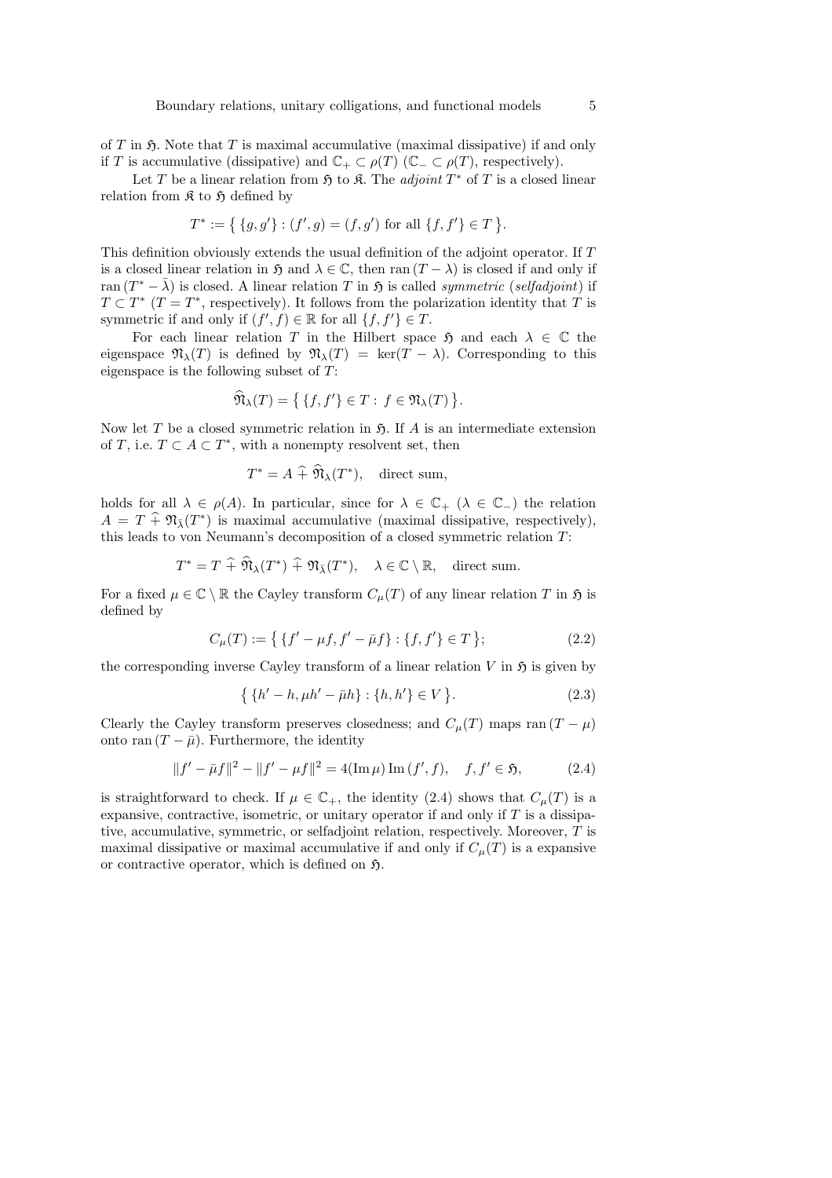of $T$ in $\mathfrak{H}$. Note that $T$ is maximal accumulative (maximal dissipative) if and only if $T$ is accumulative (dissipative) and $\mathbb{C}_+ \subset \rho(T)$ ($\mathbb{C}_- \subset \rho(T)$, respectively).

Let $T$ be a linear relation from $\mathfrak{H}$ to $\mathfrak{K}$. The *adjoint* $T^*$ of $T$ is a closed linear relation from $\mathfrak{K}$ to $\mathfrak{H}$ defined by

$$T^* := \left\{ \{g, g'\} : (f', g) = (f, g') \text{ for all } \{f, f'\} \in T \right\}.$$

This definition obviously extends the usual definition of the adjoint operator. If $T$ is a closed linear relation in $\mathfrak{H}$ and $\lambda \in \mathbb{C}$, then $\operatorname{ran}(T - \lambda)$ is closed if and only if $\operatorname{ran}(T^* - \bar{\lambda})$ is closed. A linear relation $T$ in $\mathfrak{H}$ is called *symmetric* (*selfadjoint*) if $T \subset T^*$ ($T = T^*$, respectively). It follows from the polarization identity that $T$ is symmetric if and only if $(f', f) \in \mathbb{R}$ for all $\{f, f'\} \in T$.

For each linear relation $T$ in the Hilbert space $\mathfrak{H}$ and each $\lambda \in \mathbb{C}$ the eigenspace $\mathfrak{N}_\lambda(T)$ is defined by $\mathfrak{N}_\lambda(T) = \ker(T - \lambda)$. Corresponding to this eigenspace is the following subset of $T$:

$$\widehat{\mathfrak{N}}_\lambda(T) = \left\{ \{f, f'\} \in T : \, f \in \mathfrak{N}_\lambda(T) \right\}.$$

Now let $T$ be a closed symmetric relation in $\mathfrak{H}$. If $A$ is an intermediate extension of $T$, i.e. $T \subset A \subset T^*$, with a nonempty resolvent set, then

$$T^* = A \mathbin{\widehat{+}} \widehat{\mathfrak{N}}_\lambda(T^*), \quad \text{direct sum},$$

holds for all $\lambda \in \rho(A)$. In particular, since for $\lambda \in \mathbb{C}_+$ ($\lambda \in \mathbb{C}_-$) the relation $A = T \mathbin{\widehat{+}} \mathfrak{N}_{\bar{\lambda}}(T^*)$ is maximal accumulative (maximal dissipative, respectively), this leads to von Neumann's decomposition of a closed symmetric relation $T$:

$$T^* = T \mathbin{\widehat{+}} \widehat{\mathfrak{N}}_\lambda(T^*) \mathbin{\widehat{+}} \mathfrak{N}_{\bar{\lambda}}(T^*), \quad \lambda \in \mathbb{C} \setminus \mathbb{R}, \quad \text{direct sum}.$$

For a fixed $\mu \in \mathbb{C} \setminus \mathbb{R}$ the Cayley transform $C_\mu(T)$ of any linear relation $T$ in $\mathfrak{H}$ is defined by

$$C_\mu(T) := \left\{ \{f' - \mu f, f' - \bar{\mu} f\} : \{f, f'\} \in T \right\}; \tag{2.2}$$

the corresponding inverse Cayley transform of a linear relation $V$ in $\mathfrak{H}$ is given by

$$\left\{ \{h' - h, \mu h' - \bar{\mu} h\} : \{h, h'\} \in V \right\}. \tag{2.3}$$

Clearly the Cayley transform preserves closedness; and $C_\mu(T)$ maps $\operatorname{ran}(T - \mu)$ onto $\operatorname{ran}(T - \bar{\mu})$. Furthermore, the identity

$$\|f' - \bar{\mu} f\|^2 - \|f' - \mu f\|^2 = 4(\operatorname{Im} \mu) \operatorname{Im}(f', f), \quad f, f' \in \mathfrak{H}, \tag{2.4}$$

is straightforward to check. If $\mu \in \mathbb{C}_+$, the identity (2.4) shows that $C_\mu(T)$ is a expansive, contractive, isometric, or unitary operator if and only if $T$ is a dissipative, accumulative, symmetric, or selfadjoint relation, respectively. Moreover, $T$ is maximal dissipative or maximal accumulative if and only if $C_\mu(T)$ is a expansive or contractive operator, which is defined on $\mathfrak{H}$.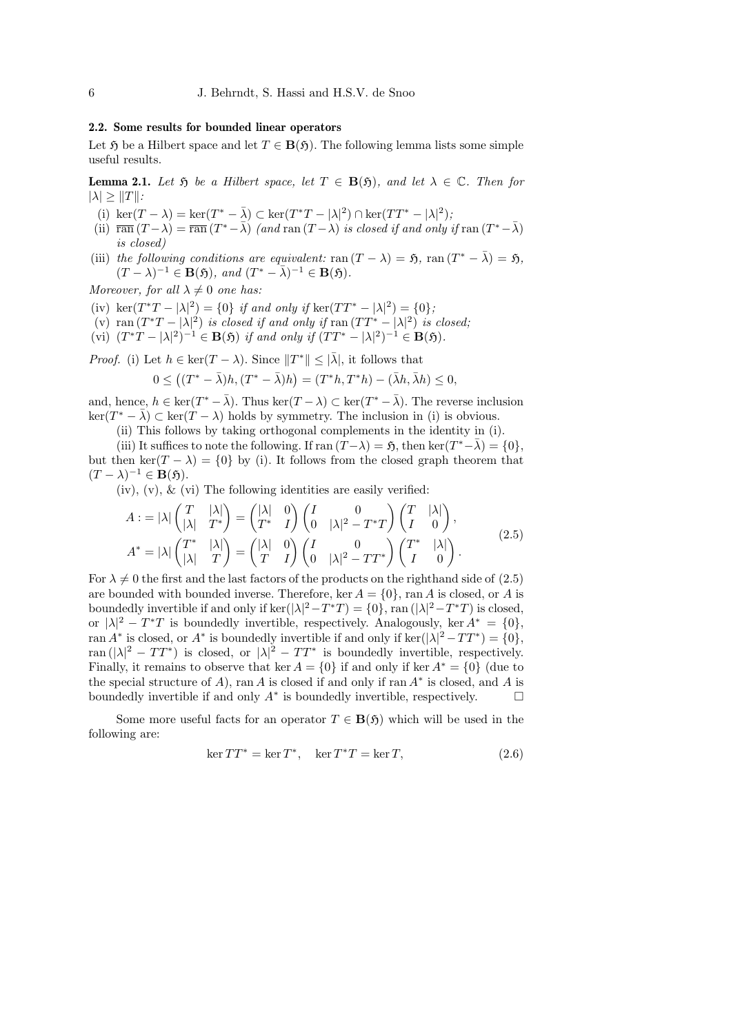### 2.2. Some results for bounded linear operators

Let $\mathfrak{H}$ be a Hilbert space and let $T \in \mathbf{B}(\mathfrak{H})$. The following lemma lists some simple useful results.

**Lemma 2.1.** *Let $\mathfrak{H}$ be a Hilbert space, let $T \in \mathbf{B}(\mathfrak{H})$, and let $\lambda \in \mathbb{C}$. Then for $|\lambda| \geq \|T\|$:*

- (i) *$\ker(T - \lambda) = \ker(T^* - \bar{\lambda}) \subset \ker(T^*T - |\lambda|^2) \cap \ker(TT^* - |\lambda|^2)$;*
- (ii) *$\overline{\operatorname{ran}}\,(T-\lambda) = \overline{\operatorname{ran}}\,(T^*-\bar{\lambda})$ (and $\operatorname{ran}(T-\lambda)$ is closed if and only if $\operatorname{ran}(T^*-\bar{\lambda})$ is closed)*
- (iii) *the following conditions are equivalent: $\operatorname{ran}(T - \lambda) = \mathfrak{H}$, $\operatorname{ran}(T^* - \bar{\lambda}) = \mathfrak{H}$, $(T - \lambda)^{-1} \in \mathbf{B}(\mathfrak{H})$, and $(T^* - \bar{\lambda})^{-1} \in \mathbf{B}(\mathfrak{H})$.*

*Moreover, for all $\lambda \neq 0$ one has:*

- (iv) *$\ker(T^*T - |\lambda|^2) = \{0\}$ if and only if $\ker(TT^* - |\lambda|^2) = \{0\}$;*
- (v) *$\operatorname{ran}(T^*T - |\lambda|^2)$ is closed if and only if $\operatorname{ran}(TT^* - |\lambda|^2)$ is closed;*
- (vi) *$(T^*T - |\lambda|^2)^{-1} \in \mathbf{B}(\mathfrak{H})$ if and only if $(TT^* - |\lambda|^2)^{-1} \in \mathbf{B}(\mathfrak{H})$.*

*Proof.* (i) Let $h \in \ker(T - \lambda)$. Since $\|T^*\| \leq |\bar{\lambda}|$, it follows that

$$0 \leq \big((T^* - \bar{\lambda})h, (T^* - \bar{\lambda})h\big) = (T^*h, T^*h) - (\bar{\lambda}h, \bar{\lambda}h) \leq 0,$$

and, hence, $h \in \ker(T^* - \bar{\lambda})$. Thus $\ker(T - \lambda) \subset \ker(T^* - \bar{\lambda})$. The reverse inclusion $\ker(T^* - \bar{\lambda}) \subset \ker(T - \lambda)$ holds by symmetry. The inclusion in (i) is obvious.

(ii) This follows by taking orthogonal complements in the identity in (i).

(iii) It suffices to note the following. If $\operatorname{ran}(T-\lambda) = \mathfrak{H}$, then $\ker(T^*-\bar{\lambda}) = \{0\}$, but then $\ker(T - \lambda) = \{0\}$ by (i). It follows from the closed graph theorem that $(T - \lambda)^{-1} \in \mathbf{B}(\mathfrak{H})$.

(iv), (v), & (vi) The following identities are easily verified:

$$\begin{aligned} A := |\lambda| \begin{pmatrix} T & |\lambda| \\ |\lambda| & T^* \end{pmatrix} &= \begin{pmatrix} |\lambda| & 0 \\ T^* & I \end{pmatrix} \begin{pmatrix} I & 0 \\ 0 & |\lambda|^2 - T^*T \end{pmatrix} \begin{pmatrix} T & |\lambda| \\ I & 0 \end{pmatrix}, \\ A^* = |\lambda| \begin{pmatrix} T^* & |\lambda| \\ |\lambda| & T \end{pmatrix} &= \begin{pmatrix} |\lambda| & 0 \\ T & I \end{pmatrix} \begin{pmatrix} I & 0 \\ 0 & |\lambda|^2 - TT^* \end{pmatrix} \begin{pmatrix} T^* & |\lambda| \\ I & 0 \end{pmatrix}. \end{aligned} \tag{2.5}$$

For $\lambda \neq 0$ the first and the last factors of the products on the righthand side of (2.5) are bounded with bounded inverse. Therefore, $\ker A = \{0\}$, $\operatorname{ran} A$ is closed, or $A$ is boundedly invertible if and only if $\ker(|\lambda|^2 - T^*T) = \{0\}$, $\operatorname{ran}(|\lambda|^2 - T^*T)$ is closed, or $|\lambda|^2 - T^*T$ is boundedly invertible, respectively. Analogously, $\ker A^* = \{0\}$, $\operatorname{ran} A^*$ is closed, or $A^*$ is boundedly invertible if and only if $\ker(|\lambda|^2 - TT^*) = \{0\}$, $\operatorname{ran}(|\lambda|^2 - TT^*)$ is closed, or $|\lambda|^2 - TT^*$ is boundedly invertible, respectively. Finally, it remains to observe that $\ker A = \{0\}$ if and only if $\ker A^* = \{0\}$ (due to the special structure of $A$), $\operatorname{ran} A$ is closed if and only if $\operatorname{ran} A^*$ is closed, and $A$ is boundedly invertible if and only $A^*$ is boundedly invertible, respectively. $\square$

Some more useful facts for an operator $T \in \mathbf{B}(\mathfrak{H})$ which will be used in the following are:

$$\ker TT^* = \ker T^*, \quad \ker T^*T = \ker T, \tag{2.6}$$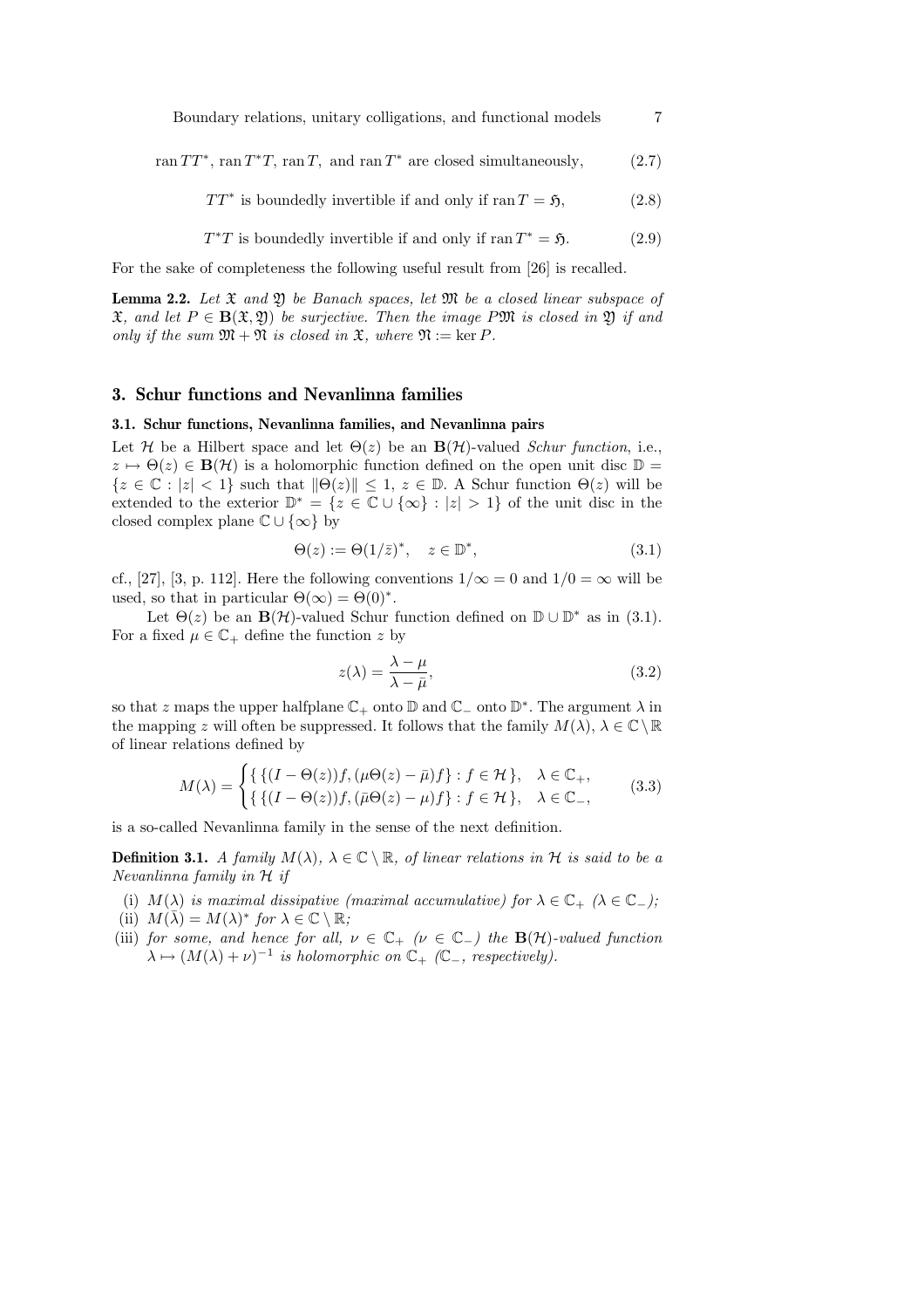$$\operatorname{ran} TT^*,\ \operatorname{ran} T^*T,\ \operatorname{ran} T,\ \text{and } \operatorname{ran} T^* \text{ are closed simultaneously,} \tag{2.7}$$

$$TT^* \text{ is boundedly invertible if and only if } \operatorname{ran} T = \mathfrak{H}, \tag{2.8}$$

$$T^*T \text{ is boundedly invertible if and only if } \operatorname{ran} T^* = \mathfrak{H}. \tag{2.9}$$

For the sake of completeness the following useful result from [26] is recalled.

**Lemma 2.2.** *Let $\mathfrak{X}$ and $\mathfrak{Y}$ be Banach spaces, let $\mathfrak{M}$ be a closed linear subspace of $\mathfrak{X}$, and let $P \in \mathbf{B}(\mathfrak{X}, \mathfrak{Y})$ be surjective. Then the image $P\mathfrak{M}$ is closed in $\mathfrak{Y}$ if and only if the sum $\mathfrak{M} + \mathfrak{N}$ is closed in $\mathfrak{X}$, where $\mathfrak{N} := \ker P$.*

## 3. Schur functions and Nevanlinna families

### 3.1. Schur functions, Nevanlinna families, and Nevanlinna pairs

Let $\mathcal{H}$ be a Hilbert space and let $\Theta(z)$ be an $\mathbf{B}(\mathcal{H})$-valued *Schur function*, i.e., $z \mapsto \Theta(z) \in \mathbf{B}(\mathcal{H})$ is a holomorphic function defined on the open unit disc $\mathbb{D} = \{z \in \mathbb{C} : |z| < 1\}$ such that $\|\Theta(z)\| \leq 1$, $z \in \mathbb{D}$. A Schur function $\Theta(z)$ will be extended to the exterior $\mathbb{D}^* = \{z \in \mathbb{C} \cup \{\infty\} : |z| > 1\}$ of the unit disc in the closed complex plane $\mathbb{C} \cup \{\infty\}$ by

$$\Theta(z) := \Theta(1/\bar{z})^*, \quad z \in \mathbb{D}^*, \tag{3.1}$$

cf., [27], [3, p. 112]. Here the following conventions $1/\infty = 0$ and $1/0 = \infty$ will be used, so that in particular $\Theta(\infty) = \Theta(0)^*$.

Let $\Theta(z)$ be an $\mathbf{B}(\mathcal{H})$-valued Schur function defined on $\mathbb{D} \cup \mathbb{D}^*$ as in (3.1). For a fixed $\mu \in \mathbb{C}_+$ define the function $z$ by

$$z(\lambda) = \frac{\lambda - \mu}{\lambda - \bar{\mu}}, \tag{3.2}$$

so that $z$ maps the upper halfplane $\mathbb{C}_+$ onto $\mathbb{D}$ and $\mathbb{C}_-$ onto $\mathbb{D}^*$. The argument $\lambda$ in the mapping $z$ will often be suppressed. It follows that the family $M(\lambda)$, $\lambda \in \mathbb{C} \setminus \mathbb{R}$ of linear relations defined by

$$M(\lambda) = \begin{cases} \{\, \{(I - \Theta(z))f, (\mu\Theta(z) - \bar{\mu})f\} : f \in \mathcal{H}\,\}, & \lambda \in \mathbb{C}_+, \\ \{\, \{(I - \Theta(z))f, (\bar{\mu}\Theta(z) - \mu)f\} : f \in \mathcal{H}\,\}, & \lambda \in \mathbb{C}_-, \end{cases} \tag{3.3}$$

is a so-called Nevanlinna family in the sense of the next definition.

**Definition 3.1.** *A family $M(\lambda)$, $\lambda \in \mathbb{C} \setminus \mathbb{R}$, of linear relations in $\mathcal{H}$ is said to be a Nevanlinna family in $\mathcal{H}$ if*

(i) *$M(\lambda)$ is maximal dissipative (maximal accumulative) for $\lambda \in \mathbb{C}_+$ ($\lambda \in \mathbb{C}_-$);*
(ii) *$M(\bar{\lambda}) = M(\lambda)^*$ for $\lambda \in \mathbb{C} \setminus \mathbb{R}$;*
(iii) *for some, and hence for all, $\nu \in \mathbb{C}_+$ ($\nu \in \mathbb{C}_-$) the $\mathbf{B}(\mathcal{H})$-valued function $\lambda \mapsto (M(\lambda) + \nu)^{-1}$ is holomorphic on $\mathbb{C}_+$ ($\mathbb{C}_-$, respectively).*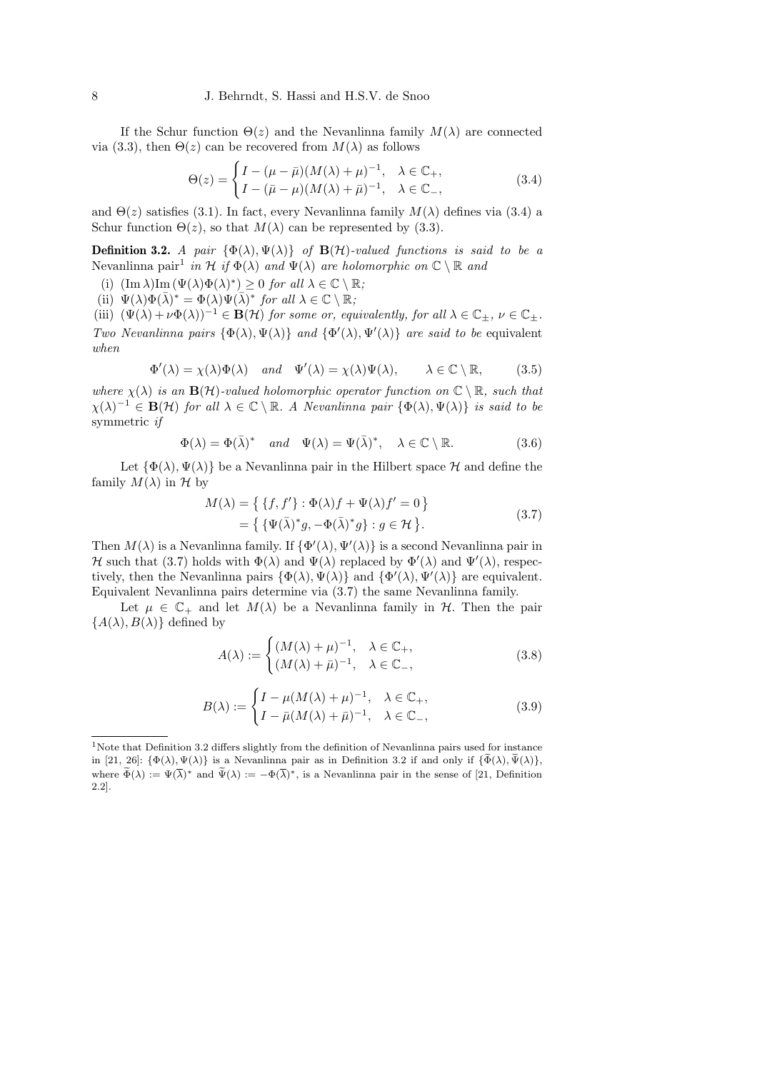If the Schur function $\Theta(z)$ and the Nevanlinna family $M(\lambda)$ are connected via (3.3), then $\Theta(z)$ can be recovered from $M(\lambda)$ as follows

$$\Theta(z) = \begin{cases} I - (\mu - \bar{\mu})(M(\lambda) + \mu)^{-1}, & \lambda \in \mathbb{C}_+, \\ I - (\bar{\mu} - \mu)(M(\lambda) + \bar{\mu})^{-1}, & \lambda \in \mathbb{C}_-, \end{cases} \tag{3.4}$$

and $\Theta(z)$ satisfies (3.1). In fact, every Nevanlinna family $M(\lambda)$ defines via (3.4) a Schur function $\Theta(z)$, so that $M(\lambda)$ can be represented by (3.3).

**Definition 3.2.** *A pair $\{\Phi(\lambda), \Psi(\lambda)\}$ of $\mathbf{B}(\mathcal{H})$-valued functions is said to be a* Nevanlinna pair[1] *in $\mathcal{H}$ if $\Phi(\lambda)$ and $\Psi(\lambda)$ are holomorphic on $\mathbb{C} \setminus \mathbb{R}$ and*

(i) $(\operatorname{Im} \lambda) \operatorname{Im} (\Psi(\lambda)\Phi(\lambda)^*) \geq 0$ *for all* $\lambda \in \mathbb{C} \setminus \mathbb{R}$*;*
(ii) $\Psi(\lambda)\Phi(\bar{\lambda})^* = \Phi(\lambda)\Psi(\bar{\lambda})^*$ *for all* $\lambda \in \mathbb{C} \setminus \mathbb{R}$*;*
(iii) $(\Psi(\lambda) + \nu\Phi(\lambda))^{-1} \in \mathbf{B}(\mathcal{H})$ *for some or, equivalently, for all* $\lambda \in \mathbb{C}_\pm$, $\nu \in \mathbb{C}_\pm$.

*Two Nevanlinna pairs $\{\Phi(\lambda), \Psi(\lambda)\}$ and $\{\Phi'(\lambda), \Psi'(\lambda)\}$ are said to be* equivalent *when*

$$\Phi'(\lambda) = \chi(\lambda)\Phi(\lambda) \quad \text{and} \quad \Psi'(\lambda) = \chi(\lambda)\Psi(\lambda), \qquad \lambda \in \mathbb{C} \setminus \mathbb{R}, \tag{3.5}$$

*where $\chi(\lambda)$ is an $\mathbf{B}(\mathcal{H})$-valued holomorphic operator function on $\mathbb{C} \setminus \mathbb{R}$, such that $\chi(\lambda)^{-1} \in \mathbf{B}(\mathcal{H})$ for all $\lambda \in \mathbb{C} \setminus \mathbb{R}$. A Nevanlinna pair $\{\Phi(\lambda), \Psi(\lambda)\}$ is said to be* symmetric *if*

$$\Phi(\lambda) = \Phi(\bar{\lambda})^* \quad \text{and} \quad \Psi(\lambda) = \Psi(\bar{\lambda})^*, \quad \lambda \in \mathbb{C} \setminus \mathbb{R}. \tag{3.6}$$

Let $\{\Phi(\lambda), \Psi(\lambda)\}$ be a Nevanlinna pair in the Hilbert space $\mathcal{H}$ and define the family $M(\lambda)$ in $\mathcal{H}$ by

$$\begin{aligned} M(\lambda) &= \{ \{f, f'\} : \Phi(\lambda)f + \Psi(\lambda)f' = 0 \} \\ &= \{ \{\Psi(\bar{\lambda})^* g, -\Phi(\bar{\lambda})^* g\} : g \in \mathcal{H} \}. \end{aligned} \tag{3.7}$$

Then $M(\lambda)$ is a Nevanlinna family. If $\{\Phi'(\lambda), \Psi'(\lambda)\}$ is a second Nevanlinna pair in $\mathcal{H}$ such that (3.7) holds with $\Phi(\lambda)$ and $\Psi(\lambda)$ replaced by $\Phi'(\lambda)$ and $\Psi'(\lambda)$, respectively, then the Nevanlinna pairs $\{\Phi(\lambda), \Psi(\lambda)\}$ and $\{\Phi'(\lambda), \Psi'(\lambda)\}$ are equivalent. Equivalent Nevanlinna pairs determine via (3.7) the same Nevanlinna family.

Let $\mu \in \mathbb{C}_+$ and let $M(\lambda)$ be a Nevanlinna family in $\mathcal{H}$. Then the pair $\{A(\lambda), B(\lambda)\}$ defined by

$$A(\lambda) := \begin{cases} (M(\lambda) + \mu)^{-1}, & \lambda \in \mathbb{C}_+, \\ (M(\lambda) + \bar{\mu})^{-1}, & \lambda \in \mathbb{C}_-, \end{cases} \tag{3.8}$$

$$B(\lambda) := \begin{cases} I - \mu(M(\lambda) + \mu)^{-1}, & \lambda \in \mathbb{C}_+, \\ I - \bar{\mu}(M(\lambda) + \bar{\mu})^{-1}, & \lambda \in \mathbb{C}_-, \end{cases} \tag{3.9}$$

---

[1] Note that Definition 3.2 differs slightly from the definition of Nevanlinna pairs used for instance in [21, 26]: $\{\Phi(\lambda), \Psi(\lambda)\}$ is a Nevanlinna pair as in Definition 3.2 if and only if $\{\widetilde{\Phi}(\lambda), \widetilde{\Psi}(\lambda)\}$, where $\widetilde{\Phi}(\lambda) := \Psi(\overline{\lambda})^*$ and $\widetilde{\Psi}(\lambda) := -\Phi(\overline{\lambda})^*$, is a Nevanlinna pair in the sense of [21, Definition 2.2].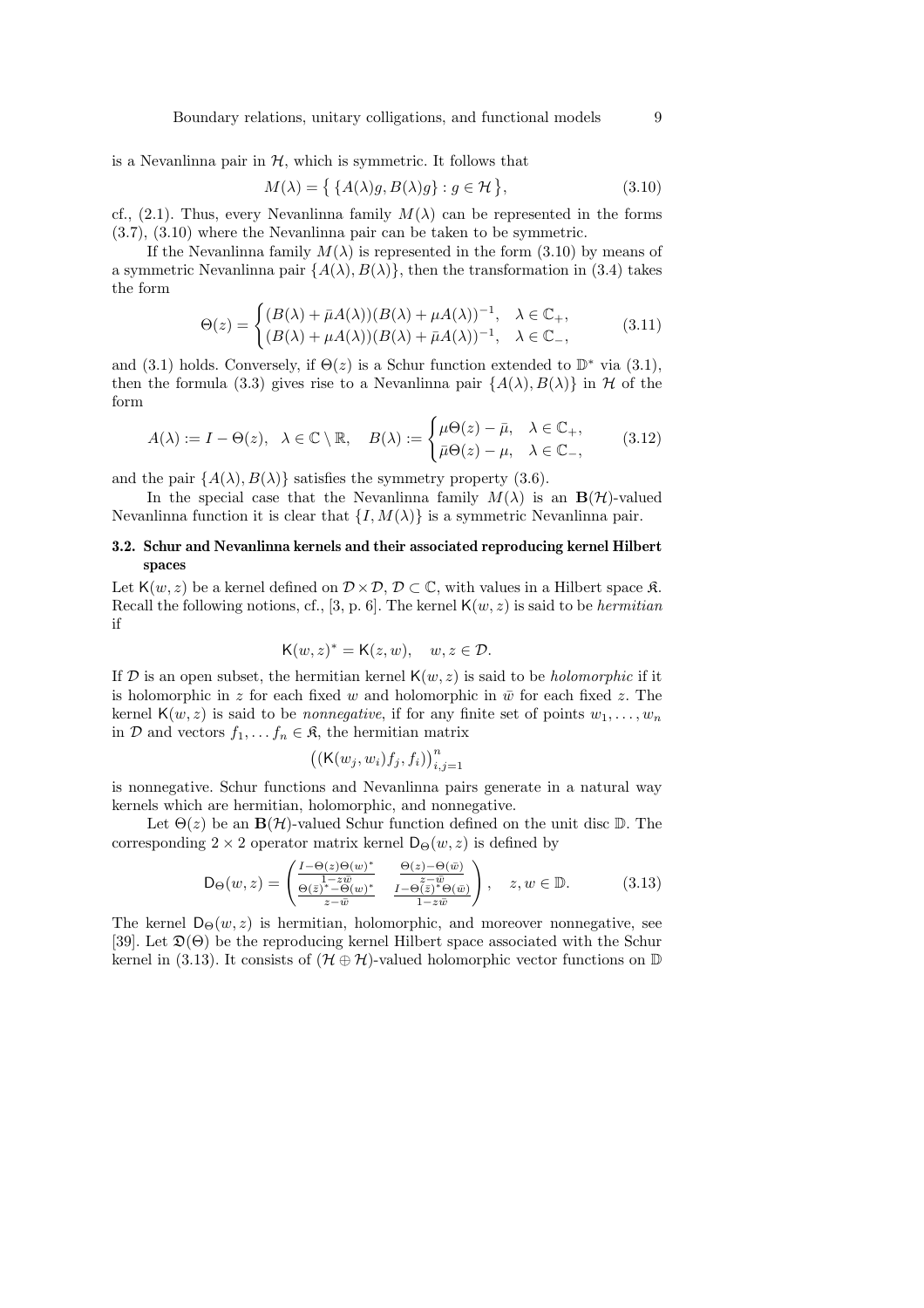is a Nevanlinna pair in $\mathcal{H}$, which is symmetric. It follows that

$$M(\lambda) = \{ \{A(\lambda)g, B(\lambda)g\} : g \in \mathcal{H} \}, \tag{3.10}$$

cf., (2.1). Thus, every Nevanlinna family $M(\lambda)$ can be represented in the forms (3.7), (3.10) where the Nevanlinna pair can be taken to be symmetric.

If the Nevanlinna family $M(\lambda)$ is represented in the form (3.10) by means of a symmetric Nevanlinna pair $\{A(\lambda), B(\lambda)\}$, then the transformation in (3.4) takes the form

$$\Theta(z) = \begin{cases} (B(\lambda) + \bar{\mu}A(\lambda))(B(\lambda) + \mu A(\lambda))^{-1}, & \lambda \in \mathbb{C}_+, \\ (B(\lambda) + \mu A(\lambda))(B(\lambda) + \bar{\mu}A(\lambda))^{-1}, & \lambda \in \mathbb{C}_-, \end{cases} \tag{3.11}$$

and (3.1) holds. Conversely, if $\Theta(z)$ is a Schur function extended to $\mathbb{D}^*$ via (3.1), then the formula (3.3) gives rise to a Nevanlinna pair $\{A(\lambda), B(\lambda)\}$ in $\mathcal{H}$ of the form

$$A(\lambda) := I - \Theta(z), \quad \lambda \in \mathbb{C} \setminus \mathbb{R}, \quad B(\lambda) := \begin{cases} \mu\Theta(z) - \bar{\mu}, & \lambda \in \mathbb{C}_+, \\ \bar{\mu}\Theta(z) - \mu, & \lambda \in \mathbb{C}_-, \end{cases} \tag{3.12}$$

and the pair $\{A(\lambda), B(\lambda)\}$ satisfies the symmetry property (3.6).

In the special case that the Nevanlinna family $M(\lambda)$ is an $\mathbf{B}(\mathcal{H})$-valued Nevanlinna function it is clear that $\{I, M(\lambda)\}$ is a symmetric Nevanlinna pair.

### 3.2. Schur and Nevanlinna kernels and their associated reproducing kernel Hilbert spaces

Let $\mathsf{K}(w, z)$ be a kernel defined on $\mathcal{D} \times \mathcal{D}$, $\mathcal{D} \subset \mathbb{C}$, with values in a Hilbert space $\mathfrak{K}$. Recall the following notions, cf., [3, p. 6]. The kernel $\mathsf{K}(w, z)$ is said to be *hermitian* if

$$\mathsf{K}(w, z)^* = \mathsf{K}(z, w), \quad w, z \in \mathcal{D}.$$

If $\mathcal{D}$ is an open subset, the hermitian kernel $\mathsf{K}(w, z)$ is said to be *holomorphic* if it is holomorphic in $z$ for each fixed $w$ and holomorphic in $\bar{w}$ for each fixed $z$. The kernel $\mathsf{K}(w, z)$ is said to be *nonnegative*, if for any finite set of points $w_1, \dots, w_n$ in $\mathcal{D}$ and vectors $f_1, \dots f_n \in \mathfrak{K}$, the hermitian matrix

$$\left( (\mathsf{K}(w_j, w_i) f_j, f_i) \right)_{i,j=1}^n$$

is nonnegative. Schur functions and Nevanlinna pairs generate in a natural way kernels which are hermitian, holomorphic, and nonnegative.

Let $\Theta(z)$ be an $\mathbf{B}(\mathcal{H})$-valued Schur function defined on the unit disc $\mathbb{D}$. The corresponding $2 \times 2$ operator matrix kernel $\mathsf{D}_\Theta(w, z)$ is defined by

$$\mathsf{D}_\Theta(w, z) = \begin{pmatrix} \frac{I - \Theta(z)\Theta(w)^*}{1 - z\bar{w}} & \frac{\Theta(z) - \Theta(\bar{w})}{z - \bar{w}} \\ \frac{\Theta(\bar{z})^* - \Theta(w)^*}{z - \bar{w}} & \frac{I - \Theta(\bar{z})^*\Theta(\bar{w})}{1 - z\bar{w}} \end{pmatrix}, \quad z, w \in \mathbb{D}. \tag{3.13}$$

The kernel $\mathsf{D}_\Theta(w, z)$ is hermitian, holomorphic, and moreover nonnegative, see [39]. Let $\mathfrak{D}(\Theta)$ be the reproducing kernel Hilbert space associated with the Schur kernel in (3.13). It consists of $(\mathcal{H} \oplus \mathcal{H})$-valued holomorphic vector functions on $\mathbb{D}$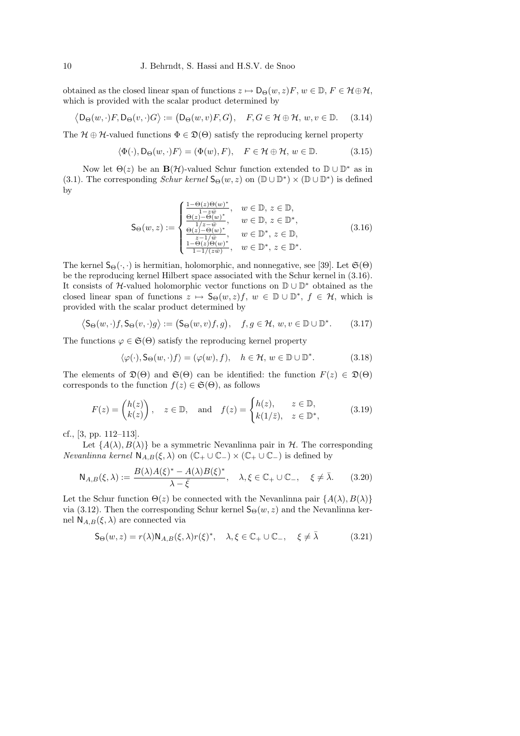obtained as the closed linear span of functions $z \mapsto \mathsf{D}_\Theta(w,z)F$, $w \in \mathbb{D}$, $F \in \mathcal{H} \oplus \mathcal{H}$, which is provided with the scalar product determined by

$$\big\langle \mathsf{D}_\Theta(w,\cdot)F, \mathsf{D}_\Theta(v,\cdot)G \big\rangle := \big(\mathsf{D}_\Theta(w,v)F, G\big), \quad F, G \in \mathcal{H} \oplus \mathcal{H},\ w, v \in \mathbb{D}. \tag{3.14}$$

The $\mathcal{H} \oplus \mathcal{H}$-valued functions $\Phi \in \mathfrak{D}(\Theta)$ satisfy the reproducing kernel property

$$\langle \Phi(\cdot), \mathsf{D}_\Theta(w,\cdot)F \rangle = (\Phi(w), F), \quad F \in \mathcal{H} \oplus \mathcal{H},\ w \in \mathbb{D}. \tag{3.15}$$

Now let $\Theta(z)$ be an $\mathbf{B}(\mathcal{H})$-valued Schur function extended to $\mathbb{D} \cup \mathbb{D}^*$ as in (3.1). The corresponding *Schur kernel* $\mathsf{S}_\Theta(w,z)$ on $(\mathbb{D} \cup \mathbb{D}^*) \times (\mathbb{D} \cup \mathbb{D}^*)$ is defined by

$$\mathsf{S}_\Theta(w,z) := \begin{cases} \frac{1-\Theta(z)\Theta(w)^*}{1-z\bar{w}}, & w \in \mathbb{D},\ z \in \mathbb{D}, \\ \frac{\Theta(z)-\Theta(w)^*}{1/z-\bar{w}}, & w \in \mathbb{D},\ z \in \mathbb{D}^*, \\ \frac{\Theta(z)-\Theta(w)^*}{z-1/\bar{w}}, & w \in \mathbb{D}^*,\ z \in \mathbb{D}, \\ \frac{1-\Theta(z)\Theta(w)^*}{1-1/(z\bar{w})}, & w \in \mathbb{D}^*,\ z \in \mathbb{D}^*. \end{cases} \tag{3.16}$$

The kernel $\mathsf{S}_\Theta(\cdot,\cdot)$ is hermitian, holomorphic, and nonnegative, see [39]. Let $\mathfrak{S}(\Theta)$ be the reproducing kernel Hilbert space associated with the Schur kernel in (3.16). It consists of $\mathcal{H}$-valued holomorphic vector functions on $\mathbb{D} \cup \mathbb{D}^*$ obtained as the closed linear span of functions $z \mapsto \mathsf{S}_\Theta(w,z)f$, $w \in \mathbb{D} \cup \mathbb{D}^*$, $f \in \mathcal{H}$, which is provided with the scalar product determined by

$$\big\langle \mathsf{S}_\Theta(w,\cdot)f, \mathsf{S}_\Theta(v,\cdot)g \big\rangle := \big(\mathsf{S}_\Theta(w,v)f, g\big), \quad f, g \in \mathcal{H},\ w, v \in \mathbb{D} \cup \mathbb{D}^*. \tag{3.17}$$

The functions $\varphi \in \mathfrak{S}(\Theta)$ satisfy the reproducing kernel property

$$\langle \varphi(\cdot), \mathsf{S}_\Theta(w,\cdot)f \rangle = (\varphi(w), f), \quad h \in \mathcal{H},\ w \in \mathbb{D} \cup \mathbb{D}^*. \tag{3.18}$$

The elements of $\mathfrak{D}(\Theta)$ and $\mathfrak{S}(\Theta)$ can be identified: the function $F(z) \in \mathfrak{D}(\Theta)$ corresponds to the function $f(z) \in \mathfrak{S}(\Theta)$, as follows

$$F(z) = \begin{pmatrix} h(z) \\ k(z) \end{pmatrix}, \quad z \in \mathbb{D}, \quad \text{and} \quad f(z) = \begin{cases} h(z), & z \in \mathbb{D}, \\ k(1/\bar{z}), & z \in \mathbb{D}^*, \end{cases} \tag{3.19}$$

cf., [3, pp. 112–113].

Let $\{A(\lambda), B(\lambda)\}$ be a symmetric Nevanlinna pair in $\mathcal{H}$. The corresponding *Nevanlinna kernel* $\mathsf{N}_{A,B}(\xi,\lambda)$ on $(\mathbb{C}_+ \cup \mathbb{C}_-) \times (\mathbb{C}_+ \cup \mathbb{C}_-)$ is defined by

$$\mathsf{N}_{A,B}(\xi,\lambda) := \frac{B(\lambda)A(\xi)^* - A(\lambda)B(\xi)^*}{\lambda - \bar{\xi}}, \quad \lambda, \xi \in \mathbb{C}_+ \cup \mathbb{C}_-, \quad \xi \neq \bar{\lambda}. \tag{3.20}$$

Let the Schur function $\Theta(z)$ be connected with the Nevanlinna pair $\{A(\lambda), B(\lambda)\}$ via (3.12). Then the corresponding Schur kernel $\mathsf{S}_\Theta(w,z)$ and the Nevanlinna kernel $\mathsf{N}_{A,B}(\xi,\lambda)$ are connected via

$$\mathsf{S}_\Theta(w,z) = r(\lambda)\mathsf{N}_{A,B}(\xi,\lambda)r(\xi)^*, \quad \lambda, \xi \in \mathbb{C}_+ \cup \mathbb{C}_-, \quad \xi \neq \bar{\lambda} \tag{3.21}$$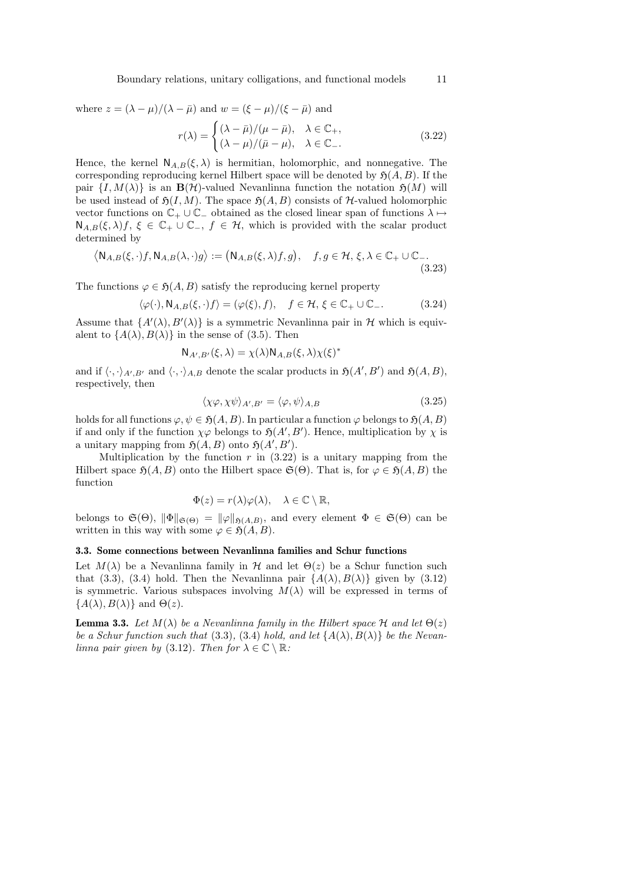where $z = (\lambda - \mu)/(\lambda - \bar{\mu})$ and $w = (\xi - \mu)/(\xi - \bar{\mu})$ and

$$r(\lambda) = \begin{cases} (\lambda - \bar{\mu})/(\mu - \bar{\mu}), & \lambda \in \mathbb{C}_+, \\ (\lambda - \mu)/(\bar{\mu} - \mu), & \lambda \in \mathbb{C}_-. \end{cases} \tag{3.22}$$

Hence, the kernel $\mathsf{N}_{A,B}(\xi, \lambda)$ is hermitian, holomorphic, and nonnegative. The corresponding reproducing kernel Hilbert space will be denoted by $\mathfrak{H}(A, B)$. If the pair $\{I, M(\lambda)\}$ is an $\mathbf{B}(\mathcal{H})$-valued Nevanlinna function the notation $\mathfrak{H}(M)$ will be used instead of $\mathfrak{H}(I, M)$. The space $\mathfrak{H}(A, B)$ consists of $\mathcal{H}$-valued holomorphic vector functions on $\mathbb{C}_+ \cup \mathbb{C}_-$ obtained as the closed linear span of functions $\lambda \mapsto \mathsf{N}_{A,B}(\xi, \lambda) f$, $\xi \in \mathbb{C}_+ \cup \mathbb{C}_-$, $f \in \mathcal{H}$, which is provided with the scalar product determined by

$$\big\langle \mathsf{N}_{A,B}(\xi, \cdot) f, \mathsf{N}_{A,B}(\lambda, \cdot) g \big\rangle := \big( \mathsf{N}_{A,B}(\xi, \lambda) f, g \big), \quad f, g \in \mathcal{H},\ \xi, \lambda \in \mathbb{C}_+ \cup \mathbb{C}_-. \tag{3.23}$$

The functions $\varphi \in \mathfrak{H}(A, B)$ satisfy the reproducing kernel property

$$\langle \varphi(\cdot), \mathsf{N}_{A,B}(\xi, \cdot) f \rangle = (\varphi(\xi), f), \quad f \in \mathcal{H},\ \xi \in \mathbb{C}_+ \cup \mathbb{C}_-. \tag{3.24}$$

Assume that $\{A'(\lambda), B'(\lambda)\}$ is a symmetric Nevanlinna pair in $\mathcal{H}$ which is equivalent to $\{A(\lambda), B(\lambda)\}$ in the sense of (3.5). Then

$$\mathsf{N}_{A',B'}(\xi, \lambda) = \chi(\lambda) \mathsf{N}_{A,B}(\xi, \lambda) \chi(\xi)^*$$

and if $\langle \cdot, \cdot \rangle_{A',B'}$ and $\langle \cdot, \cdot \rangle_{A,B}$ denote the scalar products in $\mathfrak{H}(A', B')$ and $\mathfrak{H}(A, B)$, respectively, then

$$\langle \chi\varphi, \chi\psi \rangle_{A',B'} = \langle \varphi, \psi \rangle_{A,B} \tag{3.25}$$

holds for all functions $\varphi, \psi \in \mathfrak{H}(A, B)$. In particular a function $\varphi$ belongs to $\mathfrak{H}(A, B)$ if and only if the function $\chi\varphi$ belongs to $\mathfrak{H}(A', B')$. Hence, multiplication by $\chi$ is a unitary mapping from $\mathfrak{H}(A, B)$ onto $\mathfrak{H}(A', B')$.

Multiplication by the function $r$ in (3.22) is a unitary mapping from the Hilbert space $\mathfrak{H}(A, B)$ onto the Hilbert space $\mathfrak{S}(\Theta)$. That is, for $\varphi \in \mathfrak{H}(A, B)$ the function

$$\Phi(z) = r(\lambda)\varphi(\lambda), \quad \lambda \in \mathbb{C} \setminus \mathbb{R},$$

belongs to $\mathfrak{S}(\Theta)$, $\|\Phi\|_{\mathfrak{S}(\Theta)} = \|\varphi\|_{\mathfrak{H}(A,B)}$, and every element $\Phi \in \mathfrak{S}(\Theta)$ can be written in this way with some $\varphi \in \mathfrak{H}(A, B)$.

### 3.3. Some connections between Nevanlinna families and Schur functions

Let $M(\lambda)$ be a Nevanlinna family in $\mathcal{H}$ and let $\Theta(z)$ be a Schur function such that (3.3), (3.4) hold. Then the Nevanlinna pair $\{A(\lambda), B(\lambda)\}$ given by (3.12) is symmetric. Various subspaces involving $M(\lambda)$ will be expressed in terms of $\{A(\lambda), B(\lambda)\}$ and $\Theta(z)$.

**Lemma 3.3.** *Let $M(\lambda)$ be a Nevanlinna family in the Hilbert space $\mathcal{H}$ and let $\Theta(z)$ be a Schur function such that (3.3), (3.4) hold, and let $\{A(\lambda), B(\lambda)\}$ be the Nevanlinna pair given by (3.12). Then for $\lambda \in \mathbb{C} \setminus \mathbb{R}$:*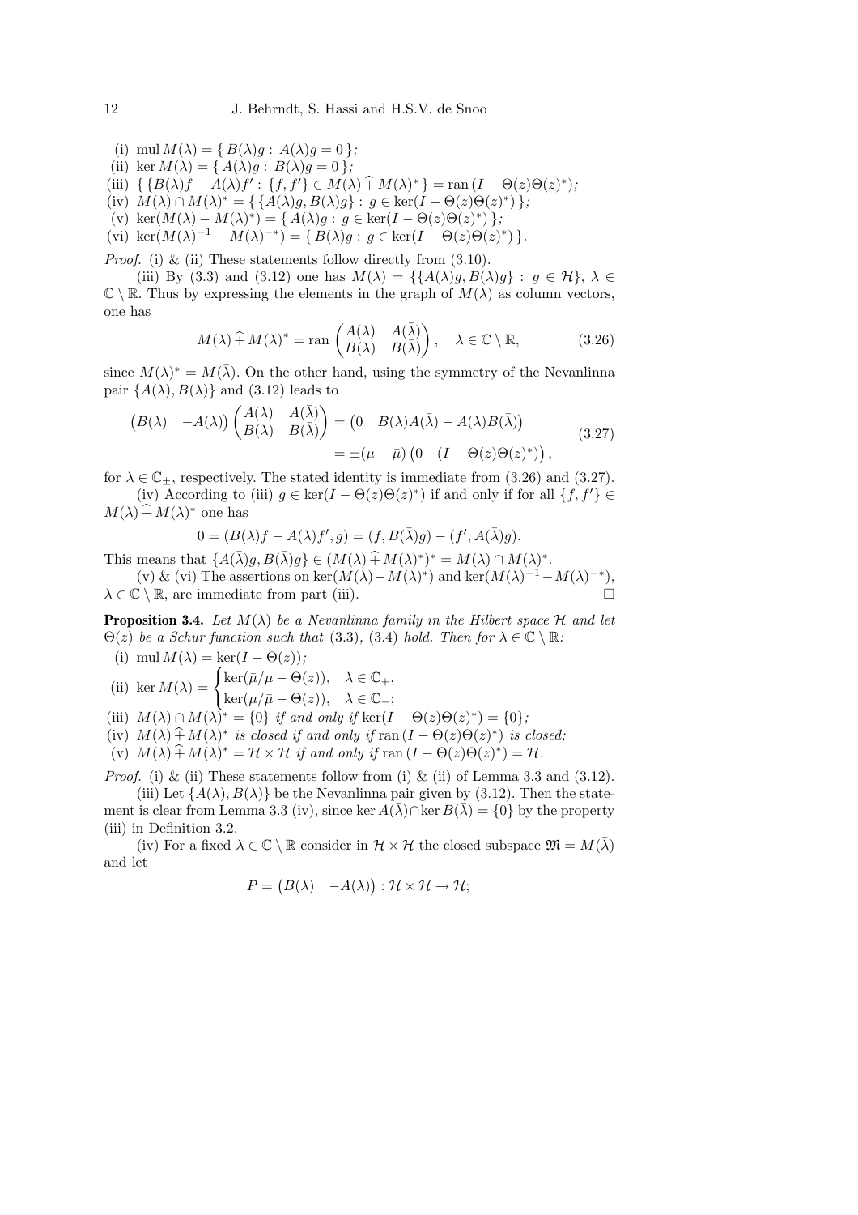(i) $\operatorname{mul} M(\lambda) = \{ B(\lambda)g : A(\lambda)g = 0 \}$;

(ii) $\ker M(\lambda) = \{ A(\lambda)g : B(\lambda)g = 0 \}$;

(iii) $\{ \{B(\lambda)f - A(\lambda)f' : \{f, f'\} \in M(\lambda) \widehat{+} M(\lambda)^* \} = \operatorname{ran}(I - \Theta(z)\Theta(z)^*)$;

(iv) $M(\lambda) \cap M(\lambda)^* = \{ \{A(\bar\lambda)g, B(\bar\lambda)g\} : g \in \ker(I - \Theta(z)\Theta(z)^*) \}$;

(v) $\ker(M(\lambda) - M(\lambda)^*) = \{ A(\bar\lambda)g : g \in \ker(I - \Theta(z)\Theta(z)^*) \}$;

(vi) $\ker(M(\lambda)^{-1} - M(\lambda)^{-*}) = \{ B(\bar\lambda)g : g \in \ker(I - \Theta(z)\Theta(z)^*) \}$.

*Proof.* (i) & (ii) These statements follow directly from (3.10).

(iii) By (3.3) and (3.12) one has $M(\lambda) = \{\{A(\lambda)g, B(\lambda)g\} : g \in \mathcal{H}\}$, $\lambda \in \mathbb{C} \setminus \mathbb{R}$. Thus by expressing the elements in the graph of $M(\lambda)$ as column vectors, one has

$$M(\lambda) \widehat{+} M(\lambda)^* = \operatorname{ran} \begin{pmatrix} A(\lambda) & A(\bar\lambda) \\ B(\lambda) & B(\bar\lambda) \end{pmatrix}, \quad \lambda \in \mathbb{C} \setminus \mathbb{R}, \tag{3.26}$$

since $M(\lambda)^* = M(\bar\lambda)$. On the other hand, using the symmetry of the Nevanlinna pair $\{A(\lambda), B(\lambda)\}$ and (3.12) leads to

$$\begin{aligned} \begin{pmatrix} B(\lambda) & -A(\lambda) \end{pmatrix} \begin{pmatrix} A(\lambda) & A(\bar\lambda) \\ B(\lambda) & B(\bar\lambda) \end{pmatrix} &= \begin{pmatrix} 0 & B(\lambda)A(\bar\lambda) - A(\lambda)B(\bar\lambda) \end{pmatrix} \\ &= \pm(\mu - \bar\mu) \begin{pmatrix} 0 & (I - \Theta(z)\Theta(z)^*) \end{pmatrix}, \end{aligned} \tag{3.27}$$

for $\lambda \in \mathbb{C}_\pm$, respectively. The stated identity is immediate from (3.26) and (3.27).

(iv) According to (iii) $g \in \ker(I - \Theta(z)\Theta(z)^*)$ if and only if for all $\{f, f'\} \in M(\lambda) \widehat{+} M(\lambda)^*$ one has

$$0 = (B(\lambda)f - A(\lambda)f', g) = (f, B(\bar\lambda)g) - (f', A(\bar\lambda)g).$$

This means that $\{A(\bar\lambda)g, B(\bar\lambda)g\} \in (M(\lambda) \widehat{+} M(\lambda)^*)^* = M(\lambda) \cap M(\lambda)^*$.

(v) & (vi) The assertions on $\ker(M(\lambda) - M(\lambda)^*)$ and $\ker(M(\lambda)^{-1} - M(\lambda)^{-*})$, $\lambda \in \mathbb{C} \setminus \mathbb{R}$, are immediate from part (iii). $\square$

**Proposition 3.4.** *Let $M(\lambda)$ be a Nevanlinna family in the Hilbert space $\mathcal{H}$ and let $\Theta(z)$ be a Schur function such that* (3.3), (3.4) *hold. Then for $\lambda \in \mathbb{C} \setminus \mathbb{R}$:*

(i) $\operatorname{mul} M(\lambda) = \ker(I - \Theta(z))$;

(ii) $\ker M(\lambda) = \begin{cases} \ker(\bar\mu/\mu - \Theta(z)), & \lambda \in \mathbb{C}_+, \\ \ker(\mu/\bar\mu - \Theta(z)), & \lambda \in \mathbb{C}_-; \end{cases}$

(iii) $M(\lambda) \cap M(\lambda)^* = \{0\}$ *if and only if* $\ker(I - \Theta(z)\Theta(z)^*) = \{0\}$;

(iv) $M(\lambda) \widehat{+} M(\lambda)^*$ *is closed if and only if* $\operatorname{ran}(I - \Theta(z)\Theta(z)^*)$ *is closed;*

(v) $M(\lambda) \widehat{+} M(\lambda)^* = \mathcal{H} \times \mathcal{H}$ *if and only if* $\operatorname{ran}(I - \Theta(z)\Theta(z)^*) = \mathcal{H}$.

*Proof.* (i) & (ii) These statements follow from (i) & (ii) of Lemma 3.3 and (3.12).

(iii) Let $\{A(\lambda), B(\lambda)\}$ be the Nevanlinna pair given by (3.12). Then the statement is clear from Lemma 3.3 (iv), since $\ker A(\bar\lambda) \cap \ker B(\bar\lambda) = \{0\}$ by the property (iii) in Definition 3.2.

(iv) For a fixed $\lambda \in \mathbb{C} \setminus \mathbb{R}$ consider in $\mathcal{H} \times \mathcal{H}$ the closed subspace $\mathfrak{M} = M(\bar\lambda)$ and let

$$P = \begin{pmatrix} B(\lambda) & -A(\lambda) \end{pmatrix} : \mathcal{H} \times \mathcal{H} \to \mathcal{H};$$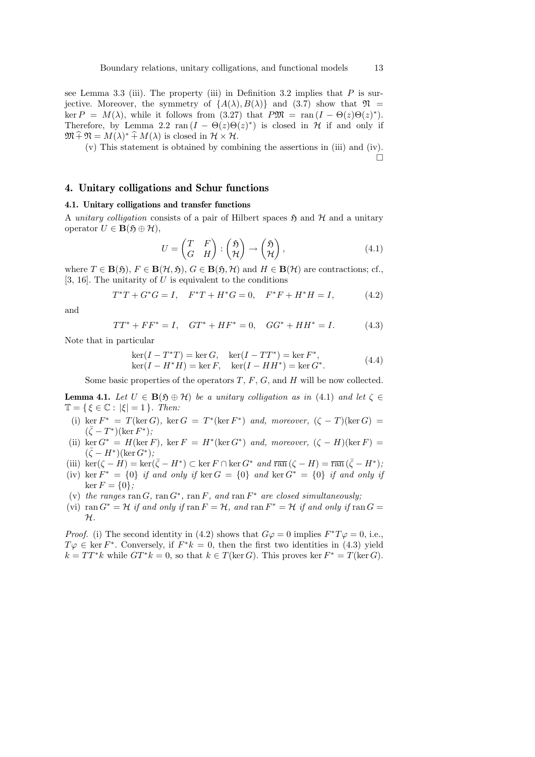see Lemma 3.3 (iii). The property (iii) in Definition 3.2 implies that $P$ is surjective. Moreover, the symmetry of $\{A(\lambda), B(\lambda)\}$ and (3.7) show that $\mathfrak{N} = \ker P = M(\lambda)$, while it follows from (3.27) that $P\mathfrak{M} = \operatorname{ran}(I - \Theta(z)\Theta(z)^*)$. Therefore, by Lemma 2.2 $\operatorname{ran}(I - \Theta(z)\Theta(z)^*)$ is closed in $\mathcal{H}$ if and only if $\mathfrak{M} \,\widehat{+}\, \mathfrak{N} = M(\lambda)^* \,\widehat{+}\, M(\lambda)$ is closed in $\mathcal{H} \times \mathcal{H}$.

(v) This statement is obtained by combining the assertions in (iii) and (iv). □

## 4. Unitary colligations and Schur functions

### 4.1. Unitary colligations and transfer functions

A *unitary colligation* consists of a pair of Hilbert spaces $\mathfrak{H}$ and $\mathcal{H}$ and a unitary operator $U \in \mathbf{B}(\mathfrak{H} \oplus \mathcal{H})$,

$$U = \begin{pmatrix} T & F \\ G & H \end{pmatrix} : \begin{pmatrix} \mathfrak{H} \\ \mathcal{H} \end{pmatrix} \to \begin{pmatrix} \mathfrak{H} \\ \mathcal{H} \end{pmatrix}, \tag{4.1}$$

where $T \in \mathbf{B}(\mathfrak{H})$, $F \in \mathbf{B}(\mathcal{H}, \mathfrak{H})$, $G \in \mathbf{B}(\mathfrak{H}, \mathcal{H})$ and $H \in \mathbf{B}(\mathcal{H})$ are contractions; cf., [3, 16]. The unitarity of $U$ is equivalent to the conditions

$$T^*T + G^*G = I, \quad F^*T + H^*G = 0, \quad F^*F + H^*H = I, \tag{4.2}$$

and

$$TT^* + FF^* = I, \quad GT^* + HF^* = 0, \quad GG^* + HH^* = I. \tag{4.3}$$

Note that in particular

$$\begin{aligned} \ker(I - T^*T) &= \ker G, \quad \ker(I - TT^*) = \ker F^*, \\ \ker(I - H^*H) &= \ker F, \quad \ker(I - HH^*) = \ker G^*. \end{aligned} \tag{4.4}$$

Some basic properties of the operators $T$, $F$, $G$, and $H$ will be now collected.

**Lemma 4.1.** *Let $U \in \mathbf{B}(\mathfrak{H} \oplus \mathcal{H})$ be a unitary colligation as in* (4.1) *and let $\zeta \in \mathbb{T} = \{\, \xi \in \mathbb{C} : |\xi| = 1 \,\}$. Then:*

- (i) $\ker F^* = T(\ker G)$*,* $\ker G = T^*(\ker F^*)$ *and, moreover,* $(\zeta - T)(\ker G) = (\bar{\zeta} - T^*)(\ker F^*)$*;*
- (ii) $\ker G^* = H(\ker F)$*,* $\ker F = H^*(\ker G^*)$ *and, moreover,* $(\zeta - H)(\ker F) = (\bar{\zeta} - H^*)(\ker G^*)$*;*
- (iii) $\ker(\zeta - H) = \ker(\bar{\zeta} - H^*) \subset \ker F \cap \ker G^*$ *and* $\overline{\operatorname{ran}}\,(\zeta - H) = \overline{\operatorname{ran}}\,(\bar{\zeta} - H^*)$*;*
- (iv) $\ker F^* = \{0\}$ *if and only if* $\ker G = \{0\}$ *and* $\ker G^* = \{0\}$ *if and only if* $\ker F = \{0\}$*;*
- (v) *the ranges* $\operatorname{ran} G$*,* $\operatorname{ran} G^*$*,* $\operatorname{ran} F$*, and* $\operatorname{ran} F^*$ *are closed simultaneously;*
- (vi) $\operatorname{ran} G^* = \mathcal{H}$ *if and only if* $\operatorname{ran} F = \mathcal{H}$*, and* $\operatorname{ran} F^* = \mathcal{H}$ *if and only if* $\operatorname{ran} G = \mathcal{H}$*.*

*Proof.* (i) The second identity in (4.2) shows that $G\varphi = 0$ implies $F^*T\varphi = 0$, i.e., $T\varphi \in \ker F^*$. Conversely, if $F^*k = 0$, then the first two identities in (4.3) yield $k = TT^*k$ while $GT^*k = 0$, so that $k \in T(\ker G)$. This proves $\ker F^* = T(\ker G)$.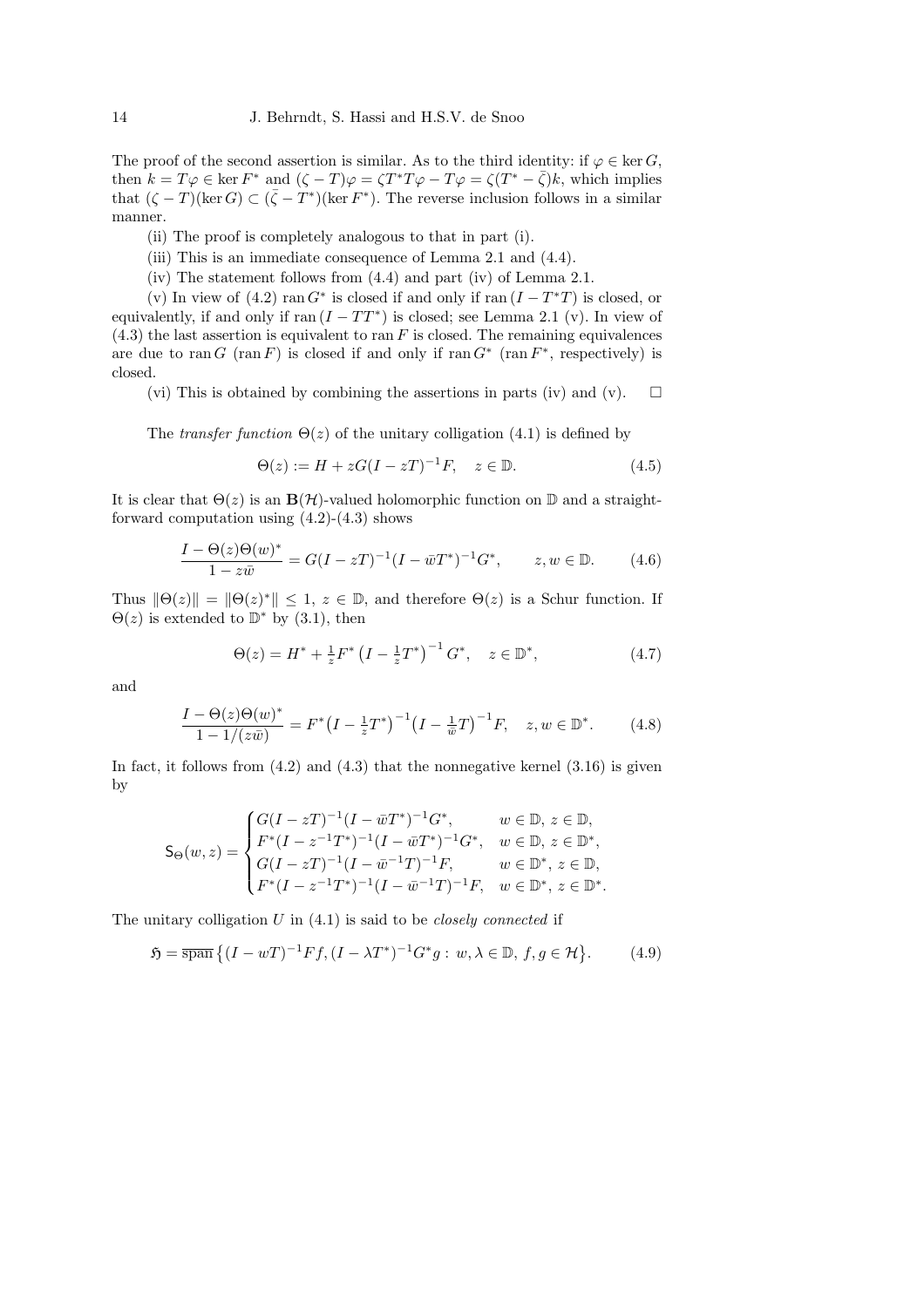The proof of the second assertion is similar. As to the third identity: if $\varphi \in \ker G$, then $k = T\varphi \in \ker F^*$ and $(\zeta - T)\varphi = \zeta T^*T\varphi - T\varphi = \zeta(T^* - \bar{\zeta})k$, which implies that $(\zeta - T)(\ker G) \subset (\bar{\zeta} - T^*)(\ker F^*)$. The reverse inclusion follows in a similar manner.

(ii) The proof is completely analogous to that in part (i).

(iii) This is an immediate consequence of Lemma 2.1 and (4.4).

(iv) The statement follows from (4.4) and part (iv) of Lemma 2.1.

(v) In view of (4.2) $\operatorname{ran} G^*$ is closed if and only if $\operatorname{ran}(I - T^*T)$ is closed, or equivalently, if and only if $\operatorname{ran}(I - TT^*)$ is closed; see Lemma 2.1 (v). In view of (4.3) the last assertion is equivalent to $\operatorname{ran} F$ is closed. The remaining equivalences are due to $\operatorname{ran} G$ ($\operatorname{ran} F$) is closed if and only if $\operatorname{ran} G^*$ ($\operatorname{ran} F^*$, respectively) is closed.

(vi) This is obtained by combining the assertions in parts (iv) and (v). $\square$

The *transfer function* $\Theta(z)$ of the unitary colligation (4.1) is defined by

$$\Theta(z) := H + zG(I - zT)^{-1}F, \quad z \in \mathbb{D}. \tag{4.5}$$

It is clear that $\Theta(z)$ is an $\mathbf{B}(\mathcal{H})$-valued holomorphic function on $\mathbb{D}$ and a straightforward computation using (4.2)-(4.3) shows

$$\frac{I - \Theta(z)\Theta(w)^*}{1 - z\bar{w}} = G(I - zT)^{-1}(I - \bar{w}T^*)^{-1}G^*, \qquad z, w \in \mathbb{D}. \tag{4.6}$$

Thus $\|\Theta(z)\| = \|\Theta(z)^*\| \leq 1$, $z \in \mathbb{D}$, and therefore $\Theta(z)$ is a Schur function. If $\Theta(z)$ is extended to $\mathbb{D}^*$ by (3.1), then

$$\Theta(z) = H^* + \tfrac{1}{z}F^*\left(I - \tfrac{1}{z}T^*\right)^{-1}G^*, \quad z \in \mathbb{D}^*, \tag{4.7}$$

and

$$\frac{I - \Theta(z)\Theta(w)^*}{1 - 1/(z\bar{w})} = F^*\left(I - \tfrac{1}{z}T^*\right)^{-1}\left(I - \tfrac{1}{\bar{w}}T\right)^{-1}F, \quad z, w \in \mathbb{D}^*. \tag{4.8}$$

In fact, it follows from (4.2) and (4.3) that the nonnegative kernel (3.16) is given by

$$\mathsf{S}_\Theta(w, z) = \begin{cases} G(I - zT)^{-1}(I - \bar{w}T^*)^{-1}G^*, & w \in \mathbb{D},\, z \in \mathbb{D}, \\ F^*(I - z^{-1}T^*)^{-1}(I - \bar{w}T^*)^{-1}G^*, & w \in \mathbb{D},\, z \in \mathbb{D}^*, \\ G(I - zT)^{-1}(I - \bar{w}^{-1}T)^{-1}F, & w \in \mathbb{D}^*,\, z \in \mathbb{D}, \\ F^*(I - z^{-1}T^*)^{-1}(I - \bar{w}^{-1}T)^{-1}F, & w \in \mathbb{D}^*,\, z \in \mathbb{D}^*. \end{cases}$$

The unitary colligation $U$ in (4.1) is said to be *closely connected* if

$$\mathfrak{H} = \overline{\operatorname{span}}\left\{(I - wT)^{-1}Ff, (I - \lambda T^*)^{-1}G^*g : w, \lambda \in \mathbb{D},\, f, g \in \mathcal{H}\right\}. \tag{4.9}$$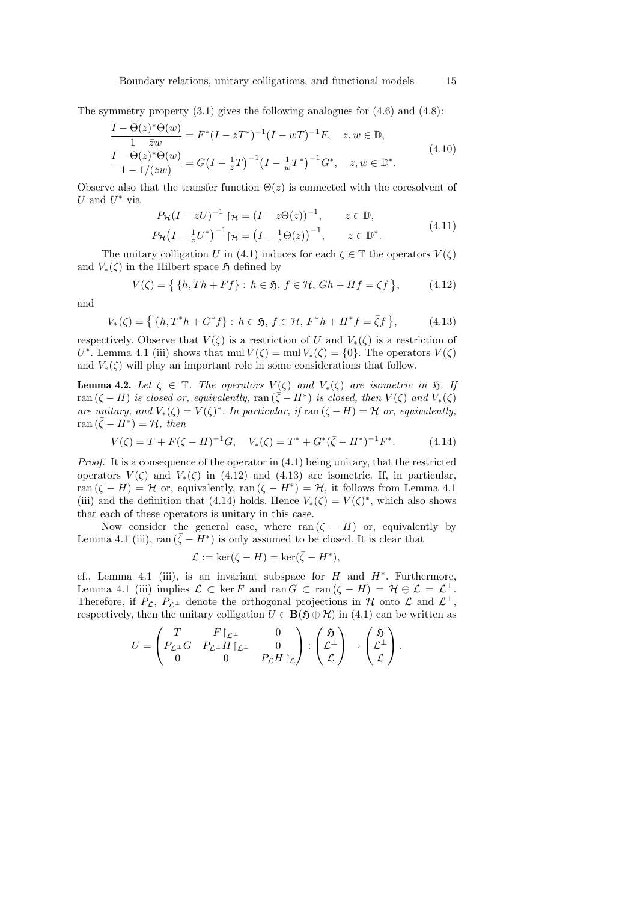The symmetry property (3.1) gives the following analogues for (4.6) and (4.8):

$$
\begin{aligned}
\frac{I-\Theta(z)^*\Theta(w)}{1-\bar{z}w} &= F^*(I-\bar{z}T^*)^{-1}(I-wT)^{-1}F, \quad z,w\in\mathbb{D},\\
\frac{I-\Theta(z)^*\Theta(w)}{1-1/(\bar{z}w)} &= G\big(I-\tfrac{1}{\bar{z}}T\big)^{-1}\big(I-\tfrac{1}{w}T^*\big)^{-1}G^*, \quad z,w\in\mathbb{D}^*.
\end{aligned}
\tag{4.10}
$$

Observe also that the transfer function $\Theta(z)$ is connected with the coresolvent of $U$ and $U^*$ via

$$
\begin{aligned}
P_{\mathcal{H}}(I-zU)^{-1}\restriction_{\mathcal{H}} &= (I-z\Theta(z))^{-1}, \qquad z\in\mathbb{D},\\
P_{\mathcal{H}}\big(I-\tfrac{1}{z}U^*\big)^{-1}\restriction_{\mathcal{H}} &= \big(I-\tfrac{1}{z}\Theta(z)\big)^{-1}, \qquad z\in\mathbb{D}^*.
\end{aligned}
\tag{4.11}
$$

The unitary colligation $U$ in (4.1) induces for each $\zeta\in\mathbb{T}$ the operators $V(\zeta)$ and $V_*(\zeta)$ in the Hilbert space $\mathfrak{H}$ defined by

$$
V(\zeta)=\big\{\,\{h,Th+Ff\}:\, h\in\mathfrak{H},\, f\in\mathcal{H},\, Gh+Hf=\zeta f\,\big\}, \tag{4.12}
$$

and

$$
V_*(\zeta)=\big\{\,\{h,T^*h+G^*f\}:\, h\in\mathfrak{H},\, f\in\mathcal{H},\, F^*h+H^*f=\bar{\zeta}f\,\big\}, \tag{4.13}
$$

respectively. Observe that $V(\zeta)$ is a restriction of $U$ and $V_*(\zeta)$ is a restriction of $U^*$. Lemma 4.1 (iii) shows that $\operatorname{mul}V(\zeta)=\operatorname{mul}V_*(\zeta)=\{0\}$. The operators $V(\zeta)$ and $V_*(\zeta)$ will play an important role in some considerations that follow.

**Lemma 4.2.** *Let $\zeta\in\mathbb{T}$. The operators $V(\zeta)$ and $V_*(\zeta)$ are isometric in $\mathfrak{H}$. If $\operatorname{ran}(\zeta-H)$ is closed or, equivalently, $\operatorname{ran}(\bar{\zeta}-H^*)$ is closed, then $V(\zeta)$ and $V_*(\zeta)$ are unitary, and $V_*(\zeta)=V(\zeta)^*$. In particular, if $\operatorname{ran}(\zeta-H)=\mathcal{H}$ or, equivalently, $\operatorname{ran}(\bar{\zeta}-H^*)=\mathcal{H}$, then*

$$
V(\zeta)=T+F(\zeta-H)^{-1}G, \quad V_*(\zeta)=T^*+G^*(\bar{\zeta}-H^*)^{-1}F^*. \tag{4.14}
$$

*Proof.* It is a consequence of the operator in (4.1) being unitary, that the restricted operators $V(\zeta)$ and $V_*(\zeta)$ in (4.12) and (4.13) are isometric. If, in particular, $\operatorname{ran}(\zeta-H)=\mathcal{H}$ or, equivalently, $\operatorname{ran}(\bar{\zeta}-H^*)=\mathcal{H}$, it follows from Lemma 4.1 (iii) and the definition that (4.14) holds. Hence $V_*(\zeta)=V(\zeta)^*$, which also shows that each of these operators is unitary in this case.

Now consider the general case, where $\operatorname{ran}(\zeta-H)$ or, equivalently by Lemma 4.1 (iii), $\operatorname{ran}(\bar{\zeta}-H^*)$ is only assumed to be closed. It is clear that

$$
\mathcal{L}:=\ker(\zeta-H)=\ker(\bar{\zeta}-H^*),
$$

cf., Lemma 4.1 (iii), is an invariant subspace for $H$ and $H^*$. Furthermore, Lemma 4.1 (iii) implies $\mathcal{L}\subset\ker F$ and $\operatorname{ran}G\subset\operatorname{ran}(\zeta-H)=\mathcal{H}\ominus\mathcal{L}=\mathcal{L}^\perp$. Therefore, if $P_{\mathcal{L}}$, $P_{\mathcal{L}^\perp}$ denote the orthogonal projections in $\mathcal{H}$ onto $\mathcal{L}$ and $\mathcal{L}^\perp$, respectively, then the unitary colligation $U\in\mathbf{B}(\mathfrak{H}\oplus\mathcal{H})$ in (4.1) can be written as

$$
U=\begin{pmatrix} T & F\restriction_{\mathcal{L}^\perp} & 0\\ P_{\mathcal{L}^\perp}G & P_{\mathcal{L}^\perp}H\restriction_{\mathcal{L}^\perp} & 0\\ 0 & 0 & P_{\mathcal{L}}H\restriction_{\mathcal{L}}\end{pmatrix} : \begin{pmatrix}\mathfrak{H}\\ \mathcal{L}^\perp\\ \mathcal{L}\end{pmatrix} \to \begin{pmatrix}\mathfrak{H}\\ \mathcal{L}^\perp\\ \mathcal{L}\end{pmatrix}.
$$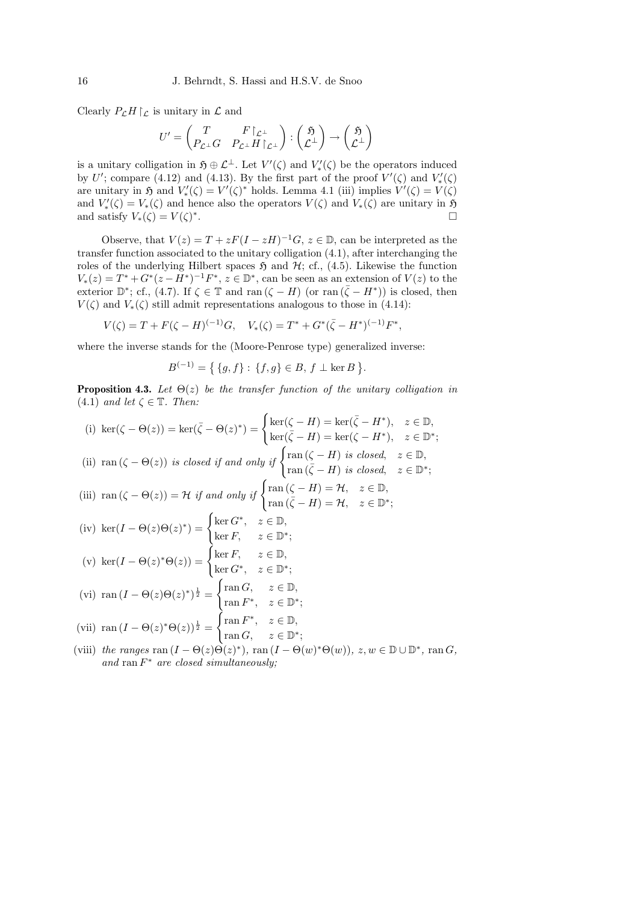Clearly $P_{\mathcal{L}} H\restriction_{\mathcal{L}}$ is unitary in $\mathcal{L}$ and

$$U' = \begin{pmatrix} T & F\restriction_{\mathcal{L}^\perp} \\ P_{\mathcal{L}^\perp} G & P_{\mathcal{L}^\perp} H\restriction_{\mathcal{L}^\perp} \end{pmatrix} : \begin{pmatrix} \mathfrak{H} \\ \mathcal{L}^\perp \end{pmatrix} \to \begin{pmatrix} \mathfrak{H} \\ \mathcal{L}^\perp \end{pmatrix}$$

is a unitary colligation in $\mathfrak{H} \oplus \mathcal{L}^\perp$. Let $V'(\zeta)$ and $V'_*(\zeta)$ be the operators induced by $U'$; compare (4.12) and (4.13). By the first part of the proof $V'(\zeta)$ and $V'_*(\zeta)$ are unitary in $\mathfrak{H}$ and $V'_*(\zeta) = V'(\zeta)^*$ holds. Lemma 4.1 (iii) implies $V'(\zeta) = V(\zeta)$ and $V'_*(\zeta) = V_*(\zeta)$ and hence also the operators $V(\zeta)$ and $V_*(\zeta)$ are unitary in $\mathfrak{H}$ and satisfy $V_*(\zeta) = V(\zeta)^*$. □

Observe, that $V(z) = T + zF(I - zH)^{-1}G$, $z \in \mathbb{D}$, can be interpreted as the transfer function associated to the unitary colligation (4.1), after interchanging the roles of the underlying Hilbert spaces $\mathfrak{H}$ and $\mathcal{H}$; cf., (4.5). Likewise the function $V_*(z) = T^* + G^*(z - H^*)^{-1}F^*$, $z \in \mathbb{D}^*$, can be seen as an extension of $V(z)$ to the exterior $\mathbb{D}^*$; cf., (4.7). If $\zeta \in \mathbb{T}$ and $\operatorname{ran}(\zeta - H)$ (or $\operatorname{ran}(\bar\zeta - H^*)$) is closed, then $V(\zeta)$ and $V_*(\zeta)$ still admit representations analogous to those in (4.14):

$$V(\zeta) = T + F(\zeta - H)^{(-1)}G, \quad V_*(\zeta) = T^* + G^*(\bar\zeta - H^*)^{(-1)}F^*,$$

where the inverse stands for the (Moore-Penrose type) generalized inverse:

$$B^{(-1)} = \big\{ \{g, f\} : \{f, g\} \in B,\ f \perp \ker B \big\}.$$

**Proposition 4.3.** *Let $\Theta(z)$ be the transfer function of the unitary colligation in (4.1) and let $\zeta \in \mathbb{T}$. Then:*

(i) $\ker(\zeta - \Theta(z)) = \ker(\bar\zeta - \Theta(z)^*) = \begin{cases} \ker(\zeta - H) = \ker(\bar\zeta - H^*), & z \in \mathbb{D}, \\ \ker(\bar\zeta - H) = \ker(\zeta - H^*), & z \in \mathbb{D}^*; \end{cases}$

(ii) $\operatorname{ran}(\zeta - \Theta(z))$ *is closed if and only if* $\begin{cases} \operatorname{ran}(\zeta - H) \text{ is closed}, & z \in \mathbb{D}, \\ \operatorname{ran}(\bar\zeta - H) \text{ is closed}, & z \in \mathbb{D}^*; \end{cases}$

(iii) $\operatorname{ran}(\zeta - \Theta(z)) = \mathcal{H}$ *if and only if* $\begin{cases} \operatorname{ran}(\zeta - H) = \mathcal{H}, & z \in \mathbb{D}, \\ \operatorname{ran}(\bar\zeta - H) = \mathcal{H}, & z \in \mathbb{D}^*; \end{cases}$

(iv) $\ker(I - \Theta(z)\Theta(z)^*) = \begin{cases} \ker G^*, & z \in \mathbb{D}, \\ \ker F, & z \in \mathbb{D}^*; \end{cases}$

(v) $\ker(I - \Theta(z)^*\Theta(z)) = \begin{cases} \ker F, & z \in \mathbb{D}, \\ \ker G^*, & z \in \mathbb{D}^*; \end{cases}$

(vi) $\operatorname{ran}(I - \Theta(z)\Theta(z)^*)^{\frac{1}{2}} = \begin{cases} \operatorname{ran} G, & z \in \mathbb{D}, \\ \operatorname{ran} F^*, & z \in \mathbb{D}^*; \end{cases}$

(vii) $\operatorname{ran}(I - \Theta(z)^*\Theta(z))^{\frac{1}{2}} = \begin{cases} \operatorname{ran} F^*, & z \in \mathbb{D}, \\ \operatorname{ran} G, & z \in \mathbb{D}^*; \end{cases}$

(viii) *the ranges* $\operatorname{ran}(I - \Theta(z)\Theta(z)^*)$, $\operatorname{ran}(I - \Theta(w)^*\Theta(w))$, $z, w \in \mathbb{D} \cup \mathbb{D}^*$, $\operatorname{ran} G$, *and* $\operatorname{ran} F^*$ *are closed simultaneously;*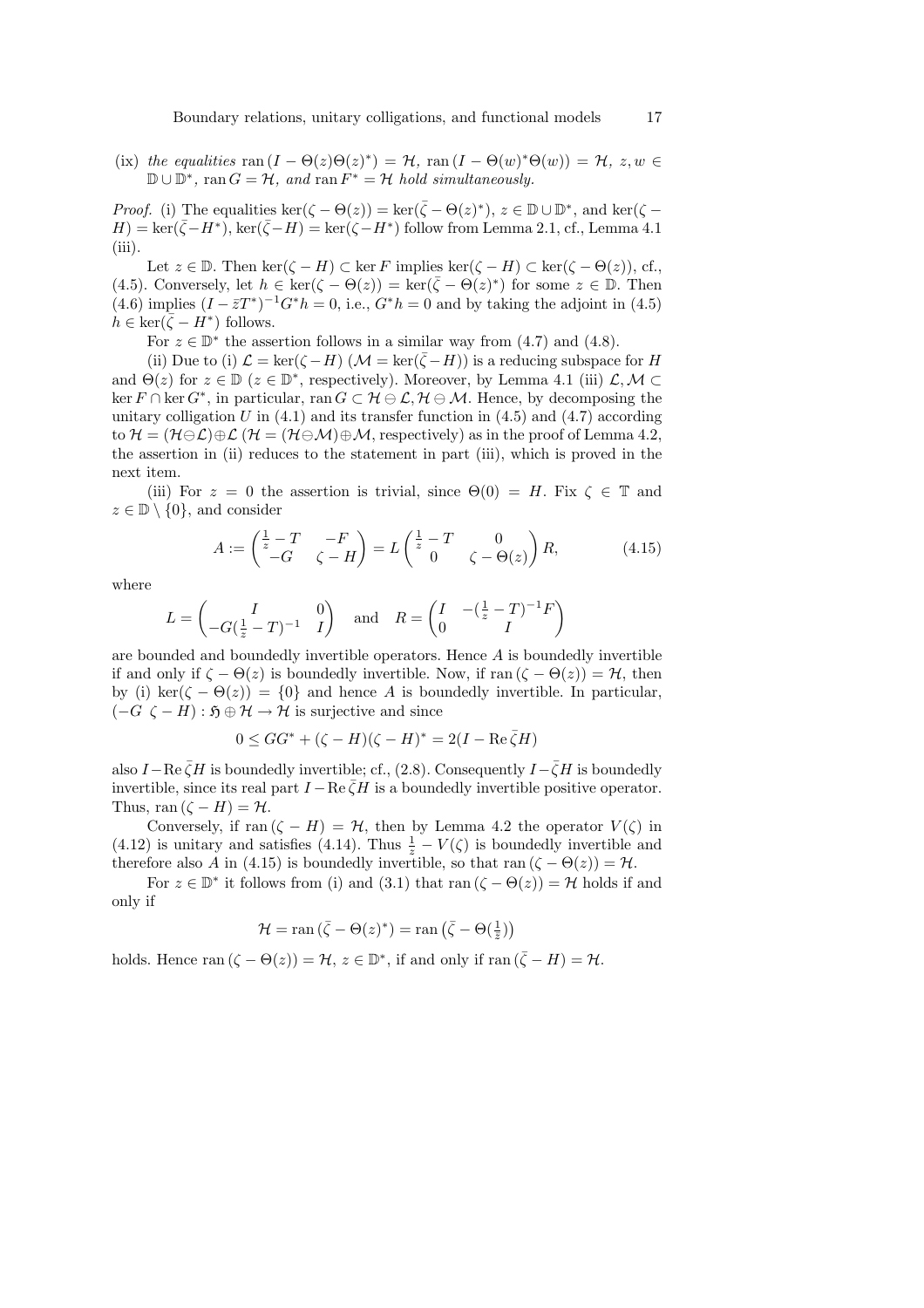(ix) *the equalities* $\operatorname{ran}(I - \Theta(z)\Theta(z)^*) = \mathcal{H}$, $\operatorname{ran}(I - \Theta(w)^*\Theta(w)) = \mathcal{H}$, $z, w \in \mathbb{D} \cup \mathbb{D}^*$, $\operatorname{ran} G = \mathcal{H}$, *and* $\operatorname{ran} F^* = \mathcal{H}$ *hold simultaneously.*

*Proof.* (i) The equalities $\ker(\zeta - \Theta(z)) = \ker(\bar{\zeta} - \Theta(z)^*)$, $z \in \mathbb{D} \cup \mathbb{D}^*$, and $\ker(\zeta - H) = \ker(\bar{\zeta} - H^*)$, $\ker(\bar{\zeta} - H) = \ker(\zeta - H^*)$ follow from Lemma 2.1, cf., Lemma 4.1 (iii).

Let $z \in \mathbb{D}$. Then $\ker(\zeta - H) \subset \ker F$ implies $\ker(\zeta - H) \subset \ker(\zeta - \Theta(z))$, cf., (4.5). Conversely, let $h \in \ker(\zeta - \Theta(z)) = \ker(\bar{\zeta} - \Theta(z)^*)$ for some $z \in \mathbb{D}$. Then (4.6) implies $(I - \bar{z}T^*)^{-1} G^* h = 0$, i.e., $G^* h = 0$ and by taking the adjoint in (4.5) $h \in \ker(\bar{\zeta} - H^*)$ follows.

For $z \in \mathbb{D}^*$ the assertion follows in a similar way from (4.7) and (4.8).

(ii) Due to (i) $\mathcal{L} = \ker(\zeta - H)$ ($\mathcal{M} = \ker(\bar{\zeta} - H)$) is a reducing subspace for $H$ and $\Theta(z)$ for $z \in \mathbb{D}$ ($z \in \mathbb{D}^*$, respectively). Moreover, by Lemma 4.1 (iii) $\mathcal{L}, \mathcal{M} \subset \ker F \cap \ker G^*$, in particular, $\operatorname{ran} G \subset \mathcal{H} \ominus \mathcal{L}, \mathcal{H} \ominus \mathcal{M}$. Hence, by decomposing the unitary colligation $U$ in (4.1) and its transfer function in (4.5) and (4.7) according to $\mathcal{H} = (\mathcal{H} \ominus \mathcal{L}) \oplus \mathcal{L}$ ($\mathcal{H} = (\mathcal{H} \ominus \mathcal{M}) \oplus \mathcal{M}$, respectively) as in the proof of Lemma 4.2, the assertion in (ii) reduces to the statement in part (iii), which is proved in the next item.

(iii) For $z = 0$ the assertion is trivial, since $\Theta(0) = H$. Fix $\zeta \in \mathbb{T}$ and $z \in \mathbb{D} \setminus \{0\}$, and consider

$$A := \begin{pmatrix} \frac{1}{z} - T & -F \\ -G & \zeta - H \end{pmatrix} = L \begin{pmatrix} \frac{1}{z} - T & 0 \\ 0 & \zeta - \Theta(z) \end{pmatrix} R, \tag{4.15}$$

where

$$L = \begin{pmatrix} I & 0 \\ -G(\frac{1}{z} - T)^{-1} & I \end{pmatrix} \quad \text{and} \quad R = \begin{pmatrix} I & -(\frac{1}{z} - T)^{-1} F \\ 0 & I \end{pmatrix}$$

are bounded and boundedly invertible operators. Hence $A$ is boundedly invertible if and only if $\zeta - \Theta(z)$ is boundedly invertible. Now, if $\operatorname{ran}(\zeta - \Theta(z)) = \mathcal{H}$, then by (i) $\ker(\zeta - \Theta(z)) = \{0\}$ and hence $A$ is boundedly invertible. In particular, $(-G \ \ \zeta - H) : \mathfrak{H} \oplus \mathcal{H} \to \mathcal{H}$ is surjective and since

$$0 \leq GG^* + (\zeta - H)(\zeta - H)^* = 2(I - \operatorname{Re} \bar{\zeta} H)$$

also $I - \operatorname{Re} \bar{\zeta} H$ is boundedly invertible; cf., (2.8). Consequently $I - \bar{\zeta} H$ is boundedly invertible, since its real part $I - \operatorname{Re} \bar{\zeta} H$ is a boundedly invertible positive operator. Thus, $\operatorname{ran}(\zeta - H) = \mathcal{H}$.

Conversely, if $\operatorname{ran}(\zeta - H) = \mathcal{H}$, then by Lemma 4.2 the operator $V(\zeta)$ in (4.12) is unitary and satisfies (4.14). Thus $\frac{1}{z} - V(\zeta)$ is boundedly invertible and therefore also $A$ in (4.15) is boundedly invertible, so that $\operatorname{ran}(\zeta - \Theta(z)) = \mathcal{H}$.

For $z \in \mathbb{D}^*$ it follows from (i) and (3.1) that $\operatorname{ran}(\zeta - \Theta(z)) = \mathcal{H}$ holds if and only if

$$\mathcal{H} = \operatorname{ran}(\bar{\zeta} - \Theta(z)^*) = \operatorname{ran}\left(\bar{\zeta} - \Theta(\tfrac{1}{\bar{z}})\right)$$

holds. Hence $\operatorname{ran}(\zeta - \Theta(z)) = \mathcal{H}$, $z \in \mathbb{D}^*$, if and only if $\operatorname{ran}(\bar{\zeta} - H) = \mathcal{H}$.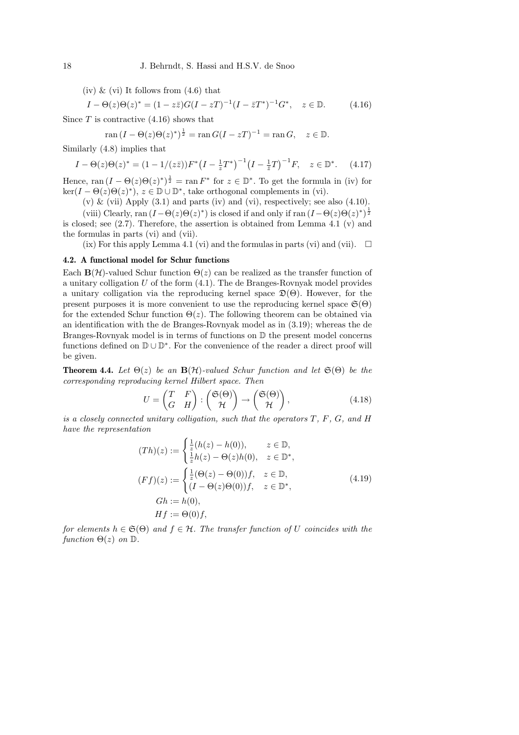(iv) & (vi) It follows from (4.6) that

$$I - \Theta(z)\Theta(z)^* = (1 - z\bar{z})G(I - zT)^{-1}(I - \bar{z}T^*)^{-1}G^*, \quad z \in \mathbb{D}. \tag{4.16}$$

Since $T$ is contractive (4.16) shows that

$$\operatorname{ran}(I - \Theta(z)\Theta(z)^*)^{\frac{1}{2}} = \operatorname{ran} G(I - zT)^{-1} = \operatorname{ran} G, \quad z \in \mathbb{D}.$$

Similarly (4.8) implies that

$$I - \Theta(z)\Theta(z)^* = (1 - 1/(z\bar{z}))F^*\big(I - \tfrac{1}{\bar{z}}T^*\big)^{-1}\big(I - \tfrac{1}{z}T\big)^{-1}F, \quad z \in \mathbb{D}^*. \tag{4.17}$$

Hence, $\operatorname{ran}(I - \Theta(z)\Theta(z)^*)^{\frac{1}{2}} = \operatorname{ran} F^*$ for $z \in \mathbb{D}^*$. To get the formula in (iv) for $\ker(I - \Theta(z)\Theta(z)^*)$, $z \in \mathbb{D} \cup \mathbb{D}^*$, take orthogonal complements in (vi).

(v) & (vii) Apply (3.1) and parts (iv) and (vi), respectively; see also (4.10).

(viii) Clearly, $\operatorname{ran}(I - \Theta(z)\Theta(z)^*)$ is closed if and only if $\operatorname{ran}(I - \Theta(z)\Theta(z)^*)^{\frac{1}{2}}$ is closed; see (2.7). Therefore, the assertion is obtained from Lemma 4.1 (v) and the formulas in parts (vi) and (vii).

(ix) For this apply Lemma 4.1 (vi) and the formulas in parts (vi) and (vii). $\square$

### 4.2. A functional model for Schur functions

Each $\mathbf{B}(\mathcal{H})$-valued Schur function $\Theta(z)$ can be realized as the transfer function of a unitary colligation $U$ of the form (4.1). The de Branges-Rovnyak model provides a unitary colligation via the reproducing kernel space $\mathfrak{D}(\Theta)$. However, for the present purposes it is more convenient to use the reproducing kernel space $\mathfrak{S}(\Theta)$ for the extended Schur function $\Theta(z)$. The following theorem can be obtained via an identification with the de Branges-Rovnyak model as in (3.19); whereas the de Branges-Rovnyak model is in terms of functions on $\mathbb{D}$ the present model concerns functions defined on $\mathbb{D} \cup \mathbb{D}^*$. For the convenience of the reader a direct proof will be given.

**Theorem 4.4.** *Let $\Theta(z)$ be an $\mathbf{B}(\mathcal{H})$-valued Schur function and let $\mathfrak{S}(\Theta)$ be the corresponding reproducing kernel Hilbert space. Then*

$$U = \begin{pmatrix} T & F \\ G & H \end{pmatrix} : \begin{pmatrix} \mathfrak{S}(\Theta) \\ \mathcal{H} \end{pmatrix} \to \begin{pmatrix} \mathfrak{S}(\Theta) \\ \mathcal{H} \end{pmatrix}, \tag{4.18}$$

*is a closely connected unitary colligation, such that the operators $T$, $F$, $G$, and $H$ have the representation*

$$\begin{aligned} (Th)(z) &:= \begin{cases} \frac{1}{z}(h(z) - h(0)), & z \in \mathbb{D}, \\ \frac{1}{z}h(z) - \Theta(z)h(0), & z \in \mathbb{D}^*, \end{cases} \\ (Ff)(z) &:= \begin{cases} \frac{1}{z}(\Theta(z) - \Theta(0))f, & z \in \mathbb{D}, \\ (I - \Theta(z)\Theta(0))f, & z \in \mathbb{D}^*, \end{cases} \\ Gh &:= h(0), \\ Hf &:= \Theta(0)f, \end{aligned} \tag{4.19}$$

*for elements $h \in \mathfrak{S}(\Theta)$ and $f \in \mathcal{H}$. The transfer function of $U$ coincides with the function $\Theta(z)$ on $\mathbb{D}$.*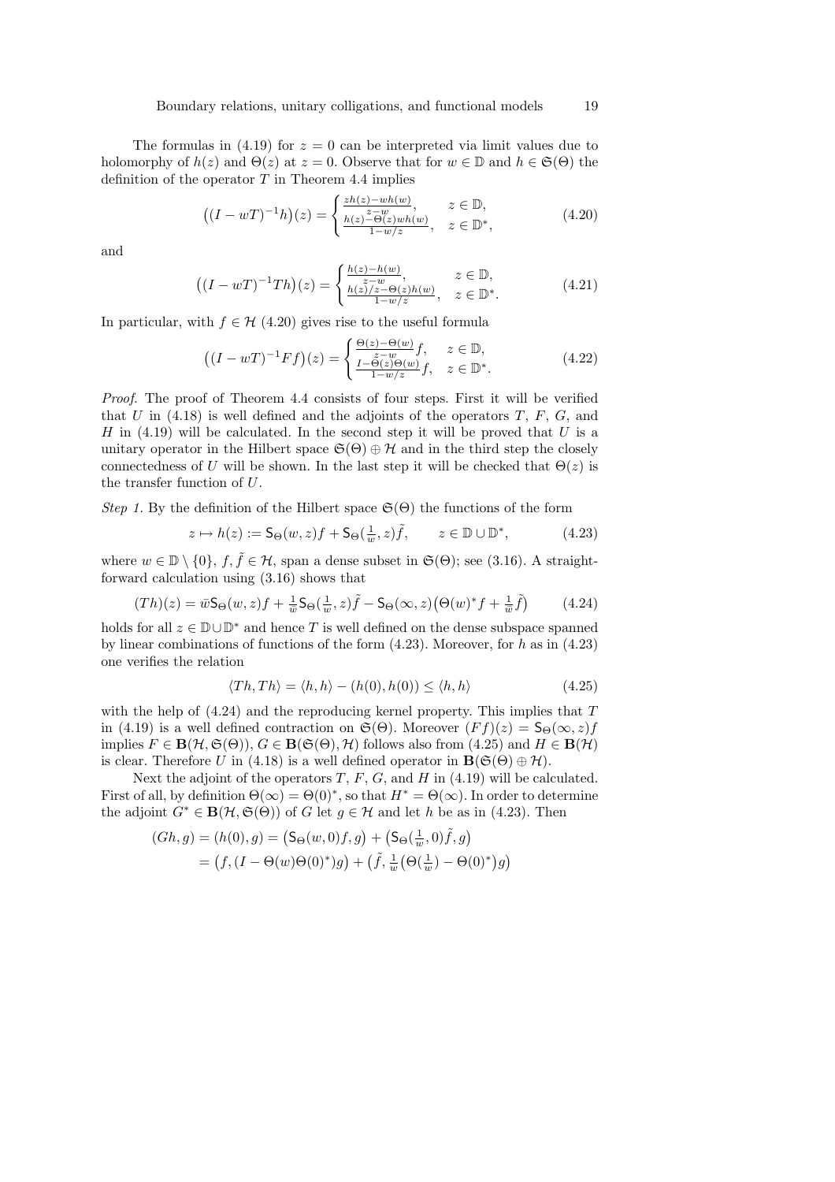The formulas in (4.19) for $z = 0$ can be interpreted via limit values due to holomorphy of $h(z)$ and $\Theta(z)$ at $z = 0$. Observe that for $w \in \mathbb{D}$ and $h \in \mathfrak{S}(\Theta)$ the definition of the operator $T$ in Theorem 4.4 implies

$$
\big((I - wT)^{-1}h\big)(z) = \begin{cases} \frac{zh(z) - wh(w)}{z - w}, & z \in \mathbb{D}, \\ \frac{h(z) - \Theta(z)wh(w)}{1 - w/z}, & z \in \mathbb{D}^*, \end{cases} \tag{4.20}
$$

and

$$
\big((I - wT)^{-1}Th\big)(z) = \begin{cases} \frac{h(z) - h(w)}{z - w}, & z \in \mathbb{D}, \\ \frac{h(z)/z - \Theta(z)h(w)}{1 - w/z}, & z \in \mathbb{D}^*. \end{cases} \tag{4.21}
$$

In particular, with $f \in \mathcal{H}$ (4.20) gives rise to the useful formula

$$
\big((I - wT)^{-1}Ff\big)(z) = \begin{cases} \frac{\Theta(z) - \Theta(w)}{z - w} f, & z \in \mathbb{D}, \\ \frac{I - \Theta(z)\Theta(w)}{1 - w/z} f, & z \in \mathbb{D}^*. \end{cases} \tag{4.22}
$$

*Proof.* The proof of Theorem 4.4 consists of four steps. First it will be verified that $U$ in (4.18) is well defined and the adjoints of the operators $T$, $F$, $G$, and $H$ in (4.19) will be calculated. In the second step it will be proved that $U$ is a unitary operator in the Hilbert space $\mathfrak{S}(\Theta) \oplus \mathcal{H}$ and in the third step the closely connectedness of $U$ will be shown. In the last step it will be checked that $\Theta(z)$ is the transfer function of $U$.

*Step 1.* By the definition of the Hilbert space $\mathfrak{S}(\Theta)$ the functions of the form

$$
z \mapsto h(z) := \mathsf{S}_\Theta(w, z)f + \mathsf{S}_\Theta(\tfrac{1}{\bar{w}}, z)\tilde{f}, \qquad z \in \mathbb{D} \cup \mathbb{D}^*, \tag{4.23}
$$

where $w \in \mathbb{D} \setminus \{0\}$, $f, \tilde{f} \in \mathcal{H}$, span a dense subset in $\mathfrak{S}(\Theta)$; see (3.16). A straightforward calculation using (3.16) shows that

$$
(Th)(z) = \bar{w}\mathsf{S}_\Theta(w, z)f + \tfrac{1}{\bar{w}}\mathsf{S}_\Theta(\tfrac{1}{\bar{w}}, z)\tilde{f} - \mathsf{S}_\Theta(\infty, z)\big(\Theta(w)^* f + \tfrac{1}{\bar{w}}\tilde{f}\big) \tag{4.24}
$$

holds for all $z \in \mathbb{D} \cup \mathbb{D}^*$ and hence $T$ is well defined on the dense subspace spanned by linear combinations of functions of the form (4.23). Moreover, for $h$ as in (4.23) one verifies the relation

$$
\langle Th, Th \rangle = \langle h, h \rangle - (h(0), h(0)) \le \langle h, h \rangle \tag{4.25}
$$

with the help of (4.24) and the reproducing kernel property. This implies that $T$ in (4.19) is a well defined contraction on $\mathfrak{S}(\Theta)$. Moreover $(Ff)(z) = \mathsf{S}_\Theta(\infty, z)f$ implies $F \in \mathbf{B}(\mathcal{H}, \mathfrak{S}(\Theta))$, $G \in \mathbf{B}(\mathfrak{S}(\Theta), \mathcal{H})$ follows also from (4.25) and $H \in \mathbf{B}(\mathcal{H})$ is clear. Therefore $U$ in (4.18) is a well defined operator in $\mathbf{B}(\mathfrak{S}(\Theta) \oplus \mathcal{H})$.

Next the adjoint of the operators $T$, $F$, $G$, and $H$ in (4.19) will be calculated. First of all, by definition $\Theta(\infty) = \Theta(0)^*$, so that $H^* = \Theta(\infty)$. In order to determine the adjoint $G^* \in \mathbf{B}(\mathcal{H}, \mathfrak{S}(\Theta))$ of $G$ let $g \in \mathcal{H}$ and let $h$ be as in (4.23). Then

$$
\begin{aligned}
(Gh, g) &= (h(0), g) = \big(\mathsf{S}_\Theta(w, 0)f, g\big) + \big(\mathsf{S}_\Theta(\tfrac{1}{\bar{w}}, 0)\tilde{f}, g\big) \\
&= \big(f, (I - \Theta(w)\Theta(0)^*)g\big) + \big(\tilde{f}, \tfrac{1}{w}\big(\Theta(\tfrac{1}{\bar{w}}) - \Theta(0)^*\big)g\big)
\end{aligned}
$$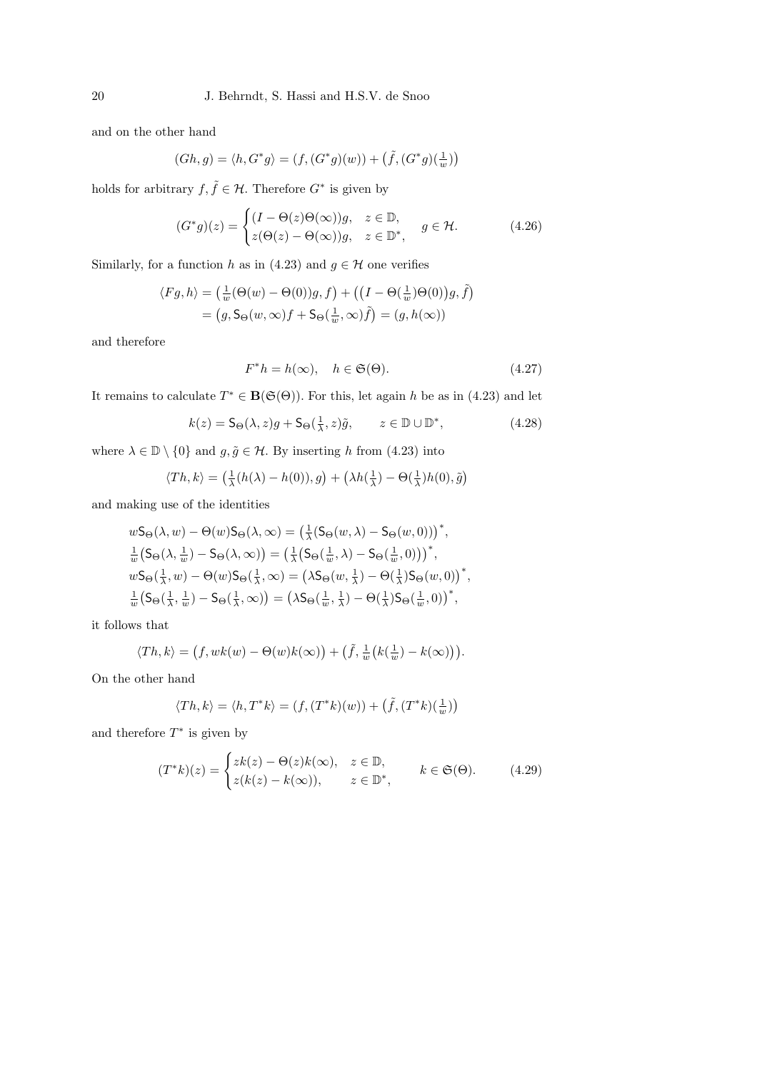and on the other hand

$$(Gh, g) = \langle h, G^* g\rangle = (f, (G^*g)(w)) + \big(\tilde f, (G^*g)(\tfrac{1}{w})\big)$$

holds for arbitrary $f, \tilde f \in \mathcal{H}$. Therefore $G^*$ is given by

$$(G^*g)(z) = \begin{cases} (I - \Theta(z)\Theta(\infty))g, & z \in \mathbb{D}, \\ z(\Theta(z) - \Theta(\infty))g, & z \in \mathbb{D}^*, \end{cases} \quad g \in \mathcal{H}. \tag{4.26}$$

Similarly, for a function $h$ as in (4.23) and $g \in \mathcal{H}$ one verifies

$$\begin{aligned} \langle Fg, h\rangle &= \big(\tfrac{1}{w}(\Theta(w) - \Theta(0))g, f\big) + \big(\big(I - \Theta(\tfrac{1}{w})\Theta(0)\big)g, \tilde f\big) \\ &= \big(g, \mathsf{S}_\Theta(w, \infty)f + \mathsf{S}_\Theta(\tfrac{1}{w}, \infty)\tilde f\big) = (g, h(\infty)) \end{aligned}$$

and therefore

$$F^* h = h(\infty), \quad h \in \mathfrak{S}(\Theta). \tag{4.27}$$

It remains to calculate $T^* \in \mathbf{B}(\mathfrak{S}(\Theta))$. For this, let again $h$ be as in (4.23) and let

$$k(z) = \mathsf{S}_\Theta(\lambda, z)g + \mathsf{S}_\Theta(\tfrac{1}{\lambda}, z)\tilde g, \qquad z \in \mathbb{D} \cup \mathbb{D}^*, \tag{4.28}$$

where $\lambda \in \mathbb{D} \setminus \{0\}$ and $g, \tilde g \in \mathcal{H}$. By inserting $h$ from (4.23) into

$$\langle Th, k\rangle = \big(\tfrac{1}{\lambda}(h(\lambda) - h(0)), g\big) + \big(\lambda h(\tfrac{1}{\lambda}) - \Theta(\tfrac{1}{\lambda})h(0), \tilde g\big)$$

and making use of the identities

$$\begin{aligned} &w\mathsf{S}_\Theta(\lambda, w) - \Theta(w)\mathsf{S}_\Theta(\lambda, \infty) = \big(\tfrac{1}{\lambda}(\mathsf{S}_\Theta(w, \lambda) - \mathsf{S}_\Theta(w, 0))\big)^*, \\ &\tfrac{1}{w}\big(\mathsf{S}_\Theta(\lambda, \tfrac{1}{w}) - \mathsf{S}_\Theta(\lambda, \infty)\big) = \big(\tfrac{1}{\lambda}\big(\mathsf{S}_\Theta(\tfrac{1}{w}, \lambda) - \mathsf{S}_\Theta(\tfrac{1}{w}, 0)\big)\big)^*, \\ &w\mathsf{S}_\Theta(\tfrac{1}{\lambda}, w) - \Theta(w)\mathsf{S}_\Theta(\tfrac{1}{\lambda}, \infty) = \big(\lambda \mathsf{S}_\Theta(w, \tfrac{1}{\lambda}) - \Theta(\tfrac{1}{\lambda})\mathsf{S}_\Theta(w, 0)\big)^*, \\ &\tfrac{1}{w}\big(\mathsf{S}_\Theta(\tfrac{1}{\lambda}, \tfrac{1}{w}) - \mathsf{S}_\Theta(\tfrac{1}{\lambda}, \infty)\big) = \big(\lambda \mathsf{S}_\Theta(\tfrac{1}{w}, \tfrac{1}{\lambda}) - \Theta(\tfrac{1}{\lambda})\mathsf{S}_\Theta(\tfrac{1}{w}, 0)\big)^*, \end{aligned}$$

it follows that

$$\langle Th, k\rangle = \big(f, wk(w) - \Theta(w)k(\infty)\big) + \big(\tilde f, \tfrac{1}{w}\big(k(\tfrac{1}{w}) - k(\infty)\big)\big).$$

On the other hand

$$\langle Th, k\rangle = \langle h, T^* k\rangle = (f, (T^*k)(w)) + \big(\tilde f, (T^*k)(\tfrac{1}{w})\big)$$

and therefore $T^*$ is given by

$$(T^*k)(z) = \begin{cases} zk(z) - \Theta(z)k(\infty), & z \in \mathbb{D}, \\ z(k(z) - k(\infty)), & z \in \mathbb{D}^*, \end{cases} \qquad k \in \mathfrak{S}(\Theta). \tag{4.29}$$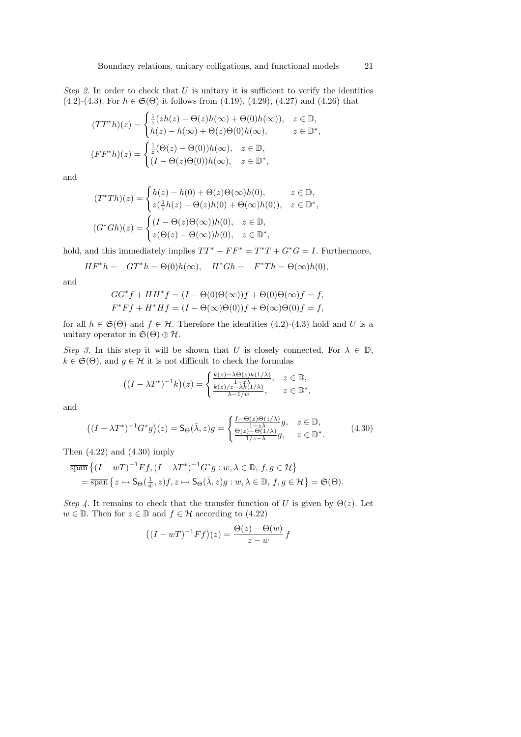*Step 2.* In order to check that $U$ is unitary it is sufficient to verify the identities (4.2)-(4.3). For $h \in \mathfrak{S}(\Theta)$ it follows from (4.19), (4.29), (4.27) and (4.26) that

$$(TT^*h)(z) = \begin{cases} \frac{1}{z}(zh(z) - \Theta(z)h(\infty) + \Theta(0)h(\infty)), & z \in \mathbb{D}, \\ h(z) - h(\infty) + \Theta(z)\Theta(0)h(\infty), & z \in \mathbb{D}^*, \end{cases}$$

$$(FF^*h)(z) = \begin{cases} \frac{1}{z}(\Theta(z) - \Theta(0))h(\infty), & z \in \mathbb{D}, \\ (I - \Theta(z)\Theta(0))h(\infty), & z \in \mathbb{D}^*, \end{cases}$$

and

$$(T^*Th)(z) = \begin{cases} h(z) - h(0) + \Theta(z)\Theta(\infty)h(0), & z \in \mathbb{D}, \\ z(\frac{1}{z}h(z) - \Theta(z)h(0) + \Theta(\infty)h(0)), & z \in \mathbb{D}^*, \end{cases}$$

$$(G^*Gh)(z) = \begin{cases} (I - \Theta(z)\Theta(\infty))h(0), & z \in \mathbb{D}, \\ z(\Theta(z) - \Theta(\infty))h(0), & z \in \mathbb{D}^*, \end{cases}$$

hold, and this immediately implies $TT^* + FF^* = T^*T + G^*G = I$. Furthermore,

$$HF^*h = -GT^*h = \Theta(0)h(\infty), \quad H^*Gh = -F^*Th = \Theta(\infty)h(0),$$

and

$$GG^*f + HH^*f = (I - \Theta(0)\Theta(\infty))f + \Theta(0)\Theta(\infty)f = f,$$
$$F^*Ff + H^*Hf = (I - \Theta(\infty)\Theta(0))f + \Theta(\infty)\Theta(0)f = f,$$

for all $h \in \mathfrak{S}(\Theta)$ and $f \in \mathcal{H}$. Therefore the identities (4.2)-(4.3) hold and $U$ is a unitary operator in $\mathfrak{S}(\Theta) \oplus \mathcal{H}$.

*Step 3.* In this step it will be shown that $U$ is closely connected. For $\lambda \in \mathbb{D}$, $k \in \mathfrak{S}(\Theta)$, and $g \in \mathcal{H}$ it is not difficult to check the formulas

$$\big((I - \lambda T^*)^{-1}k\big)(z) = \begin{cases} \frac{k(z) - \lambda\Theta(z)k(1/\lambda)}{1 - z\lambda}, & z \in \mathbb{D}, \\ \frac{k(z)/z - \lambda k(1/\lambda)}{\lambda - 1/w}, & z \in \mathbb{D}^*, \end{cases}$$

and

$$\big((I - \lambda T^*)^{-1}G^*g\big)(z) = \mathsf{S}_\Theta(\bar{\lambda}, z)g = \begin{cases} \frac{I - \Theta(z)\Theta(1/\lambda)}{1 - z\lambda}g, & z \in \mathbb{D}, \\ \frac{\Theta(z) - \Theta(1/\lambda)}{1/z - \lambda}g, & z \in \mathbb{D}^*. \end{cases} \tag{4.30}$$

Then (4.22) and (4.30) imply

$$\begin{aligned}
&\overline{\operatorname{span}}\left\{(I - wT)^{-1}Ff, (I - \lambda T^*)^{-1}G^*g : w, \lambda \in \mathbb{D},\, f, g \in \mathcal{H}\right\} \\
&= \overline{\operatorname{span}}\left\{z \mapsto \mathsf{S}_\Theta(\tfrac{1}{w}, z)f, z \mapsto \mathsf{S}_\Theta(\bar{\lambda}, z)g : w, \lambda \in \mathbb{D},\, f, g \in \mathcal{H}\right\} = \mathfrak{S}(\Theta).
\end{aligned}$$

*Step 4.* It remains to check that the transfer function of $U$ is given by $\Theta(z)$. Let $w \in \mathbb{D}$. Then for $z \in \mathbb{D}$ and $f \in \mathcal{H}$ according to (4.22)

$$\big((I - wT)^{-1}Ff\big)(z) = \frac{\Theta(z) - \Theta(w)}{z - w}\, f$$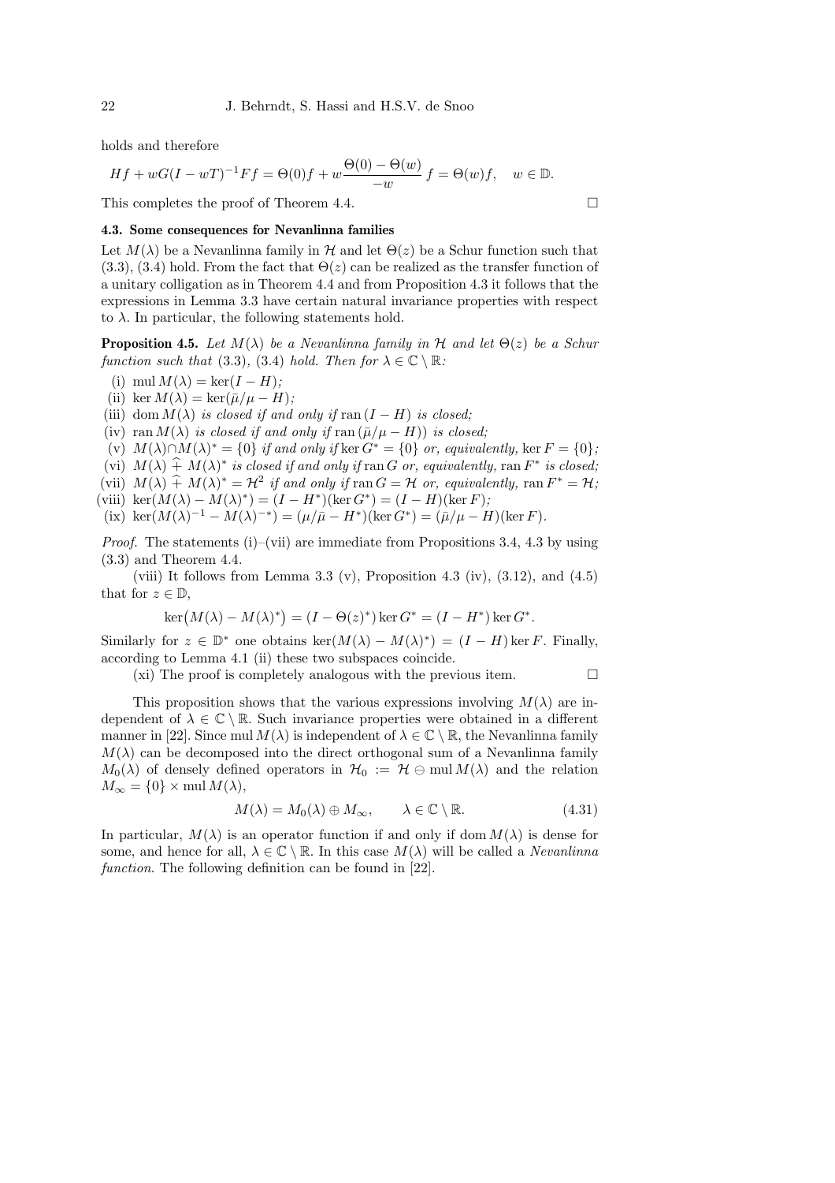holds and therefore

$$Hf + wG(I - wT)^{-1}Ff = \Theta(0)f + w\frac{\Theta(0) - \Theta(w)}{-w}\, f = \Theta(w)f, \quad w \in \mathbb{D}.$$

This completes the proof of Theorem 4.4. $\square$

### 4.3. Some consequences for Nevanlinna families

Let $M(\lambda)$ be a Nevanlinna family in $\mathcal{H}$ and let $\Theta(z)$ be a Schur function such that (3.3), (3.4) hold. From the fact that $\Theta(z)$ can be realized as the transfer function of a unitary colligation as in Theorem 4.4 and from Proposition 4.3 it follows that the expressions in Lemma 3.3 have certain natural invariance properties with respect to $\lambda$. In particular, the following statements hold.

**Proposition 4.5.** *Let $M(\lambda)$ be a Nevanlinna family in $\mathcal{H}$ and let $\Theta(z)$ be a Schur function such that* (3.3), (3.4) *hold. Then for $\lambda \in \mathbb{C} \setminus \mathbb{R}$:*

(i) $\operatorname{mul} M(\lambda) = \ker(I - H)$;

(ii) $\ker M(\lambda) = \ker(\bar{\mu}/\mu - H)$;

(iii) $\operatorname{dom} M(\lambda)$ *is closed if and only if* $\operatorname{ran}(I - H)$ *is closed;*

(iv) $\operatorname{ran} M(\lambda)$ *is closed if and only if* $\operatorname{ran}(\bar{\mu}/\mu - H))$ *is closed;*

(v) $M(\lambda) \cap M(\lambda)^* = \{0\}$ *if and only if* $\ker G^* = \{0\}$ *or, equivalently,* $\ker F = \{0\}$;

(vi) $M(\lambda) \mathbin{\widehat{+}} M(\lambda)^*$ *is closed if and only if* $\operatorname{ran} G$ *or, equivalently,* $\operatorname{ran} F^*$ *is closed;*

(vii) $M(\lambda) \mathbin{\widehat{+}} M(\lambda)^* = \mathcal{H}^2$ *if and only if* $\operatorname{ran} G = \mathcal{H}$ *or, equivalently,* $\operatorname{ran} F^* = \mathcal{H}$;

(viii) $\ker(M(\lambda) - M(\lambda)^*) = (I - H^*)(\ker G^*) = (I - H)(\ker F)$;

(ix) $\ker(M(\lambda)^{-1} - M(\lambda)^{-*}) = (\mu/\bar{\mu} - H^*)(\ker G^*) = (\bar{\mu}/\mu - H)(\ker F)$.

*Proof.* The statements (i)–(vii) are immediate from Propositions 3.4, 4.3 by using (3.3) and Theorem 4.4.

(viii) It follows from Lemma 3.3 (v), Proposition 4.3 (iv), (3.12), and (4.5) that for $z \in \mathbb{D}$,

$$\ker\big(M(\lambda) - M(\lambda)^*\big) = (I - \Theta(z)^*)\ker G^* = (I - H^*)\ker G^*.$$

Similarly for $z \in \mathbb{D}^*$ one obtains $\ker(M(\lambda) - M(\lambda)^*) = (I - H)\ker F$. Finally, according to Lemma 4.1 (ii) these two subspaces coincide.

(xi) The proof is completely analogous with the previous item. $\square$

This proposition shows that the various expressions involving $M(\lambda)$ are independent of $\lambda \in \mathbb{C} \setminus \mathbb{R}$. Such invariance properties were obtained in a different manner in [22]. Since $\operatorname{mul} M(\lambda)$ is independent of $\lambda \in \mathbb{C} \setminus \mathbb{R}$, the Nevanlinna family $M(\lambda)$ can be decomposed into the direct orthogonal sum of a Nevanlinna family $M_0(\lambda)$ of densely defined operators in $\mathcal{H}_0 := \mathcal{H} \ominus \operatorname{mul} M(\lambda)$ and the relation $M_\infty = \{0\} \times \operatorname{mul} M(\lambda)$,

$$M(\lambda) = M_0(\lambda) \oplus M_\infty, \qquad \lambda \in \mathbb{C} \setminus \mathbb{R}. \tag{4.31}$$

In particular, $M(\lambda)$ is an operator function if and only if $\operatorname{dom} M(\lambda)$ is dense for some, and hence for all, $\lambda \in \mathbb{C} \setminus \mathbb{R}$. In this case $M(\lambda)$ will be called a *Nevanlinna function*. The following definition can be found in [22].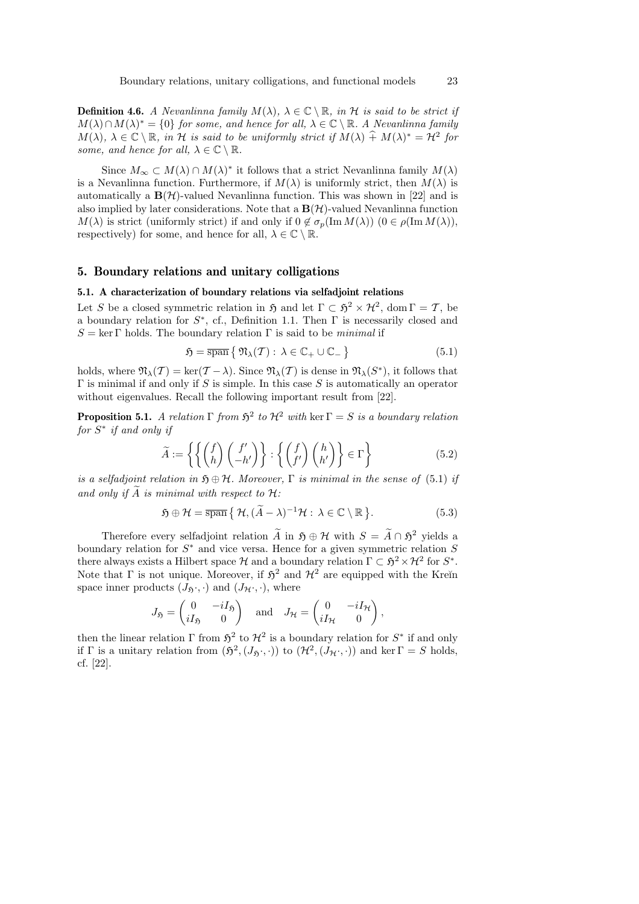**Definition 4.6.** *A Nevanlinna family $M(\lambda)$, $\lambda \in \mathbb{C} \setminus \mathbb{R}$, in $\mathcal{H}$ is said to be strict if $M(\lambda) \cap M(\lambda)^* = \{0\}$ for some, and hence for all, $\lambda \in \mathbb{C} \setminus \mathbb{R}$. A Nevanlinna family $M(\lambda)$, $\lambda \in \mathbb{C} \setminus \mathbb{R}$, in $\mathcal{H}$ is said to be uniformly strict if $M(\lambda) \,\widehat{+}\, M(\lambda)^* = \mathcal{H}^2$ for some, and hence for all, $\lambda \in \mathbb{C} \setminus \mathbb{R}$.*

Since $M_\infty \subset M(\lambda) \cap M(\lambda)^*$ it follows that a strict Nevanlinna family $M(\lambda)$ is a Nevanlinna function. Furthermore, if $M(\lambda)$ is uniformly strict, then $M(\lambda)$ is automatically a $\mathbf{B}(\mathcal{H})$-valued Nevanlinna function. This was shown in [22] and is also implied by later considerations. Note that a $\mathbf{B}(\mathcal{H})$-valued Nevanlinna function $M(\lambda)$ is strict (uniformly strict) if and only if $0 \notin \sigma_p(\operatorname{Im} M(\lambda))$ ($0 \in \rho(\operatorname{Im} M(\lambda))$, respectively) for some, and hence for all, $\lambda \in \mathbb{C} \setminus \mathbb{R}$.

## 5. Boundary relations and unitary colligations

### 5.1. A characterization of boundary relations via selfadjoint relations

Let $S$ be a closed symmetric relation in $\mathfrak{H}$ and let $\Gamma \subset \mathfrak{H}^2 \times \mathcal{H}^2$, $\operatorname{dom} \Gamma = \mathcal{T}$, be a boundary relation for $S^*$, cf., Definition 1.1. Then $\Gamma$ is necessarily closed and $S = \ker \Gamma$ holds. The boundary relation $\Gamma$ is said to be *minimal* if

$$\mathfrak{H} = \overline{\operatorname{span}}\left\{ \mathfrak{N}_\lambda(\mathcal{T}) : \lambda \in \mathbb{C}_+ \cup \mathbb{C}_- \right\} \tag{5.1}$$

holds, where $\mathfrak{N}_\lambda(\mathcal{T}) = \ker(\mathcal{T} - \lambda)$. Since $\mathfrak{N}_\lambda(\mathcal{T})$ is dense in $\mathfrak{N}_\lambda(S^*)$, it follows that $\Gamma$ is minimal if and only if $S$ is simple. In this case $S$ is automatically an operator without eigenvalues. Recall the following important result from [22].

**Proposition 5.1.** *A relation $\Gamma$ from $\mathfrak{H}^2$ to $\mathcal{H}^2$ with $\ker \Gamma = S$ is a boundary relation for $S^*$ if and only if*

$$\widetilde{A} := \left\{ \left\{ \begin{pmatrix} f \\ h \end{pmatrix} \begin{pmatrix} f' \\ -h' \end{pmatrix} \right\} : \left\{ \begin{pmatrix} f \\ f' \end{pmatrix} \begin{pmatrix} h \\ h' \end{pmatrix} \right\} \in \Gamma \right\} \tag{5.2}$$

*is a selfadjoint relation in $\mathfrak{H} \oplus \mathcal{H}$. Moreover, $\Gamma$ is minimal in the sense of* (5.1) *if and only if $\widetilde{A}$ is minimal with respect to $\mathcal{H}$:*

$$\mathfrak{H} \oplus \mathcal{H} = \overline{\operatorname{span}}\left\{ \mathcal{H}, (\widetilde{A} - \lambda)^{-1}\mathcal{H} : \lambda \in \mathbb{C} \setminus \mathbb{R} \right\}. \tag{5.3}$$

Therefore every selfadjoint relation $\widetilde{A}$ in $\mathfrak{H} \oplus \mathcal{H}$ with $S = \widetilde{A} \cap \mathfrak{H}^2$ yields a boundary relation for $S^*$ and vice versa. Hence for a given symmetric relation $S$ there always exists a Hilbert space $\mathcal{H}$ and a boundary relation $\Gamma \subset \mathfrak{H}^2 \times \mathcal{H}^2$ for $S^*$. Note that $\Gamma$ is not unique. Moreover, if $\mathfrak{H}^2$ and $\mathcal{H}^2$ are equipped with the Kreĭn space inner products $(J_\mathfrak{H} \cdot, \cdot)$ and $(J_\mathcal{H} \cdot, \cdot)$, where

$$J_\mathfrak{H} = \begin{pmatrix} 0 & -iI_\mathfrak{H} \\ iI_\mathfrak{H} & 0 \end{pmatrix} \quad \text{and} \quad J_\mathcal{H} = \begin{pmatrix} 0 & -iI_\mathcal{H} \\ iI_\mathcal{H} & 0 \end{pmatrix},$$

then the linear relation $\Gamma$ from $\mathfrak{H}^2$ to $\mathcal{H}^2$ is a boundary relation for $S^*$ if and only if $\Gamma$ is a unitary relation from $(\mathfrak{H}^2, (J_\mathfrak{H} \cdot, \cdot))$ to $(\mathcal{H}^2, (J_\mathcal{H} \cdot, \cdot))$ and $\ker \Gamma = S$ holds, cf. [22].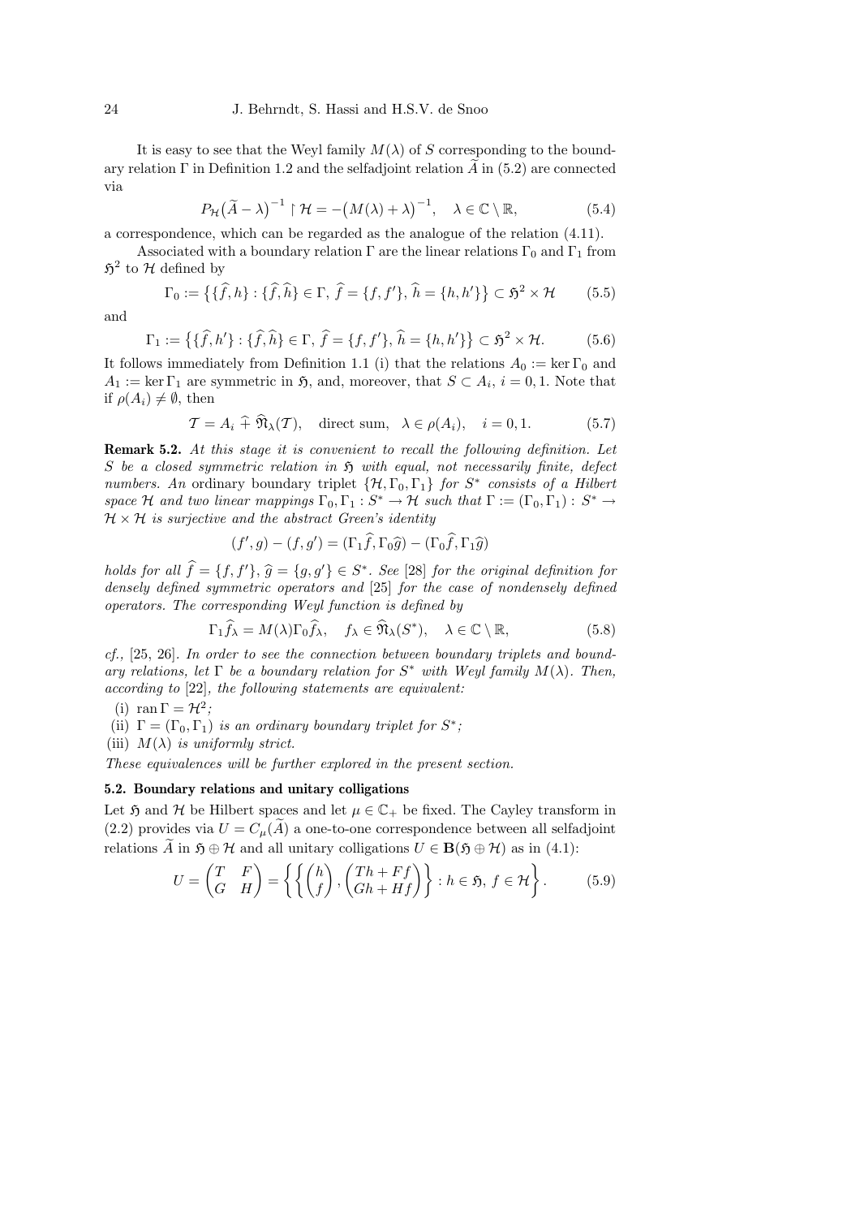It is easy to see that the Weyl family $M(\lambda)$ of $S$ corresponding to the boundary relation $\Gamma$ in Definition 1.2 and the selfadjoint relation $\widetilde{A}$ in (5.2) are connected via

$$P_{\mathcal{H}}\big(\widetilde{A}-\lambda\big)^{-1}\upharpoonright \mathcal{H} = -\big(M(\lambda)+\lambda\big)^{-1}, \quad \lambda \in \mathbb{C}\setminus\mathbb{R}, \tag{5.4}$$

a correspondence, which can be regarded as the analogue of the relation (4.11).

Associated with a boundary relation $\Gamma$ are the linear relations $\Gamma_0$ and $\Gamma_1$ from $\mathfrak{H}^2$ to $\mathcal{H}$ defined by

$$\Gamma_0 := \big\{\{\widehat{f},h\} : \{\widehat{f},\widehat{h}\}\in\Gamma,\ \widehat{f}=\{f,f'\},\ \widehat{h}=\{h,h'\}\big\}\subset \mathfrak{H}^2\times\mathcal{H} \tag{5.5}$$

and

$$\Gamma_1 := \big\{\{\widehat{f},h'\} : \{\widehat{f},\widehat{h}\}\in\Gamma,\ \widehat{f}=\{f,f'\},\ \widehat{h}=\{h,h'\}\big\}\subset \mathfrak{H}^2\times\mathcal{H}. \tag{5.6}$$

It follows immediately from Definition 1.1 (i) that the relations $A_0 := \ker\Gamma_0$ and $A_1 := \ker\Gamma_1$ are symmetric in $\mathfrak{H}$, and, moreover, that $S\subset A_i$, $i=0,1$. Note that if $\rho(A_i)\neq\emptyset$, then

$$\mathcal{T} = A_i \,\widehat{+}\, \widehat{\mathfrak{N}}_\lambda(\mathcal{T}), \quad \text{direct sum}, \quad \lambda\in\rho(A_i), \quad i=0,1. \tag{5.7}$$

**Remark 5.2.** *At this stage it is convenient to recall the following definition. Let $S$ be a closed symmetric relation in $\mathfrak{H}$ with equal, not necessarily finite, defect numbers. An* ordinary *boundary triplet $\{\mathcal{H},\Gamma_0,\Gamma_1\}$ for $S^*$ consists of a Hilbert space $\mathcal{H}$ and two linear mappings $\Gamma_0,\Gamma_1 : S^*\to\mathcal{H}$ such that $\Gamma := (\Gamma_0,\Gamma_1) : S^*\to \mathcal{H}\times\mathcal{H}$ is surjective and the abstract Green's identity*

$$(f',g)-(f,g') = (\Gamma_1\widehat{f},\Gamma_0\widehat{g})-(\Gamma_0\widehat{f},\Gamma_1\widehat{g})$$

*holds for all $\widehat{f}=\{f,f'\}$, $\widehat{g}=\{g,g'\}\in S^*$. See [28] for the original definition for densely defined symmetric operators and [25] for the case of nondensely defined operators. The corresponding Weyl function is defined by*

$$\Gamma_1\widehat{f}_\lambda = M(\lambda)\Gamma_0\widehat{f}_\lambda, \quad f_\lambda\in\widehat{\mathfrak{N}}_\lambda(S^*), \quad \lambda\in\mathbb{C}\setminus\mathbb{R}, \tag{5.8}$$

*cf., [25, 26]. In order to see the connection between boundary triplets and boundary relations, let $\Gamma$ be a boundary relation for $S^*$ with Weyl family $M(\lambda)$. Then, according to [22], the following statements are equivalent:*

(i) *$\operatorname{ran}\Gamma = \mathcal{H}^2$;*
(ii) *$\Gamma = (\Gamma_0,\Gamma_1)$ is an ordinary boundary triplet for $S^*$;*
(iii) *$M(\lambda)$ is uniformly strict.*

*These equivalences will be further explored in the present section.*

### 5.2. Boundary relations and unitary colligations

Let $\mathfrak{H}$ and $\mathcal{H}$ be Hilbert spaces and let $\mu\in\mathbb{C}_+$ be fixed. The Cayley transform in (2.2) provides via $U = C_\mu(\widetilde{A})$ a one-to-one correspondence between all selfadjoint relations $\widetilde{A}$ in $\mathfrak{H}\oplus\mathcal{H}$ and all unitary colligations $U\in\mathbf{B}(\mathfrak{H}\oplus\mathcal{H})$ as in (4.1):

$$U = \begin{pmatrix} T & F\\ G & H\end{pmatrix} = \left\{\left\{\begin{pmatrix} h\\ f\end{pmatrix},\begin{pmatrix} Th+Ff\\ Gh+Hf\end{pmatrix}\right\} : h\in\mathfrak{H},\ f\in\mathcal{H}\right\}. \tag{5.9}$$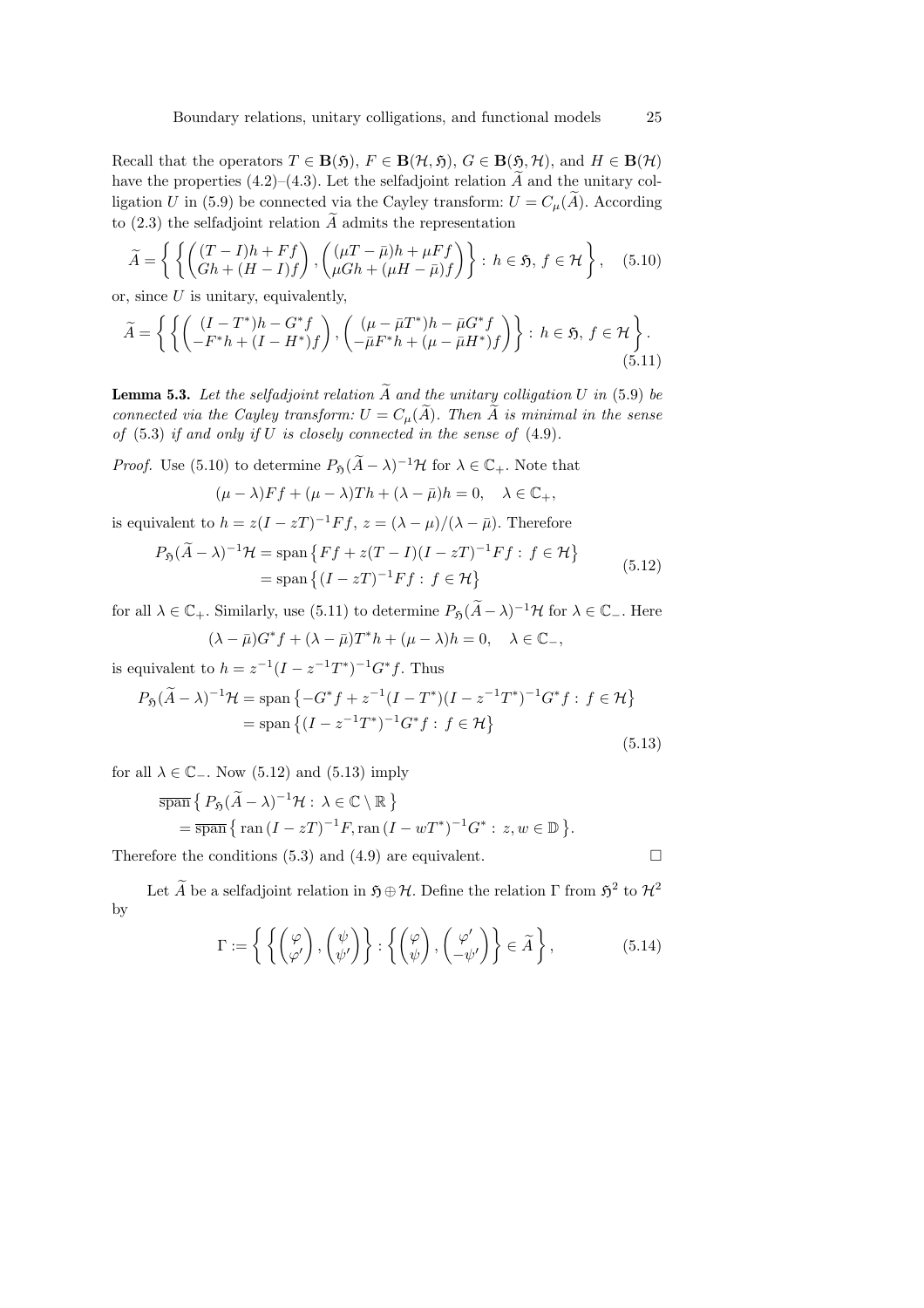Recall that the operators $T \in \mathbf{B}(\mathfrak{H})$, $F \in \mathbf{B}(\mathcal{H}, \mathfrak{H})$, $G \in \mathbf{B}(\mathfrak{H}, \mathcal{H})$, and $H \in \mathbf{B}(\mathcal{H})$ have the properties (4.2)–(4.3). Let the selfadjoint relation $\widetilde{A}$ and the unitary colligation $U$ in (5.9) be connected via the Cayley transform: $U = C_\mu(\widetilde{A})$. According to (2.3) the selfadjoint relation $\widetilde{A}$ admits the representation

$$
\widetilde{A} = \left\{ \left\{ \begin{pmatrix} (T-I)h + Ff \\ Gh + (H-I)f \end{pmatrix}, \begin{pmatrix} (\mu T - \bar{\mu})h + \mu F f \\ \mu G h + (\mu H - \bar{\mu}) f \end{pmatrix} \right\} : h \in \mathfrak{H},\, f \in \mathcal{H} \right\}, \tag{5.10}
$$

or, since $U$ is unitary, equivalently,

$$
\widetilde{A} = \left\{ \left\{ \begin{pmatrix} (I-T^*)h - G^* f \\ -F^* h + (I-H^*)f \end{pmatrix}, \begin{pmatrix} (\mu - \bar{\mu}T^*)h - \bar{\mu} G^* f \\ -\bar{\mu} F^* h + (\mu - \bar{\mu} H^*) f \end{pmatrix} \right\} : h \in \mathfrak{H},\, f \in \mathcal{H} \right\}. \tag{5.11}
$$

**Lemma 5.3.** *Let the selfadjoint relation $\widetilde{A}$ and the unitary colligation $U$ in (5.9) be connected via the Cayley transform: $U = C_\mu(\widetilde{A})$. Then $\widetilde{A}$ is minimal in the sense of (5.3) if and only if $U$ is closely connected in the sense of (4.9).*

*Proof.* Use (5.10) to determine $P_{\mathfrak{H}}(\widetilde{A} - \lambda)^{-1}\mathcal{H}$ for $\lambda \in \mathbb{C}_+$. Note that

$$
(\mu - \lambda)Ff + (\mu - \lambda)Th + (\lambda - \bar{\mu})h = 0, \quad \lambda \in \mathbb{C}_+,
$$

is equivalent to $h = z(I - zT)^{-1}Ff$, $z = (\lambda - \mu)/(\lambda - \bar{\mu})$. Therefore

$$
\begin{aligned}
P_{\mathfrak{H}}(\widetilde{A} - \lambda)^{-1}\mathcal{H} &= \operatorname{span}\left\{ Ff + z(T-I)(I-zT)^{-1}Ff : f \in \mathcal{H} \right\} \\
&= \operatorname{span}\left\{ (I - zT)^{-1}Ff : f \in \mathcal{H} \right\}
\end{aligned} \tag{5.12}
$$

for all $\lambda \in \mathbb{C}_+$. Similarly, use (5.11) to determine $P_{\mathfrak{H}}(\widetilde{A} - \lambda)^{-1}\mathcal{H}$ for $\lambda \in \mathbb{C}_-$. Here

$$
(\lambda - \bar{\mu})G^* f + (\lambda - \bar{\mu})T^* h + (\mu - \lambda)h = 0, \quad \lambda \in \mathbb{C}_-,
$$

is equivalent to $h = z^{-1}(I - z^{-1}T^*)^{-1}G^* f$. Thus

$$
\begin{aligned}
P_{\mathfrak{H}}(\widetilde{A} - \lambda)^{-1}\mathcal{H} &= \operatorname{span}\left\{ -G^* f + z^{-1}(I - T^*)(I - z^{-1}T^*)^{-1}G^* f : f \in \mathcal{H} \right\} \\
&= \operatorname{span}\left\{ (I - z^{-1}T^*)^{-1}G^* f : f \in \mathcal{H} \right\}
\end{aligned} \tag{5.13}
$$

for all $\lambda \in \mathbb{C}_-$. Now (5.12) and (5.13) imply

$$
\begin{aligned}
&\overline{\operatorname{span}}\left\{ P_{\mathfrak{H}}(\widetilde{A} - \lambda)^{-1}\mathcal{H} : \lambda \in \mathbb{C} \setminus \mathbb{R} \right\} \\
&\quad = \overline{\operatorname{span}}\left\{ \operatorname{ran}(I - zT)^{-1}F, \operatorname{ran}(I - wT^*)^{-1}G^* : z, w \in \mathbb{D} \right\}.
\end{aligned}
$$

Therefore the conditions (5.3) and (4.9) are equivalent. $\square$

Let $\widetilde{A}$ be a selfadjoint relation in $\mathfrak{H} \oplus \mathcal{H}$. Define the relation $\Gamma$ from $\mathfrak{H}^2$ to $\mathcal{H}^2$ by

$$
\Gamma := \left\{ \left\{ \begin{pmatrix} \varphi \\ \varphi' \end{pmatrix}, \begin{pmatrix} \psi \\ \psi' \end{pmatrix} \right\} : \left\{ \begin{pmatrix} \varphi \\ \psi \end{pmatrix}, \begin{pmatrix} \varphi' \\ -\psi' \end{pmatrix} \right\} \in \widetilde{A} \right\}, \tag{5.14}
$$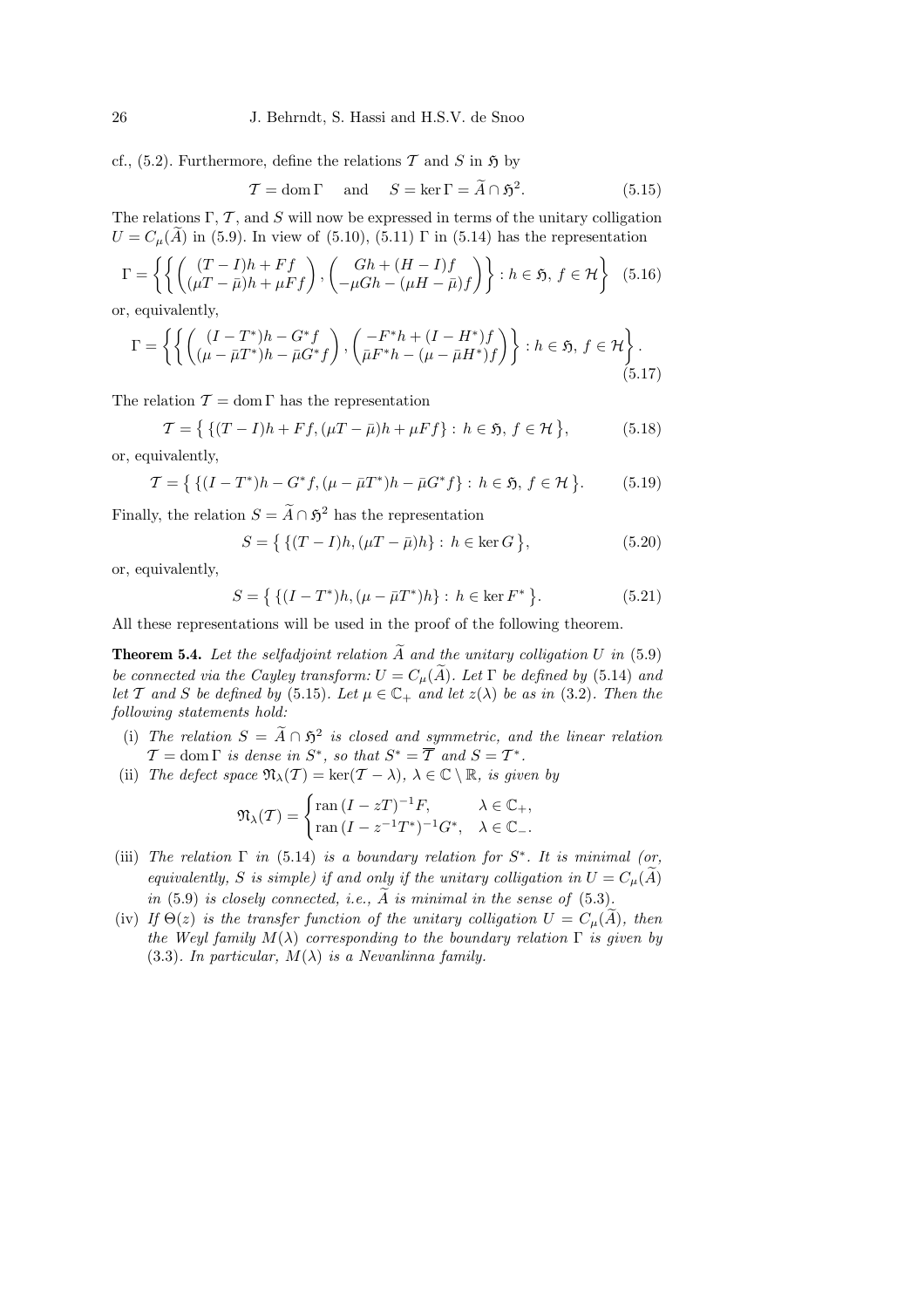cf., (5.2). Furthermore, define the relations $\mathcal{T}$ and $S$ in $\mathfrak{H}$ by

$$\mathcal{T} = \operatorname{dom} \Gamma \quad \text{and} \quad S = \ker \Gamma = \widetilde{A} \cap \mathfrak{H}^2. \tag{5.15}$$

The relations $\Gamma$, $\mathcal{T}$, and $S$ will now be expressed in terms of the unitary colligation $U = C_\mu(\widetilde{A})$ in (5.9). In view of (5.10), (5.11) $\Gamma$ in (5.14) has the representation

$$\Gamma = \left\{ \left\{ \begin{pmatrix} (T-I)h + Ff \\ (\mu T - \bar{\mu})h + \mu F f \end{pmatrix}, \begin{pmatrix} Gh + (H-I)f \\ -\mu G h - (\mu H - \bar{\mu}) f \end{pmatrix} \right\} : h \in \mathfrak{H},\, f \in \mathcal{H} \right\} \tag{5.16}$$

or, equivalently,

$$\Gamma = \left\{ \left\{ \begin{pmatrix} (I-T^*)h - G^* f \\ (\mu - \bar{\mu} T^*)h - \bar{\mu} G^* f \end{pmatrix}, \begin{pmatrix} -F^* h + (I - H^*) f \\ \bar{\mu} F^* h - (\mu - \bar{\mu} H^*) f \end{pmatrix} \right\} : h \in \mathfrak{H},\, f \in \mathcal{H} \right\}. \tag{5.17}$$

The relation $\mathcal{T} = \operatorname{dom} \Gamma$ has the representation

$$\mathcal{T} = \left\{ \{ (T-I)h + Ff, (\mu T - \bar{\mu})h + \mu F f \} : h \in \mathfrak{H},\, f \in \mathcal{H} \right\}, \tag{5.18}$$

or, equivalently,

$$\mathcal{T} = \left\{ \{ (I - T^*)h - G^* f, (\mu - \bar{\mu} T^*)h - \bar{\mu} G^* f \} : h \in \mathfrak{H},\, f \in \mathcal{H} \right\}. \tag{5.19}$$

Finally, the relation $S = \widetilde{A} \cap \mathfrak{H}^2$ has the representation

$$S = \left\{ \{ (T-I)h, (\mu T - \bar{\mu})h \} : h \in \ker G \right\}, \tag{5.20}$$

or, equivalently,

$$S = \left\{ \{ (I - T^*)h, (\mu - \bar{\mu} T^*)h \} : h \in \ker F^* \right\}. \tag{5.21}$$

All these representations will be used in the proof of the following theorem.

**Theorem 5.4.** *Let the selfadjoint relation $\widetilde{A}$ and the unitary colligation $U$ in (5.9) be connected via the Cayley transform: $U = C_\mu(\widetilde{A})$. Let $\Gamma$ be defined by (5.14) and let $\mathcal{T}$ and $S$ be defined by (5.15). Let $\mu \in \mathbb{C}_+$ and let $z(\lambda)$ be as in (3.2). Then the following statements hold:*

(i) *The relation $S = \widetilde{A} \cap \mathfrak{H}^2$ is closed and symmetric, and the linear relation $\mathcal{T} = \operatorname{dom} \Gamma$ is dense in $S^*$, so that $S^* = \overline{\mathcal{T}}$ and $S = \mathcal{T}^*$.*

(ii) *The defect space $\mathfrak{N}_\lambda(\mathcal{T}) = \ker(\mathcal{T} - \lambda)$, $\lambda \in \mathbb{C} \setminus \mathbb{R}$, is given by*

$$\mathfrak{N}_\lambda(\mathcal{T}) = \begin{cases} \operatorname{ran} (I - zT)^{-1} F, & \lambda \in \mathbb{C}_+, \\ \operatorname{ran} (I - z^{-1} T^*)^{-1} G^*, & \lambda \in \mathbb{C}_-. \end{cases}$$

(iii) *The relation $\Gamma$ in (5.14) is a boundary relation for $S^*$. It is minimal (or, equivalently, $S$ is simple) if and only if the unitary colligation in $U = C_\mu(\widetilde{A})$ in (5.9) is closely connected, i.e., $\widetilde{A}$ is minimal in the sense of (5.3).*

(iv) *If $\Theta(z)$ is the transfer function of the unitary colligation $U = C_\mu(\widetilde{A})$, then the Weyl family $M(\lambda)$ corresponding to the boundary relation $\Gamma$ is given by (3.3). In particular, $M(\lambda)$ is a Nevanlinna family.*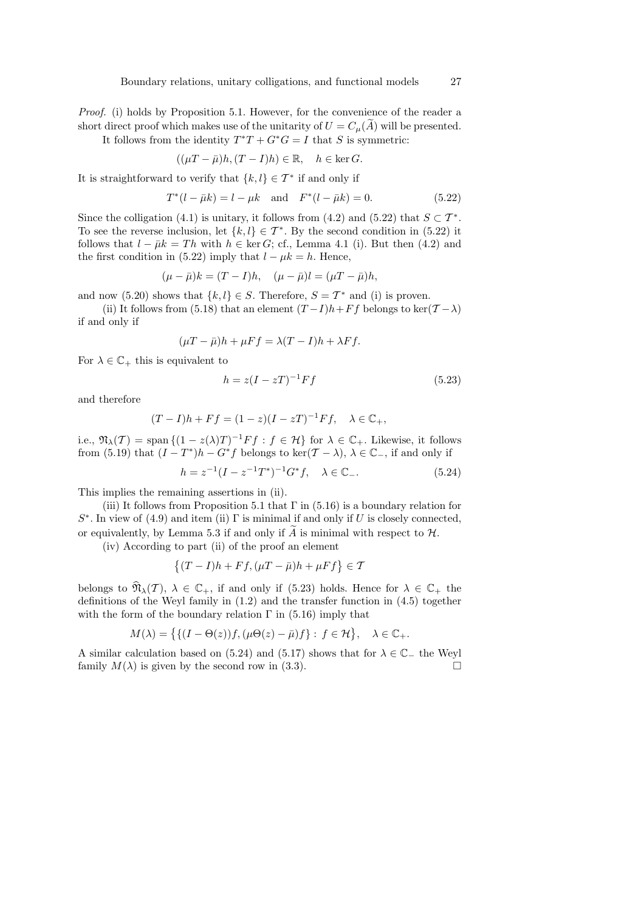*Proof.* (i) holds by Proposition 5.1. However, for the convenience of the reader a short direct proof which makes use of the unitarity of $U = C_\mu(\widetilde{A})$ will be presented.

It follows from the identity $T^*T + G^*G = I$ that $S$ is symmetric:

$$((\mu T - \bar{\mu})h, (T - I)h) \in \mathbb{R}, \quad h \in \ker G.$$

It is straightforward to verify that $\{k, l\} \in \mathcal{T}^*$ if and only if

$$T^*(l - \bar{\mu}k) = l - \mu k \quad \text{and} \quad F^*(l - \bar{\mu}k) = 0. \tag{5.22}$$

Since the colligation (4.1) is unitary, it follows from (4.2) and (5.22) that $S \subset \mathcal{T}^*$. To see the reverse inclusion, let $\{k, l\} \in \mathcal{T}^*$. By the second condition in (5.22) it follows that $l - \bar{\mu}k = Th$ with $h \in \ker G$; cf., Lemma 4.1 (i). But then (4.2) and the first condition in (5.22) imply that $l - \mu k = h$. Hence,

$$(\mu - \bar{\mu})k = (T - I)h, \quad (\mu - \bar{\mu})l = (\mu T - \bar{\mu})h,$$

and now (5.20) shows that $\{k, l\} \in S$. Therefore, $S = \mathcal{T}^*$ and (i) is proven.

(ii) It follows from (5.18) that an element $(T - I)h + Ff$ belongs to $\ker(\mathcal{T} - \lambda)$ if and only if

$$(\mu T - \bar{\mu})h + \mu Ff = \lambda(T - I)h + \lambda Ff.$$

For $\lambda \in \mathbb{C}_+$ this is equivalent to

$$h = z(I - zT)^{-1}Ff \tag{5.23}$$

and therefore

$$(T - I)h + Ff = (1 - z)(I - zT)^{-1}Ff, \quad \lambda \in \mathbb{C}_+,$$

i.e., $\mathfrak{N}_\lambda(\mathcal{T}) = \operatorname{span}\{(1 - z(\lambda)T)^{-1}Ff : f \in \mathcal{H}\}$ for $\lambda \in \mathbb{C}_+$. Likewise, it follows from (5.19) that $(I - T^*)h - G^*f$ belongs to $\ker(\mathcal{T} - \lambda)$, $\lambda \in \mathbb{C}_-$, if and only if

$$h = z^{-1}(I - z^{-1}T^*)^{-1}G^*f, \quad \lambda \in \mathbb{C}_-. \tag{5.24}$$

This implies the remaining assertions in (ii).

(iii) It follows from Proposition 5.1 that $\Gamma$ in (5.16) is a boundary relation for $S^*$. In view of (4.9) and item (ii) $\Gamma$ is minimal if and only if $U$ is closely connected, or equivalently, by Lemma 5.3 if and only if $\widetilde{A}$ is minimal with respect to $\mathcal{H}$.

(iv) According to part (ii) of the proof an element

$$\{(T - I)h + Ff, (\mu T - \bar{\mu})h + \mu Ff\} \in \mathcal{T}$$

belongs to $\widehat{\mathfrak{N}}_\lambda(\mathcal{T})$, $\lambda \in \mathbb{C}_+$, if and only if (5.23) holds. Hence for $\lambda \in \mathbb{C}_+$ the definitions of the Weyl family in (1.2) and the transfer function in (4.5) together with the form of the boundary relation $\Gamma$ in (5.16) imply that

$$M(\lambda) = \{\{(I - \Theta(z))f, (\mu\Theta(z) - \bar{\mu})f\} : f \in \mathcal{H}\}, \quad \lambda \in \mathbb{C}_+.$$

A similar calculation based on (5.24) and (5.17) shows that for $\lambda \in \mathbb{C}_-$ the Weyl family $M(\lambda)$ is given by the second row in (3.3). $\square$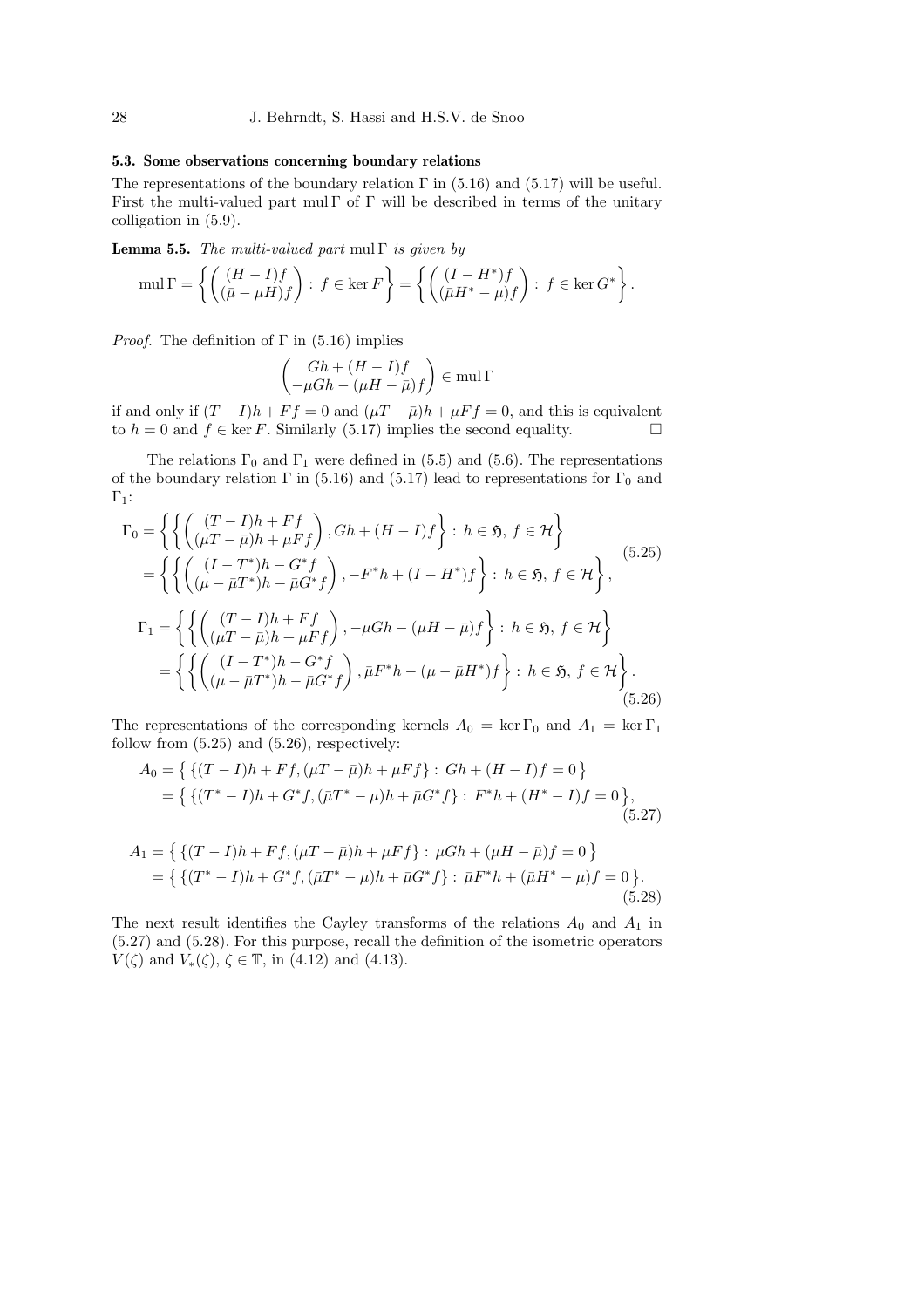### 5.3. Some observations concerning boundary relations

The representations of the boundary relation $\Gamma$ in (5.16) and (5.17) will be useful. First the multi-valued part $\operatorname{mul}\Gamma$ of $\Gamma$ will be described in terms of the unitary colligation in (5.9).

**Lemma 5.5.** *The multi-valued part* $\operatorname{mul}\Gamma$ *is given by*

$$\operatorname{mul}\Gamma = \left\{ \begin{pmatrix} (H-I)f \\ (\bar{\mu}-\mu H)f \end{pmatrix} : \, f \in \ker F \right\} = \left\{ \begin{pmatrix} (I-H^*)f \\ (\bar{\mu}H^*-\mu)f \end{pmatrix} : \, f \in \ker G^* \right\}.$$

*Proof.* The definition of $\Gamma$ in (5.16) implies

$$\begin{pmatrix} Gh + (H-I)f \\ -\mu Gh - (\mu H - \bar{\mu})f \end{pmatrix} \in \operatorname{mul}\Gamma$$

if and only if $(T-I)h + Ff = 0$ and $(\mu T - \bar{\mu})h + \mu F f = 0$, and this is equivalent to $h = 0$ and $f \in \ker F$. Similarly (5.17) implies the second equality. $\square$

The relations $\Gamma_0$ and $\Gamma_1$ were defined in (5.5) and (5.6). The representations of the boundary relation $\Gamma$ in (5.16) and (5.17) lead to representations for $\Gamma_0$ and $\Gamma_1$:

$$\begin{aligned} \Gamma_0 &= \left\{ \left\{ \begin{pmatrix} (T-I)h + Ff \\ (\mu T - \bar{\mu})h + \mu F f \end{pmatrix}, Gh + (H-I)f \right\} : \, h \in \mathfrak{H}, \, f \in \mathcal{H} \right\} \\ &= \left\{ \left\{ \begin{pmatrix} (I-T^*)h - G^*f \\ (\mu - \bar{\mu}T^*)h - \bar{\mu}G^*f \end{pmatrix}, -F^*h + (I-H^*)f \right\} : \, h \in \mathfrak{H}, \, f \in \mathcal{H} \right\}, \end{aligned} \tag{5.25}$$

$$\begin{aligned} \Gamma_1 &= \left\{ \left\{ \begin{pmatrix} (T-I)h + Ff \\ (\mu T - \bar{\mu})h + \mu F f \end{pmatrix}, -\mu Gh - (\mu H - \bar{\mu})f \right\} : \, h \in \mathfrak{H}, \, f \in \mathcal{H} \right\} \\ &= \left\{ \left\{ \begin{pmatrix} (I-T^*)h - G^*f \\ (\mu - \bar{\mu}T^*)h - \bar{\mu}G^*f \end{pmatrix}, \bar{\mu}F^*h - (\mu - \bar{\mu}H^*)f \right\} : \, h \in \mathfrak{H}, \, f \in \mathcal{H} \right\}. \end{aligned} \tag{5.26}$$

The representations of the corresponding kernels $A_0 = \ker \Gamma_0$ and $A_1 = \ker \Gamma_1$ follow from (5.25) and (5.26), respectively:

$$\begin{aligned} A_0 &= \left\{ \, \{(T-I)h + Ff, (\mu T - \bar{\mu})h + \mu F f\} : \, Gh + (H-I)f = 0 \, \right\} \\ &= \left\{ \, \{(T^*-I)h + G^*f, (\bar{\mu}T^* - \mu)h + \bar{\mu}G^*f\} : \, F^*h + (H^*-I)f = 0 \, \right\}, \end{aligned} \tag{5.27}$$

$$\begin{aligned} A_1 &= \left\{ \, \{(T-I)h + Ff, (\mu T - \bar{\mu})h + \mu F f\} : \, \mu Gh + (\mu H - \bar{\mu})f = 0 \, \right\} \\ &= \left\{ \, \{(T^*-I)h + G^*f, (\bar{\mu}T^* - \mu)h + \bar{\mu}G^*f\} : \, \bar{\mu}F^*h + (\bar{\mu}H^* - \mu)f = 0 \, \right\}. \end{aligned} \tag{5.28}$$

The next result identifies the Cayley transforms of the relations $A_0$ and $A_1$ in (5.27) and (5.28). For this purpose, recall the definition of the isometric operators $V(\zeta)$ and $V_*(\zeta)$, $\zeta \in \mathbb{T}$, in (4.12) and (4.13).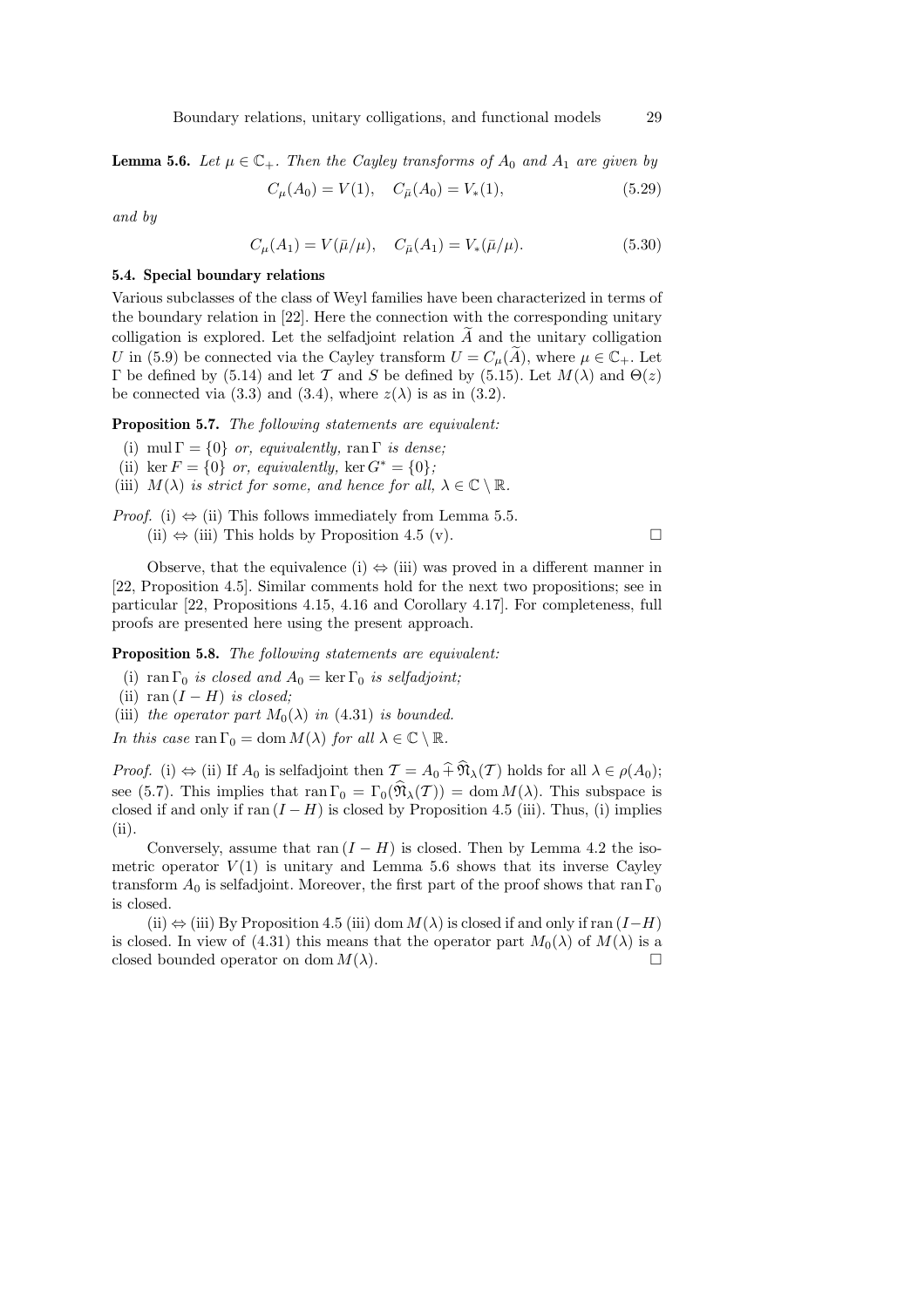**Lemma 5.6.** *Let $\mu \in \mathbb{C}_+$. Then the Cayley transforms of $A_0$ and $A_1$ are given by*

$$C_\mu(A_0) = V(1), \quad C_{\bar\mu}(A_0) = V_*(1), \tag{5.29}$$

*and by*

$$C_\mu(A_1) = V(\bar\mu/\mu), \quad C_{\bar\mu}(A_1) = V_*(\bar\mu/\mu). \tag{5.30}$$

### 5.4. Special boundary relations

Various subclasses of the class of Weyl families have been characterized in terms of the boundary relation in [22]. Here the connection with the corresponding unitary colligation is explored. Let the selfadjoint relation $\widetilde{A}$ and the unitary colligation $U$ in (5.9) be connected via the Cayley transform $U = C_\mu(\widetilde{A})$, where $\mu \in \mathbb{C}_+$. Let $\Gamma$ be defined by (5.14) and let $\mathcal{T}$ and $S$ be defined by (5.15). Let $M(\lambda)$ and $\Theta(z)$ be connected via (3.3) and (3.4), where $z(\lambda)$ is as in (3.2).

**Proposition 5.7.** *The following statements are equivalent:*

(i) $\operatorname{mul}\Gamma = \{0\}$ *or, equivalently,* $\operatorname{ran}\Gamma$ *is dense;*

(ii) $\ker F = \{0\}$ *or, equivalently,* $\ker G^* = \{0\}$*;*

(iii) $M(\lambda)$ *is strict for some, and hence for all,* $\lambda \in \mathbb{C} \setminus \mathbb{R}$.

*Proof.* (i) $\Leftrightarrow$ (ii) This follows immediately from Lemma 5.5.
(ii) $\Leftrightarrow$ (iii) This holds by Proposition 4.5 (v). □

Observe, that the equivalence (i) $\Leftrightarrow$ (iii) was proved in a different manner in [22, Proposition 4.5]. Similar comments hold for the next two propositions; see in particular [22, Propositions 4.15, 4.16 and Corollary 4.17]. For completeness, full proofs are presented here using the present approach.

**Proposition 5.8.** *The following statements are equivalent:*

(i) $\operatorname{ran}\Gamma_0$ *is closed and* $A_0 = \ker\Gamma_0$ *is selfadjoint;*

(ii) $\operatorname{ran}(I - H)$ *is closed;*

(iii) *the operator part* $M_0(\lambda)$ *in* (4.31) *is bounded.*

*In this case* $\operatorname{ran}\Gamma_0 = \operatorname{dom} M(\lambda)$ *for all* $\lambda \in \mathbb{C} \setminus \mathbb{R}$.

*Proof.* (i) $\Leftrightarrow$ (ii) If $A_0$ is selfadjoint then $\mathcal{T} = A_0 \,\widehat{+}\, \widehat{\mathfrak{N}}_\lambda(\mathcal{T})$ holds for all $\lambda \in \rho(A_0)$; see (5.7). This implies that $\operatorname{ran}\Gamma_0 = \Gamma_0(\widehat{\mathfrak{N}}_\lambda(\mathcal{T})) = \operatorname{dom} M(\lambda)$. This subspace is closed if and only if $\operatorname{ran}(I - H)$ is closed by Proposition 4.5 (iii). Thus, (i) implies (ii).

Conversely, assume that $\operatorname{ran}(I - H)$ is closed. Then by Lemma 4.2 the isometric operator $V(1)$ is unitary and Lemma 5.6 shows that its inverse Cayley transform $A_0$ is selfadjoint. Moreover, the first part of the proof shows that $\operatorname{ran}\Gamma_0$ is closed.

(ii) $\Leftrightarrow$ (iii) By Proposition 4.5 (iii) $\operatorname{dom} M(\lambda)$ is closed if and only if $\operatorname{ran}(I-H)$ is closed. In view of (4.31) this means that the operator part $M_0(\lambda)$ of $M(\lambda)$ is a closed bounded operator on $\operatorname{dom} M(\lambda)$. □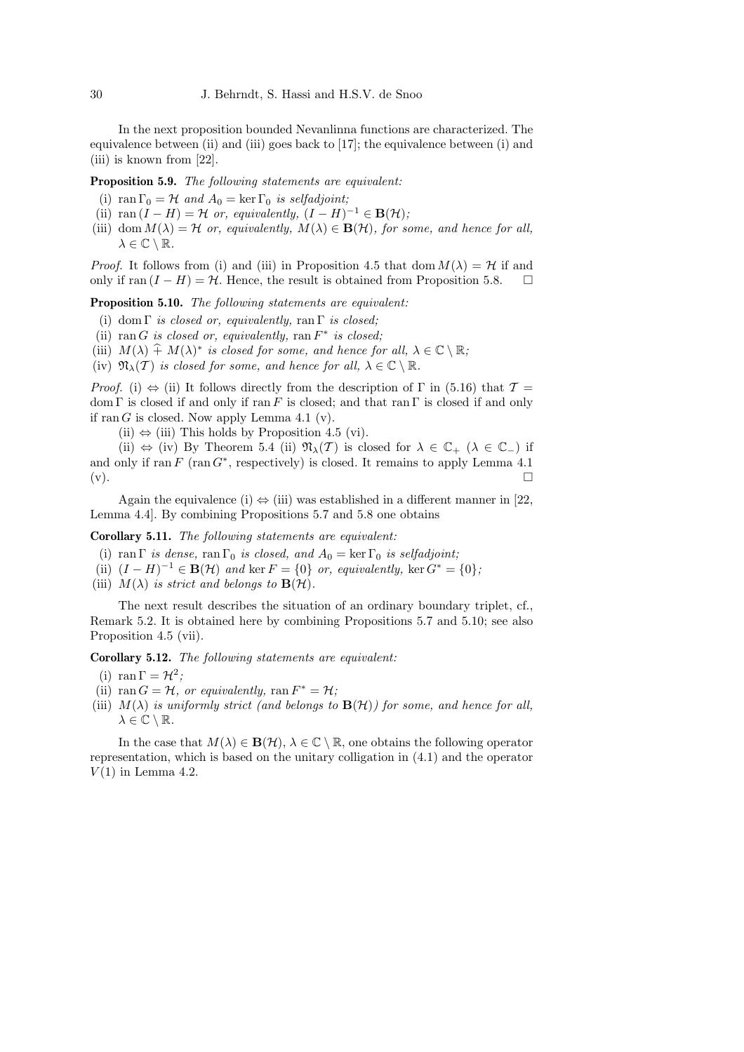In the next proposition bounded Nevanlinna functions are characterized. The equivalence between (ii) and (iii) goes back to [17]; the equivalence between (i) and (iii) is known from [22].

**Proposition 5.9.** *The following statements are equivalent:*

(i) $\operatorname{ran}\Gamma_0 = \mathcal{H}$ *and* $A_0 = \ker\Gamma_0$ *is selfadjoint;*
(ii) $\operatorname{ran}(I-H) = \mathcal{H}$ *or, equivalently,* $(I-H)^{-1} \in \mathbf{B}(\mathcal{H})$*;*
(iii) $\operatorname{dom} M(\lambda) = \mathcal{H}$ *or, equivalently,* $M(\lambda) \in \mathbf{B}(\mathcal{H})$*, for some, and hence for all,* $\lambda \in \mathbb{C}\setminus\mathbb{R}$*.*

*Proof.* It follows from (i) and (iii) in Proposition 4.5 that $\operatorname{dom} M(\lambda) = \mathcal{H}$ if and only if $\operatorname{ran}(I-H) = \mathcal{H}$. Hence, the result is obtained from Proposition 5.8. $\square$

**Proposition 5.10.** *The following statements are equivalent:*

(i) $\operatorname{dom}\Gamma$ *is closed or, equivalently,* $\operatorname{ran}\Gamma$ *is closed;*
(ii) $\operatorname{ran} G$ *is closed or, equivalently,* $\operatorname{ran} F^*$ *is closed;*
(iii) $M(\lambda) \,\hat{+}\, M(\lambda)^*$ *is closed for some, and hence for all,* $\lambda \in \mathbb{C}\setminus\mathbb{R}$*;*
(iv) $\mathfrak{N}_\lambda(\mathcal{T})$ *is closed for some, and hence for all,* $\lambda \in \mathbb{C}\setminus\mathbb{R}$*.*

*Proof.* (i) $\Leftrightarrow$ (ii) It follows directly from the description of $\Gamma$ in (5.16) that $\mathcal{T} = \operatorname{dom}\Gamma$ is closed if and only if $\operatorname{ran} F$ is closed; and that $\operatorname{ran}\Gamma$ is closed if and only if $\operatorname{ran} G$ is closed. Now apply Lemma 4.1 (v).

(ii) $\Leftrightarrow$ (iii) This holds by Proposition 4.5 (vi).

(ii) $\Leftrightarrow$ (iv) By Theorem 5.4 (ii) $\mathfrak{N}_\lambda(\mathcal{T})$ is closed for $\lambda \in \mathbb{C}_+$ ($\lambda \in \mathbb{C}_-$) if and only if $\operatorname{ran} F$ ($\operatorname{ran} G^*$, respectively) is closed. It remains to apply Lemma 4.1 (v). $\square$

Again the equivalence (i) $\Leftrightarrow$ (iii) was established in a different manner in [22, Lemma 4.4]. By combining Propositions 5.7 and 5.8 one obtains

**Corollary 5.11.** *The following statements are equivalent:*

(i) $\operatorname{ran}\Gamma$ *is dense,* $\operatorname{ran}\Gamma_0$ *is closed, and* $A_0 = \ker\Gamma_0$ *is selfadjoint;*
(ii) $(I-H)^{-1} \in \mathbf{B}(\mathcal{H})$ *and* $\ker F = \{0\}$ *or, equivalently,* $\ker G^* = \{0\}$*;*
(iii) $M(\lambda)$ *is strict and belongs to* $\mathbf{B}(\mathcal{H})$*.*

The next result describes the situation of an ordinary boundary triplet, cf., Remark 5.2. It is obtained here by combining Propositions 5.7 and 5.10; see also Proposition 4.5 (vii).

**Corollary 5.12.** *The following statements are equivalent:*

(i) $\operatorname{ran}\Gamma = \mathcal{H}^2$*;*
(ii) $\operatorname{ran} G = \mathcal{H}$*, or equivalently,* $\operatorname{ran} F^* = \mathcal{H}$*;*
(iii) $M(\lambda)$ *is uniformly strict (and belongs to* $\mathbf{B}(\mathcal{H})$*) for some, and hence for all,* $\lambda \in \mathbb{C}\setminus\mathbb{R}$*.*

In the case that $M(\lambda) \in \mathbf{B}(\mathcal{H})$, $\lambda \in \mathbb{C}\setminus\mathbb{R}$, one obtains the following operator representation, which is based on the unitary colligation in (4.1) and the operator $V(1)$ in Lemma 4.2.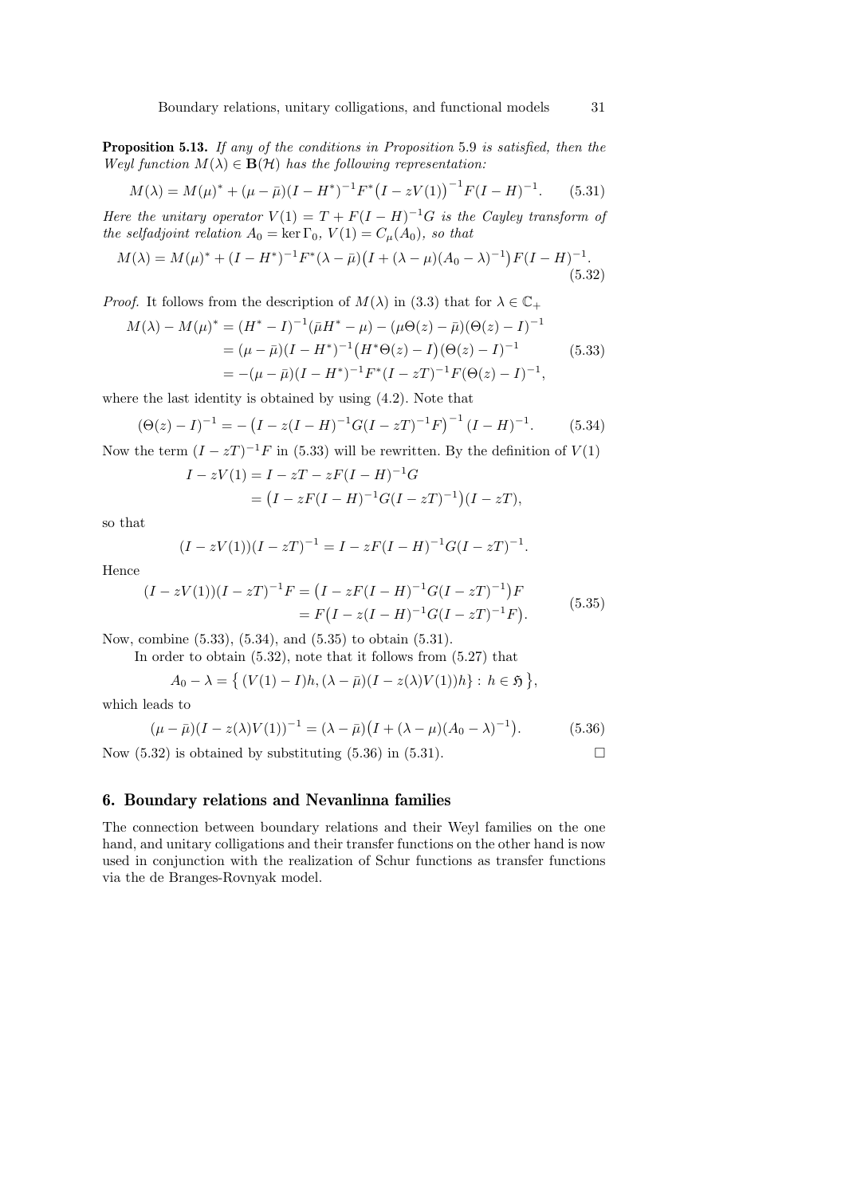**Proposition 5.13.** *If any of the conditions in Proposition* 5.9 *is satisfied, then the Weyl function $M(\lambda) \in \mathbf{B}(\mathcal{H})$ has the following representation:*

$$M(\lambda) = M(\mu)^* + (\mu - \bar{\mu})(I - H^*)^{-1} F^* \big(I - zV(1)\big)^{-1} F (I - H)^{-1}. \tag{5.31}$$

*Here the unitary operator $V(1) = T + F(I - H)^{-1} G$ is the Cayley transform of the selfadjoint relation $A_0 = \ker \Gamma_0$, $V(1) = C_\mu(A_0)$, so that*

$$M(\lambda) = M(\mu)^* + (I - H^*)^{-1} F^* (\lambda - \bar{\mu}) \big(I + (\lambda - \mu)(A_0 - \lambda)^{-1}\big) F (I - H)^{-1}. \tag{5.32}$$

*Proof.* It follows from the description of $M(\lambda)$ in (3.3) that for $\lambda \in \mathbb{C}_+$

$$\begin{aligned} M(\lambda) - M(\mu)^* &= (H^* - I)^{-1} (\bar{\mu} H^* - \mu) - (\mu \Theta(z) - \bar{\mu})(\Theta(z) - I)^{-1} \\ &= (\mu - \bar{\mu})(I - H^*)^{-1} \big(H^* \Theta(z) - I\big)(\Theta(z) - I)^{-1} \\ &= -(\mu - \bar{\mu})(I - H^*)^{-1} F^* (I - zT)^{-1} F (\Theta(z) - I)^{-1}, \end{aligned} \tag{5.33}$$

where the last identity is obtained by using (4.2). Note that

$$(\Theta(z) - I)^{-1} = -\big(I - z(I - H)^{-1} G (I - zT)^{-1} F\big)^{-1} (I - H)^{-1}. \tag{5.34}$$

Now the term $(I - zT)^{-1} F$ in (5.33) will be rewritten. By the definition of $V(1)$

$$\begin{aligned} I - zV(1) &= I - zT - zF(I - H)^{-1} G \\ &= \big(I - zF(I - H)^{-1} G (I - zT)^{-1}\big)(I - zT), \end{aligned}$$

so that

$$(I - zV(1))(I - zT)^{-1} = I - zF(I - H)^{-1} G (I - zT)^{-1}.$$

Hence

$$\begin{aligned} (I - zV(1))(I - zT)^{-1} F &= \big(I - zF(I - H)^{-1} G (I - zT)^{-1}\big) F \\ &= F\big(I - z(I - H)^{-1} G (I - zT)^{-1} F\big). \end{aligned} \tag{5.35}$$

Now, combine (5.33), (5.34), and (5.35) to obtain (5.31).

In order to obtain (5.32), note that it follows from (5.27) that

$$A_0 - \lambda = \big\{ \, (V(1) - I)h, (\lambda - \bar{\mu})(I - z(\lambda) V(1))h \} : \, h \in \mathfrak{H} \, \big\},$$

which leads to

$$(\mu - \bar{\mu})(I - z(\lambda) V(1))^{-1} = (\lambda - \bar{\mu})\big(I + (\lambda - \mu)(A_0 - \lambda)^{-1}\big). \tag{5.36}$$

Now (5.32) is obtained by substituting (5.36) in (5.31). $\square$

## 6. Boundary relations and Nevanlinna families

The connection between boundary relations and their Weyl families on the one hand, and unitary colligations and their transfer functions on the other hand is now used in conjunction with the realization of Schur functions as transfer functions via the de Branges-Rovnyak model.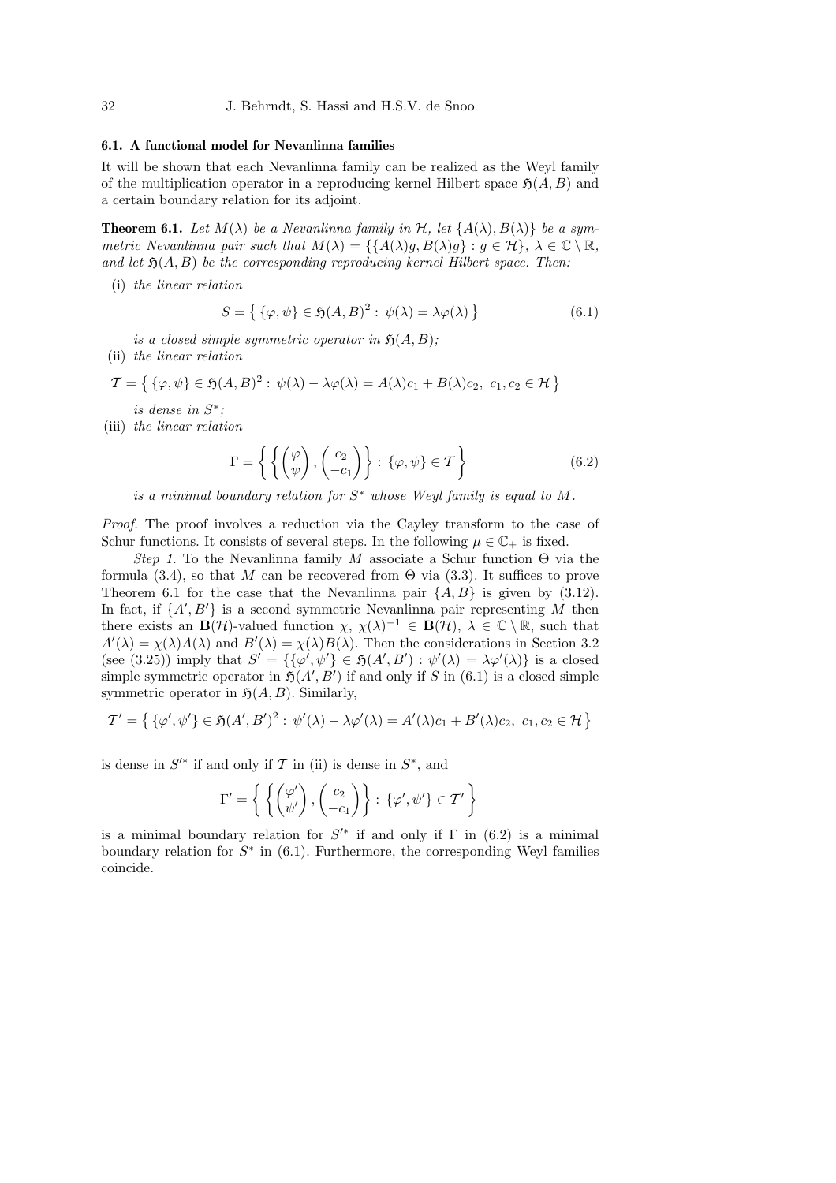### 6.1. A functional model for Nevanlinna families

It will be shown that each Nevanlinna family can be realized as the Weyl family of the multiplication operator in a reproducing kernel Hilbert space $\mathfrak{H}(A,B)$ and a certain boundary relation for its adjoint.

**Theorem 6.1.** *Let $M(\lambda)$ be a Nevanlinna family in $\mathcal{H}$, let $\{A(\lambda),B(\lambda)\}$ be a symmetric Nevanlinna pair such that $M(\lambda)=\{\{A(\lambda)g,B(\lambda)g\}: g\in\mathcal{H}\}$, $\lambda\in\mathbb{C}\setminus\mathbb{R}$, and let $\mathfrak{H}(A,B)$ be the corresponding reproducing kernel Hilbert space. Then:*

(i) *the linear relation*

$$S=\left\{\,\{\varphi,\psi\}\in\mathfrak{H}(A,B)^2:\ \psi(\lambda)=\lambda\varphi(\lambda)\,\right\} \tag{6.1}$$

*is a closed simple symmetric operator in $\mathfrak{H}(A,B)$;*

(ii) *the linear relation*

$$\mathcal{T}=\left\{\,\{\varphi,\psi\}\in\mathfrak{H}(A,B)^2:\ \psi(\lambda)-\lambda\varphi(\lambda)=A(\lambda)c_1+B(\lambda)c_2,\ c_1,c_2\in\mathcal{H}\,\right\}$$

*is dense in $S^*$;*

(iii) *the linear relation*

$$\Gamma=\left\{\left\{\begin{pmatrix}\varphi\\ \psi\end{pmatrix},\begin{pmatrix}c_2\\ -c_1\end{pmatrix}\right\}:\ \{\varphi,\psi\}\in\mathcal{T}\right\} \tag{6.2}$$

*is a minimal boundary relation for $S^*$ whose Weyl family is equal to $M$.*

*Proof.* The proof involves a reduction via the Cayley transform to the case of Schur functions. It consists of several steps. In the following $\mu\in\mathbb{C}_+$ is fixed.

*Step 1.* To the Nevanlinna family $M$ associate a Schur function $\Theta$ via the formula (3.4), so that $M$ can be recovered from $\Theta$ via (3.3). It suffices to prove Theorem 6.1 for the case that the Nevanlinna pair $\{A,B\}$ is given by (3.12). In fact, if $\{A',B'\}$ is a second symmetric Nevanlinna pair representing $M$ then there exists an $\mathbf{B}(\mathcal{H})$-valued function $\chi$, $\chi(\lambda)^{-1}\in\mathbf{B}(\mathcal{H})$, $\lambda\in\mathbb{C}\setminus\mathbb{R}$, such that $A'(\lambda)=\chi(\lambda)A(\lambda)$ and $B'(\lambda)=\chi(\lambda)B(\lambda)$. Then the considerations in Section 3.2 (see (3.25)) imply that $S'=\{\{\varphi',\psi'\}\in\mathfrak{H}(A',B'):\psi'(\lambda)=\lambda\varphi'(\lambda)\}$ is a closed simple symmetric operator in $\mathfrak{H}(A',B')$ if and only if $S$ in (6.1) is a closed simple symmetric operator in $\mathfrak{H}(A,B)$. Similarly,

$$\mathcal{T}'=\left\{\,\{\varphi',\psi'\}\in\mathfrak{H}(A',B')^2:\ \psi'(\lambda)-\lambda\varphi'(\lambda)=A'(\lambda)c_1+B'(\lambda)c_2,\ c_1,c_2\in\mathcal{H}\,\right\}$$

is dense in $S'^*$ if and only if $\mathcal{T}$ in (ii) is dense in $S^*$, and

$$\Gamma'=\left\{\left\{\begin{pmatrix}\varphi'\\ \psi'\end{pmatrix},\begin{pmatrix}c_2\\ -c_1\end{pmatrix}\right\}:\ \{\varphi',\psi'\}\in\mathcal{T}'\right\}$$

is a minimal boundary relation for $S'^*$ if and only if $\Gamma$ in (6.2) is a minimal boundary relation for $S^*$ in (6.1). Furthermore, the corresponding Weyl families coincide.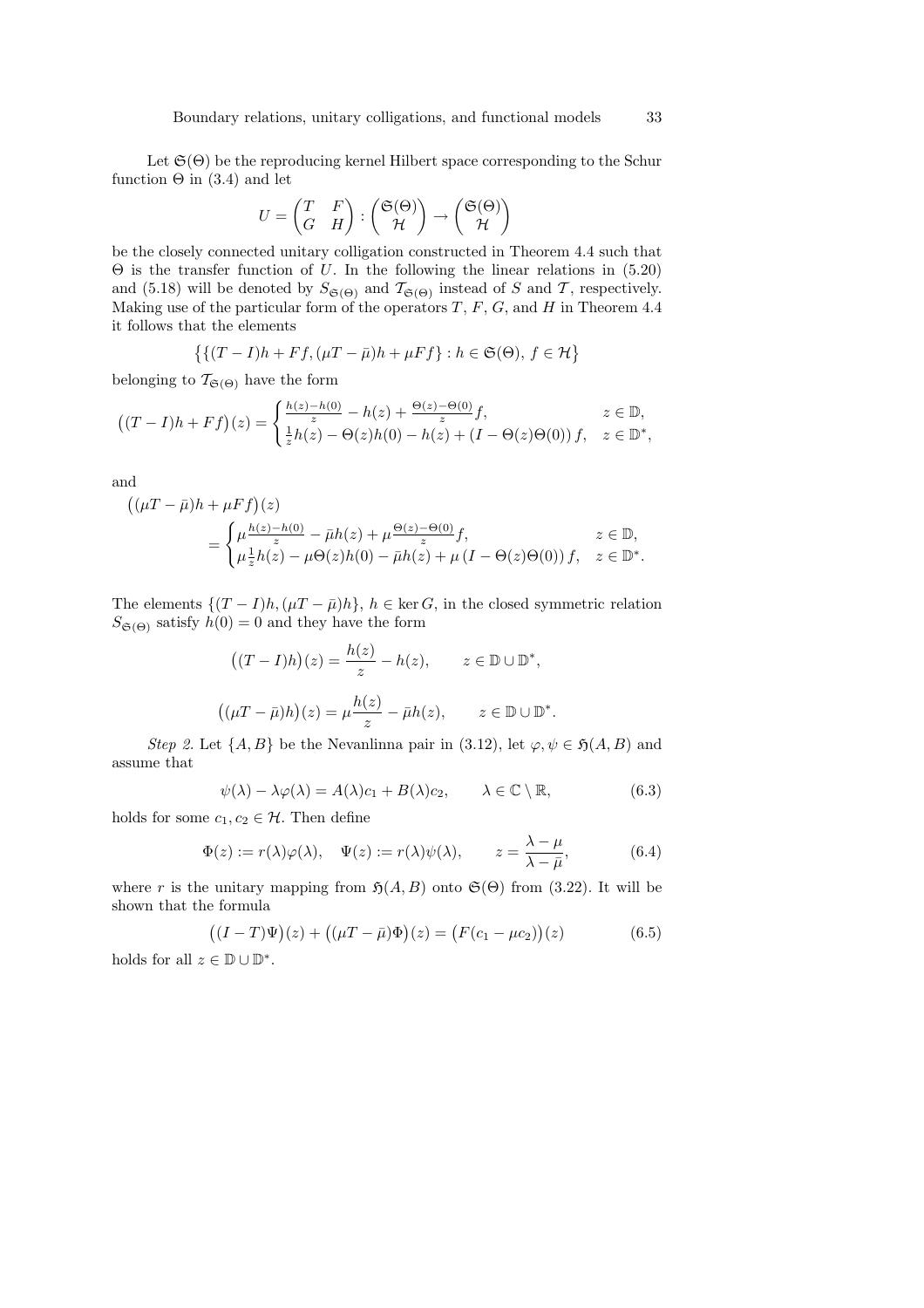Let $\mathfrak{S}(\Theta)$ be the reproducing kernel Hilbert space corresponding to the Schur function $\Theta$ in (3.4) and let

$$U = \begin{pmatrix} T & F \\ G & H \end{pmatrix} : \begin{pmatrix} \mathfrak{S}(\Theta) \\ \mathcal{H} \end{pmatrix} \to \begin{pmatrix} \mathfrak{S}(\Theta) \\ \mathcal{H} \end{pmatrix}$$

be the closely connected unitary colligation constructed in Theorem 4.4 such that $\Theta$ is the transfer function of $U$. In the following the linear relations in (5.20) and (5.18) will be denoted by $S_{\mathfrak{S}(\Theta)}$ and $\mathcal{T}_{\mathfrak{S}(\Theta)}$ instead of $S$ and $\mathcal{T}$, respectively. Making use of the particular form of the operators $T$, $F$, $G$, and $H$ in Theorem 4.4 it follows that the elements

$$\big\{\{(T-I)h + Ff, (\mu T - \bar{\mu})h + \mu F f\} : h \in \mathfrak{S}(\Theta),\, f \in \mathcal{H}\big\}$$

belonging to $\mathcal{T}_{\mathfrak{S}(\Theta)}$ have the form

$$\big((T-I)h + Ff\big)(z) = \begin{cases} \frac{h(z)-h(0)}{z} - h(z) + \frac{\Theta(z)-\Theta(0)}{z} f, & z \in \mathbb{D}, \\ \frac{1}{z} h(z) - \Theta(z)h(0) - h(z) + (I - \Theta(z)\Theta(0))\, f, & z \in \mathbb{D}^*, \end{cases}$$

and

$$\begin{aligned} &\big((\mu T - \bar{\mu})h + \mu F f\big)(z) \\ &\qquad = \begin{cases} \mu \frac{h(z)-h(0)}{z} - \bar{\mu} h(z) + \mu \frac{\Theta(z)-\Theta(0)}{z} f, & z \in \mathbb{D}, \\ \mu \frac{1}{z} h(z) - \mu \Theta(z) h(0) - \bar{\mu} h(z) + \mu\,(I - \Theta(z)\Theta(0))\, f, & z \in \mathbb{D}^*. \end{cases} \end{aligned}$$

The elements $\{(T-I)h, (\mu T - \bar{\mu})h\}$, $h \in \ker G$, in the closed symmetric relation $S_{\mathfrak{S}(\Theta)}$ satisfy $h(0) = 0$ and they have the form

$$\big((T-I)h\big)(z) = \frac{h(z)}{z} - h(z), \qquad z \in \mathbb{D} \cup \mathbb{D}^*,$$

$$\big((\mu T - \bar{\mu})h\big)(z) = \mu \frac{h(z)}{z} - \bar{\mu} h(z), \qquad z \in \mathbb{D} \cup \mathbb{D}^*.$$

*Step 2.* Let $\{A, B\}$ be the Nevanlinna pair in (3.12), let $\varphi, \psi \in \mathfrak{H}(A, B)$ and assume that

$$\psi(\lambda) - \lambda \varphi(\lambda) = A(\lambda)c_1 + B(\lambda)c_2, \qquad \lambda \in \mathbb{C} \setminus \mathbb{R}, \tag{6.3}$$

holds for some $c_1, c_2 \in \mathcal{H}$. Then define

$$\Phi(z) := r(\lambda)\varphi(\lambda), \quad \Psi(z) := r(\lambda)\psi(\lambda), \qquad z = \frac{\lambda - \mu}{\lambda - \bar{\mu}}, \tag{6.4}$$

where $r$ is the unitary mapping from $\mathfrak{H}(A, B)$ onto $\mathfrak{S}(\Theta)$ from (3.22). It will be shown that the formula

$$\big((I - T)\Psi\big)(z) + \big((\mu T - \bar{\mu})\Phi\big)(z) = \big(F(c_1 - \mu c_2)\big)(z) \tag{6.5}$$

holds for all $z \in \mathbb{D} \cup \mathbb{D}^*$.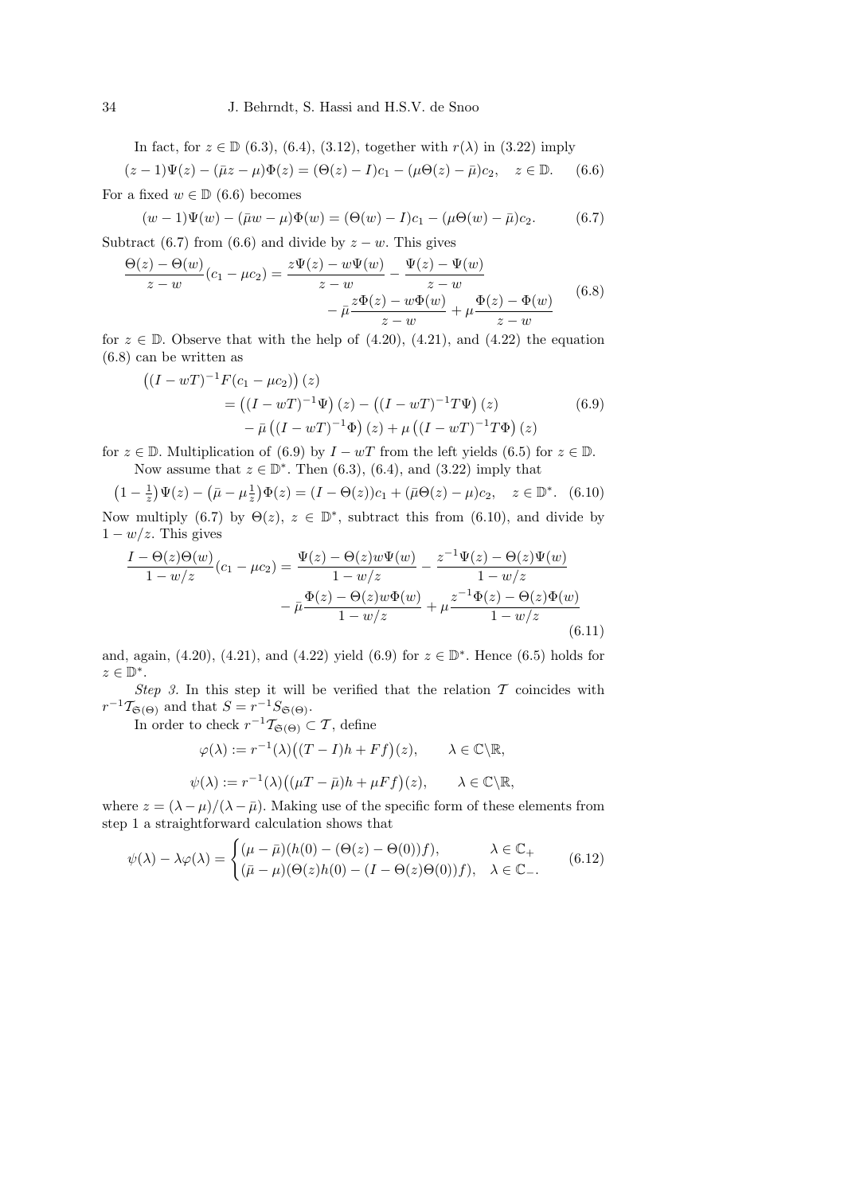In fact, for $z \in \mathbb{D}$ (6.3), (6.4), (3.12), together with $r(\lambda)$ in (3.22) imply

$$(z-1)\Psi(z) - (\bar{\mu}z - \mu)\Phi(z) = (\Theta(z) - I)c_1 - (\mu\Theta(z) - \bar{\mu})c_2, \quad z \in \mathbb{D}. \tag{6.6}$$

For a fixed $w \in \mathbb{D}$ (6.6) becomes

$$(w-1)\Psi(w) - (\bar{\mu}w - \mu)\Phi(w) = (\Theta(w) - I)c_1 - (\mu\Theta(w) - \bar{\mu})c_2. \tag{6.7}$$

Subtract (6.7) from (6.6) and divide by $z - w$. This gives

$$\begin{aligned} \frac{\Theta(z) - \Theta(w)}{z - w}(c_1 - \mu c_2) = \frac{z\Psi(z) - w\Psi(w)}{z - w} &- \frac{\Psi(z) - \Psi(w)}{z - w} \\ &- \bar{\mu}\frac{z\Phi(z) - w\Phi(w)}{z - w} + \mu\frac{\Phi(z) - \Phi(w)}{z - w} \end{aligned} \tag{6.8}$$

for $z \in \mathbb{D}$. Observe that with the help of (4.20), (4.21), and (4.22) the equation (6.8) can be written as

$$\begin{aligned} \left((I - wT)^{-1}F(c_1 - \mu c_2)\right)(z) &= \left((I - wT)^{-1}\Psi\right)(z) - \left((I - wT)^{-1}T\Psi\right)(z) \\ &\quad - \bar{\mu}\left((I - wT)^{-1}\Phi\right)(z) + \mu\left((I - wT)^{-1}T\Phi\right)(z) \end{aligned} \tag{6.9}$$

for $z \in \mathbb{D}$. Multiplication of (6.9) by $I - wT$ from the left yields (6.5) for $z \in \mathbb{D}$.

Now assume that $z \in \mathbb{D}^*$. Then (6.3), (6.4), and (3.22) imply that

$$\left(1 - \tfrac{1}{z}\right)\Psi(z) - \left(\bar{\mu} - \mu\tfrac{1}{z}\right)\Phi(z) = (I - \Theta(z))c_1 + (\bar{\mu}\Theta(z) - \mu)c_2, \quad z \in \mathbb{D}^*. \tag{6.10}$$

Now multiply (6.7) by $\Theta(z)$, $z \in \mathbb{D}^*$, subtract this from (6.10), and divide by $1 - w/z$. This gives

$$\begin{aligned} \frac{I - \Theta(z)\Theta(w)}{1 - w/z}(c_1 - \mu c_2) = \frac{\Psi(z) - \Theta(z)w\Psi(w)}{1 - w/z} &- \frac{z^{-1}\Psi(z) - \Theta(z)\Psi(w)}{1 - w/z} \\ - \bar{\mu}\frac{\Phi(z) - \Theta(z)w\Phi(w)}{1 - w/z} &+ \mu\frac{z^{-1}\Phi(z) - \Theta(z)\Phi(w)}{1 - w/z} \end{aligned} \tag{6.11}$$

and, again, (4.20), (4.21), and (4.22) yield (6.9) for $z \in \mathbb{D}^*$. Hence (6.5) holds for $z \in \mathbb{D}^*$.

*Step 3.* In this step it will be verified that the relation $\mathcal{T}$ coincides with $r^{-1}\mathcal{T}_{\mathfrak{S}(\Theta)}$ and that $S = r^{-1}S_{\mathfrak{S}(\Theta)}$.

In order to check $r^{-1}\mathcal{T}_{\mathfrak{S}(\Theta)} \subset \mathcal{T}$, define

$$\varphi(\lambda) := r^{-1}(\lambda)\big((T - I)h + Ff\big)(z), \qquad \lambda \in \mathbb{C}\backslash\mathbb{R},$$

$$\psi(\lambda) := r^{-1}(\lambda)\big((\mu T - \bar{\mu})h + \mu Ff\big)(z), \qquad \lambda \in \mathbb{C}\backslash\mathbb{R},$$

where $z = (\lambda - \mu)/(\lambda - \bar{\mu})$. Making use of the specific form of these elements from step 1 a straightforward calculation shows that

$$\psi(\lambda) - \lambda\varphi(\lambda) = \begin{cases} (\mu - \bar{\mu})(h(0) - (\Theta(z) - \Theta(0))f), & \lambda \in \mathbb{C}_+ \\ (\bar{\mu} - \mu)(\Theta(z)h(0) - (I - \Theta(z)\Theta(0))f), & \lambda \in \mathbb{C}_-. \end{cases} \tag{6.12}$$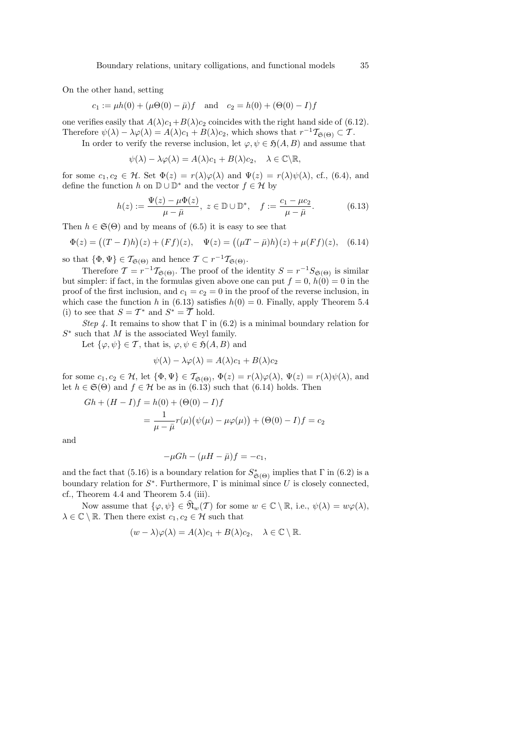On the other hand, setting

$$c_1 := \mu h(0) + (\mu\Theta(0) - \bar{\mu})f \quad \text{and} \quad c_2 = h(0) + (\Theta(0) - I)f$$

one verifies easily that $A(\lambda)c_1 + B(\lambda)c_2$ coincides with the right hand side of (6.12). Therefore $\psi(\lambda) - \lambda\varphi(\lambda) = A(\lambda)c_1 + B(\lambda)c_2$, which shows that $r^{-1}\mathcal{T}_{\mathfrak{S}(\Theta)} \subset \mathcal{T}$.

In order to verify the reverse inclusion, let $\varphi, \psi \in \mathfrak{H}(A, B)$ and assume that

$$\psi(\lambda) - \lambda\varphi(\lambda) = A(\lambda)c_1 + B(\lambda)c_2, \quad \lambda \in \mathbb{C}\backslash\mathbb{R},$$

for some $c_1, c_2 \in \mathcal{H}$. Set $\Phi(z) = r(\lambda)\varphi(\lambda)$ and $\Psi(z) = r(\lambda)\psi(\lambda)$, cf., (6.4), and define the function $h$ on $\mathbb{D} \cup \mathbb{D}^*$ and the vector $f \in \mathcal{H}$ by

$$h(z) := \frac{\Psi(z) - \mu\Phi(z)}{\mu - \bar{\mu}}, \; z \in \mathbb{D} \cup \mathbb{D}^*, \quad f := \frac{c_1 - \mu c_2}{\mu - \bar{\mu}}. \tag{6.13}$$

Then $h \in \mathfrak{S}(\Theta)$ and by means of (6.5) it is easy to see that

$$\Phi(z) = \big((T - I)h\big)(z) + (Ff)(z), \quad \Psi(z) = \big((\mu T - \bar{\mu})h\big)(z) + \mu(Ff)(z), \tag{6.14}$$

so that $\{\Phi, \Psi\} \in \mathcal{T}_{\mathfrak{S}(\Theta)}$ and hence $\mathcal{T} \subset r^{-1}\mathcal{T}_{\mathfrak{S}(\Theta)}$.

Therefore $\mathcal{T} = r^{-1}\mathcal{T}_{\mathfrak{S}(\Theta)}$. The proof of the identity $S = r^{-1}S_{\mathfrak{S}(\Theta)}$ is similar but simpler: if fact, in the formulas given above one can put $f = 0$, $h(0) = 0$ in the proof of the first inclusion, and $c_1 = c_2 = 0$ in the proof of the reverse inclusion, in which case the function $h$ in (6.13) satisfies $h(0) = 0$. Finally, apply Theorem 5.4 (i) to see that $S = \mathcal{T}^*$ and $S^* = \overline{\mathcal{T}}$ hold.

*Step 4.* It remains to show that $\Gamma$ in (6.2) is a minimal boundary relation for $S^*$ such that $M$ is the associated Weyl family.

Let $\{\varphi, \psi\} \in \mathcal{T}$, that is, $\varphi, \psi \in \mathfrak{H}(A, B)$ and

$$\psi(\lambda) - \lambda\varphi(\lambda) = A(\lambda)c_1 + B(\lambda)c_2$$

for some $c_1, c_2 \in \mathcal{H}$, let $\{\Phi, \Psi\} \in \mathcal{T}_{\mathfrak{S}(\Theta)}$, $\Phi(z) = r(\lambda)\varphi(\lambda)$, $\Psi(z) = r(\lambda)\psi(\lambda)$, and let $h \in \mathfrak{S}(\Theta)$ and $f \in \mathcal{H}$ be as in (6.13) such that (6.14) holds. Then

$$\begin{aligned} Gh + (H - I)f &= h(0) + (\Theta(0) - I)f \\ &= \frac{1}{\mu - \bar{\mu}} r(\mu)\big(\psi(\mu) - \mu\varphi(\mu)\big) + (\Theta(0) - I)f = c_2 \end{aligned}$$

and

$$-\mu G h - (\mu H - \bar{\mu})f = -c_1,$$

and the fact that (5.16) is a boundary relation for $S^*_{\mathfrak{S}(\Theta)}$ implies that $\Gamma$ in (6.2) is a boundary relation for $S^*$. Furthermore, $\Gamma$ is minimal since $U$ is closely connected, cf., Theorem 4.4 and Theorem 5.4 (iii).

Now assume that $\{\varphi, \psi\} \in \widehat{\mathfrak{N}}_w(\mathcal{T})$ for some $w \in \mathbb{C} \setminus \mathbb{R}$, i.e., $\psi(\lambda) = w\varphi(\lambda)$, $\lambda \in \mathbb{C} \setminus \mathbb{R}$. Then there exist $c_1, c_2 \in \mathcal{H}$ such that

$$(w - \lambda)\varphi(\lambda) = A(\lambda)c_1 + B(\lambda)c_2, \quad \lambda \in \mathbb{C} \setminus \mathbb{R}.$$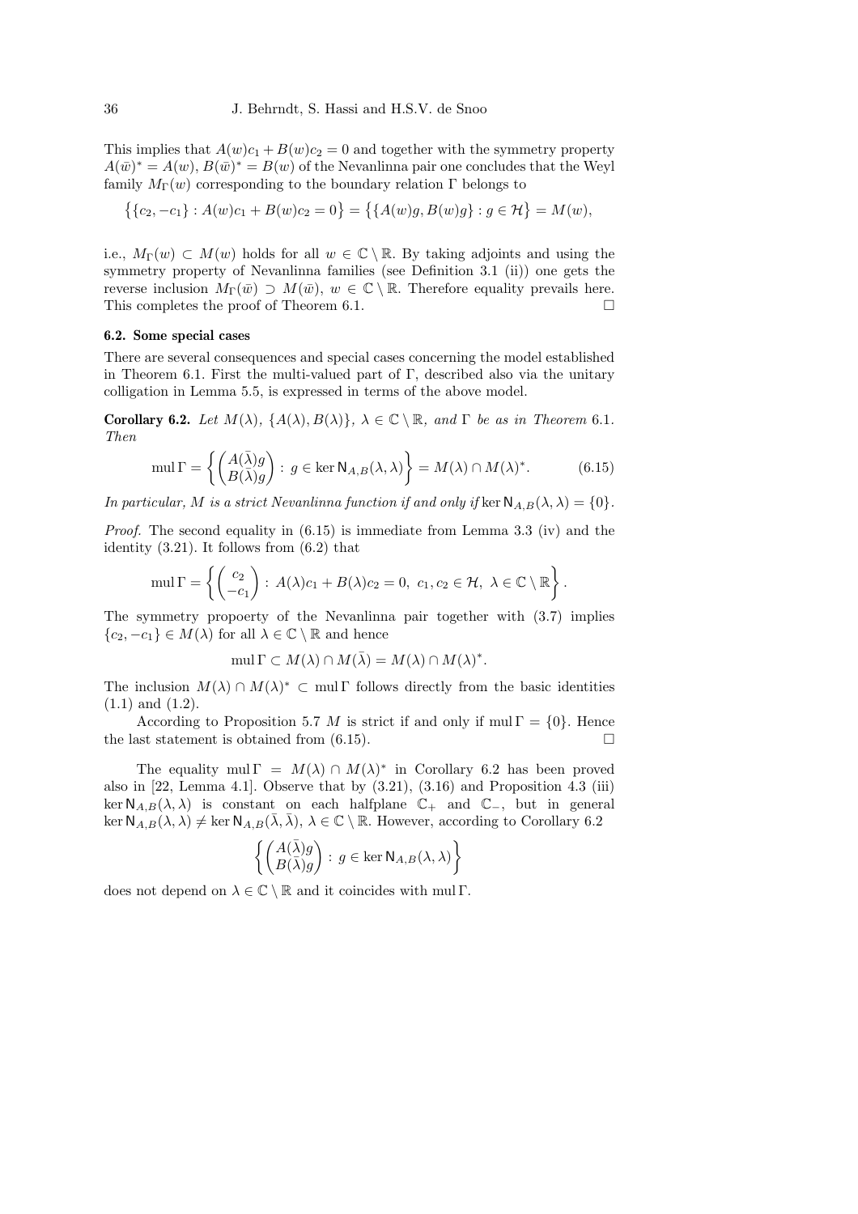This implies that $A(w)c_1 + B(w)c_2 = 0$ and together with the symmetry property $A(\bar{w})^* = A(w)$, $B(\bar{w})^* = B(w)$ of the Nevanlinna pair one concludes that the Weyl family $M_\Gamma(w)$ corresponding to the boundary relation $\Gamma$ belongs to

$$\left\{\{c_2, -c_1\} : A(w)c_1 + B(w)c_2 = 0\right\} = \left\{\{A(w)g, B(w)g\} : g \in \mathcal{H}\right\} = M(w),$$

i.e., $M_\Gamma(w) \subset M(w)$ holds for all $w \in \mathbb{C} \setminus \mathbb{R}$. By taking adjoints and using the symmetry property of Nevanlinna families (see Definition 3.1 (ii)) one gets the reverse inclusion $M_\Gamma(\bar{w}) \supset M(\bar{w})$, $w \in \mathbb{C} \setminus \mathbb{R}$. Therefore equality prevails here. This completes the proof of Theorem 6.1. □

### 6.2. Some special cases

There are several consequences and special cases concerning the model established in Theorem 6.1. First the multi-valued part of $\Gamma$, described also via the unitary colligation in Lemma 5.5, is expressed in terms of the above model.

**Corollary 6.2.** *Let $M(\lambda)$, $\{A(\lambda), B(\lambda)\}$, $\lambda \in \mathbb{C} \setminus \mathbb{R}$, and $\Gamma$ be as in Theorem 6.1. Then*

$$\operatorname{mul}\Gamma = \left\{ \begin{pmatrix} A(\bar{\lambda})g \\ B(\bar{\lambda})g \end{pmatrix} : g \in \ker \mathsf{N}_{A,B}(\lambda,\lambda) \right\} = M(\lambda) \cap M(\lambda)^*. \tag{6.15}$$

*In particular, $M$ is a strict Nevanlinna function if and only if $\ker \mathsf{N}_{A,B}(\lambda,\lambda) = \{0\}$.*

*Proof.* The second equality in (6.15) is immediate from Lemma 3.3 (iv) and the identity (3.21). It follows from (6.2) that

$$\operatorname{mul}\Gamma = \left\{ \begin{pmatrix} c_2 \\ -c_1 \end{pmatrix} : A(\lambda)c_1 + B(\lambda)c_2 = 0,\ c_1, c_2 \in \mathcal{H},\ \lambda \in \mathbb{C} \setminus \mathbb{R} \right\}.$$

The symmetry propoerty of the Nevanlinna pair together with (3.7) implies $\{c_2, -c_1\} \in M(\lambda)$ for all $\lambda \in \mathbb{C} \setminus \mathbb{R}$ and hence

$$\operatorname{mul}\Gamma \subset M(\lambda) \cap M(\bar{\lambda}) = M(\lambda) \cap M(\lambda)^*.$$

The inclusion $M(\lambda) \cap M(\lambda)^* \subset \operatorname{mul}\Gamma$ follows directly from the basic identities (1.1) and (1.2).

According to Proposition 5.7 $M$ is strict if and only if $\operatorname{mul}\Gamma = \{0\}$. Hence the last statement is obtained from (6.15). □

The equality $\operatorname{mul}\Gamma = M(\lambda) \cap M(\lambda)^*$ in Corollary 6.2 has been proved also in [22, Lemma 4.1]. Observe that by (3.21), (3.16) and Proposition 4.3 (iii) $\ker \mathsf{N}_{A,B}(\lambda,\lambda)$ is constant on each halfplane $\mathbb{C}_+$ and $\mathbb{C}_-$, but in general $\ker \mathsf{N}_{A,B}(\lambda,\lambda) \neq \ker \mathsf{N}_{A,B}(\bar{\lambda},\bar{\lambda})$, $\lambda \in \mathbb{C} \setminus \mathbb{R}$. However, according to Corollary 6.2

$$\left\{ \begin{pmatrix} A(\bar{\lambda})g \\ B(\bar{\lambda})g \end{pmatrix} : g \in \ker \mathsf{N}_{A,B}(\lambda,\lambda) \right\}$$

does not depend on $\lambda \in \mathbb{C} \setminus \mathbb{R}$ and it coincides with $\operatorname{mul}\Gamma$.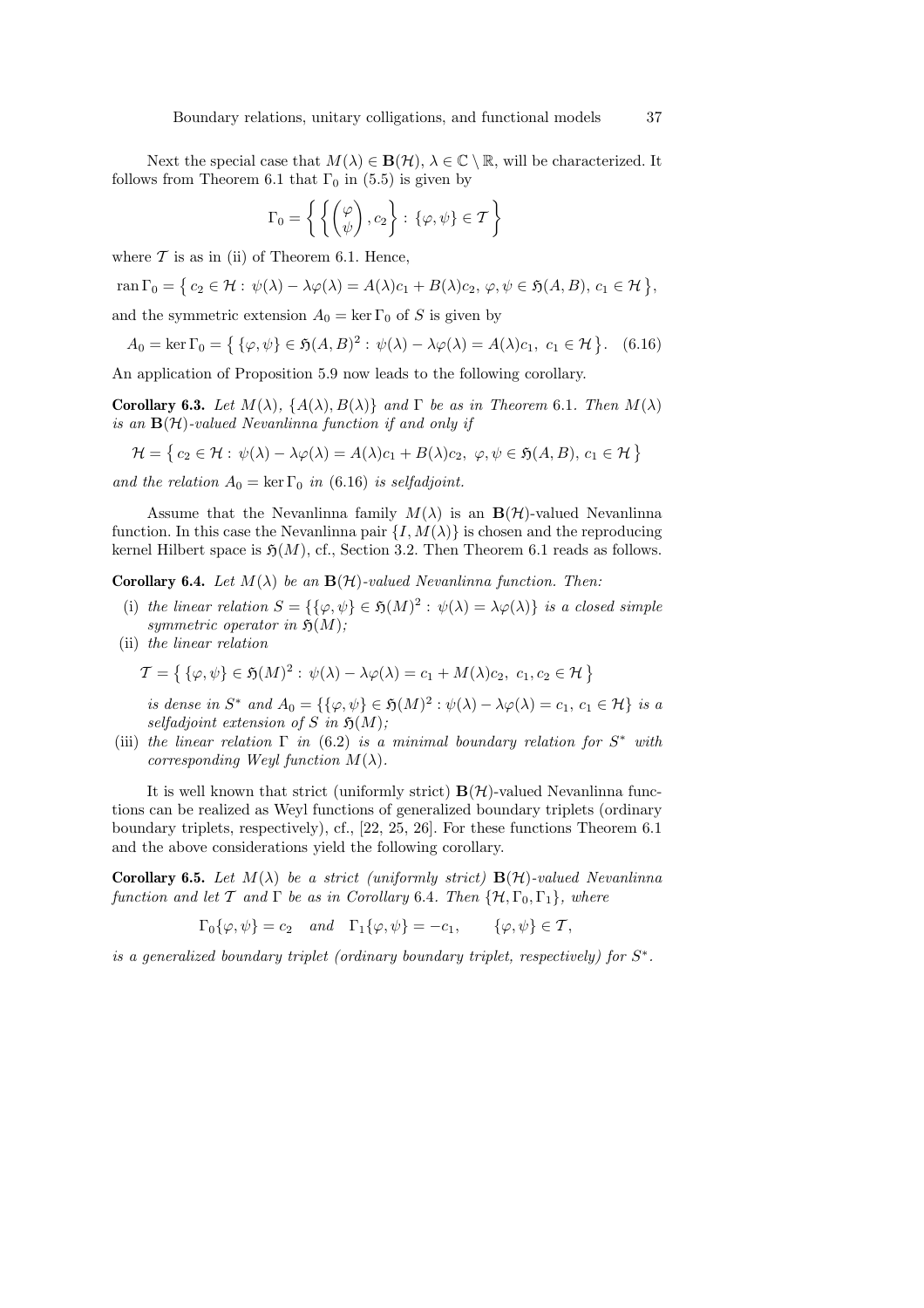Next the special case that $M(\lambda) \in \mathbf{B}(\mathcal{H})$, $\lambda \in \mathbb{C} \setminus \mathbb{R}$, will be characterized. It follows from Theorem 6.1 that $\Gamma_0$ in (5.5) is given by

$$\Gamma_0 = \left\{ \left\{ \begin{pmatrix} \varphi \\ \psi \end{pmatrix}, c_2 \right\} : \{\varphi, \psi\} \in \mathcal{T} \right\}$$

where $\mathcal{T}$ is as in (ii) of Theorem 6.1. Hence,

$$\operatorname{ran} \Gamma_0 = \left\{ c_2 \in \mathcal{H} : \psi(\lambda) - \lambda\varphi(\lambda) = A(\lambda)c_1 + B(\lambda)c_2, \ \varphi, \psi \in \mathfrak{H}(A, B), \ c_1 \in \mathcal{H} \right\},$$

and the symmetric extension $A_0 = \ker \Gamma_0$ of $S$ is given by

$$A_0 = \ker \Gamma_0 = \left\{ \{\varphi, \psi\} \in \mathfrak{H}(A, B)^2 : \psi(\lambda) - \lambda\varphi(\lambda) = A(\lambda)c_1, \ c_1 \in \mathcal{H} \right\}. \quad (6.16)$$

An application of Proposition 5.9 now leads to the following corollary.

**Corollary 6.3.** *Let $M(\lambda)$, $\{A(\lambda), B(\lambda)\}$ and $\Gamma$ be as in Theorem 6.1. Then $M(\lambda)$ is an $\mathbf{B}(\mathcal{H})$-valued Nevanlinna function if and only if*

$$\mathcal{H} = \left\{ c_2 \in \mathcal{H} : \psi(\lambda) - \lambda\varphi(\lambda) = A(\lambda)c_1 + B(\lambda)c_2, \ \varphi, \psi \in \mathfrak{H}(A, B), \ c_1 \in \mathcal{H} \right\}$$

*and the relation $A_0 = \ker \Gamma_0$ in (6.16) is selfadjoint.*

Assume that the Nevanlinna family $M(\lambda)$ is an $\mathbf{B}(\mathcal{H})$-valued Nevanlinna function. In this case the Nevanlinna pair $\{I, M(\lambda)\}$ is chosen and the reproducing kernel Hilbert space is $\mathfrak{H}(M)$, cf., Section 3.2. Then Theorem 6.1 reads as follows.

**Corollary 6.4.** *Let $M(\lambda)$ be an $\mathbf{B}(\mathcal{H})$-valued Nevanlinna function. Then:*

(i) *the linear relation $S = \{\{\varphi, \psi\} \in \mathfrak{H}(M)^2 : \psi(\lambda) = \lambda\varphi(\lambda)\}$ is a closed simple symmetric operator in $\mathfrak{H}(M)$;*

(ii) *the linear relation*

$$\mathcal{T} = \left\{ \{\varphi, \psi\} \in \mathfrak{H}(M)^2 : \psi(\lambda) - \lambda\varphi(\lambda) = c_1 + M(\lambda)c_2, \ c_1, c_2 \in \mathcal{H} \right\}$$

*is dense in $S^*$ and $A_0 = \{\{\varphi, \psi\} \in \mathfrak{H}(M)^2 : \psi(\lambda) - \lambda\varphi(\lambda) = c_1, \ c_1 \in \mathcal{H}\}$ is a selfadjoint extension of $S$ in $\mathfrak{H}(M)$;*

(iii) *the linear relation $\Gamma$ in (6.2) is a minimal boundary relation for $S^*$ with corresponding Weyl function $M(\lambda)$.*

It is well known that strict (uniformly strict) $\mathbf{B}(\mathcal{H})$-valued Nevanlinna functions can be realized as Weyl functions of generalized boundary triplets (ordinary boundary triplets, respectively), cf., [22, 25, 26]. For these functions Theorem 6.1 and the above considerations yield the following corollary.

**Corollary 6.5.** *Let $M(\lambda)$ be a strict (uniformly strict) $\mathbf{B}(\mathcal{H})$-valued Nevanlinna function and let $\mathcal{T}$ and $\Gamma$ be as in Corollary 6.4. Then $\{\mathcal{H}, \Gamma_0, \Gamma_1\}$, where*

$$\Gamma_0\{\varphi, \psi\} = c_2 \quad \text{and} \quad \Gamma_1\{\varphi, \psi\} = -c_1, \qquad \{\varphi, \psi\} \in \mathcal{T},$$

*is a generalized boundary triplet (ordinary boundary triplet, respectively) for $S^*$.*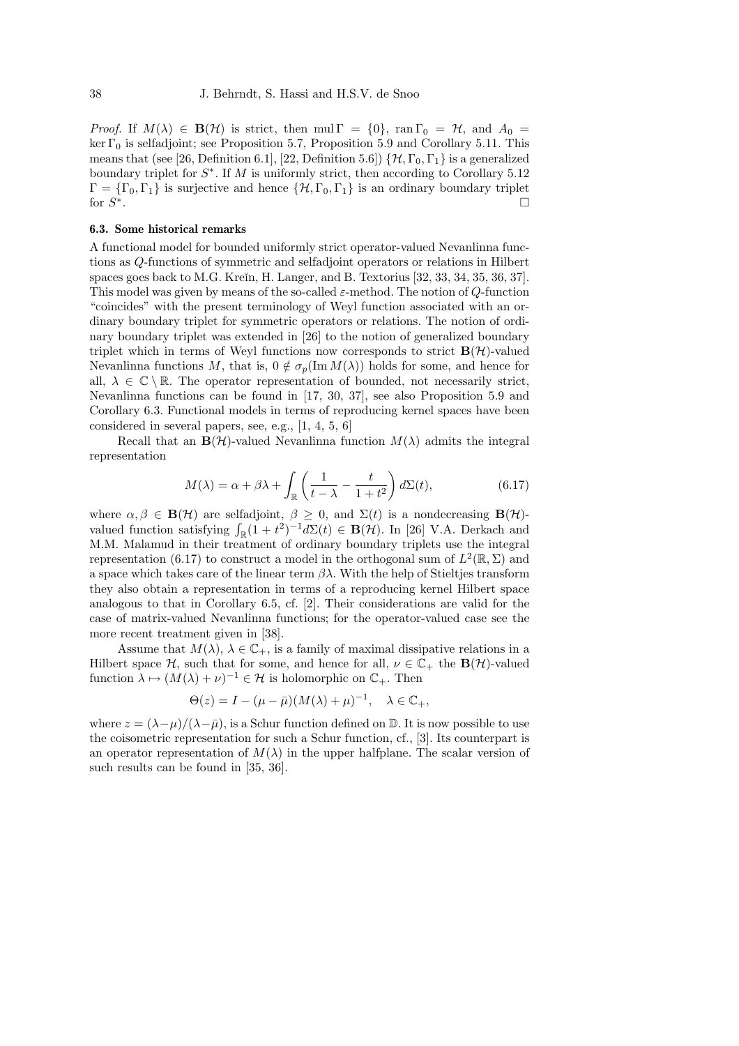*Proof.* If $M(\lambda) \in \mathbf{B}(\mathcal{H})$ is strict, then $\operatorname{mul}\Gamma = \{0\}$, $\operatorname{ran}\Gamma_0 = \mathcal{H}$, and $A_0 = \ker\Gamma_0$ is selfadjoint; see Proposition 5.7, Proposition 5.9 and Corollary 5.11. This means that (see [26, Definition 6.1], [22, Definition 5.6]) $\{\mathcal{H}, \Gamma_0, \Gamma_1\}$ is a generalized boundary triplet for $S^*$. If $M$ is uniformly strict, then according to Corollary 5.12 $\Gamma = \{\Gamma_0, \Gamma_1\}$ is surjective and hence $\{\mathcal{H}, \Gamma_0, \Gamma_1\}$ is an ordinary boundary triplet for $S^*$. □

### 6.3. Some historical remarks

A functional model for bounded uniformly strict operator-valued Nevanlinna functions as $Q$-functions of symmetric and selfadjoint operators or relations in Hilbert spaces goes back to M.G. Kreĭn, H. Langer, and B. Textorius [32, 33, 34, 35, 36, 37]. This model was given by means of the so-called $\varepsilon$-method. The notion of $Q$-function "coincides" with the present terminology of Weyl function associated with an ordinary boundary triplet for symmetric operators or relations. The notion of ordinary boundary triplet was extended in [26] to the notion of generalized boundary triplet which in terms of Weyl functions now corresponds to strict $\mathbf{B}(\mathcal{H})$-valued Nevanlinna functions $M$, that is, $0 \notin \sigma_p(\operatorname{Im} M(\lambda))$ holds for some, and hence for all, $\lambda \in \mathbb{C} \setminus \mathbb{R}$. The operator representation of bounded, not necessarily strict, Nevanlinna functions can be found in [17, 30, 37], see also Proposition 5.9 and Corollary 6.3. Functional models in terms of reproducing kernel spaces have been considered in several papers, see, e.g., [1, 4, 5, 6]

Recall that an $\mathbf{B}(\mathcal{H})$-valued Nevanlinna function $M(\lambda)$ admits the integral representation

$$M(\lambda) = \alpha + \beta\lambda + \int_{\mathbb{R}} \left( \frac{1}{t-\lambda} - \frac{t}{1+t^2} \right) d\Sigma(t), \tag{6.17}$$

where $\alpha, \beta \in \mathbf{B}(\mathcal{H})$ are selfadjoint, $\beta \geq 0$, and $\Sigma(t)$ is a nondecreasing $\mathbf{B}(\mathcal{H})$-valued function satisfying $\int_{\mathbb{R}} (1+t^2)^{-1} d\Sigma(t) \in \mathbf{B}(\mathcal{H})$. In [26] V.A. Derkach and M.M. Malamud in their treatment of ordinary boundary triplets use the integral representation (6.17) to construct a model in the orthogonal sum of $L^2(\mathbb{R}, \Sigma)$ and a space which takes care of the linear term $\beta\lambda$. With the help of Stieltjes transform they also obtain a representation in terms of a reproducing kernel Hilbert space analogous to that in Corollary 6.5, cf. [2]. Their considerations are valid for the case of matrix-valued Nevanlinna functions; for the operator-valued case see the more recent treatment given in [38].

Assume that $M(\lambda)$, $\lambda \in \mathbb{C}_+$, is a family of maximal dissipative relations in a Hilbert space $\mathcal{H}$, such that for some, and hence for all, $\nu \in \mathbb{C}_+$ the $\mathbf{B}(\mathcal{H})$-valued function $\lambda \mapsto (M(\lambda) + \nu)^{-1} \in \mathcal{H}$ is holomorphic on $\mathbb{C}_+$. Then

$$\Theta(z) = I - (\mu - \bar{\mu})(M(\lambda) + \mu)^{-1}, \quad \lambda \in \mathbb{C}_+,$$

where $z = (\lambda - \mu)/(\lambda - \bar{\mu})$, is a Schur function defined on $\mathbb{D}$. It is now possible to use the coisometric representation for such a Schur function, cf., [3]. Its counterpart is an operator representation of $M(\lambda)$ in the upper halfplane. The scalar version of such results can be found in [35, 36].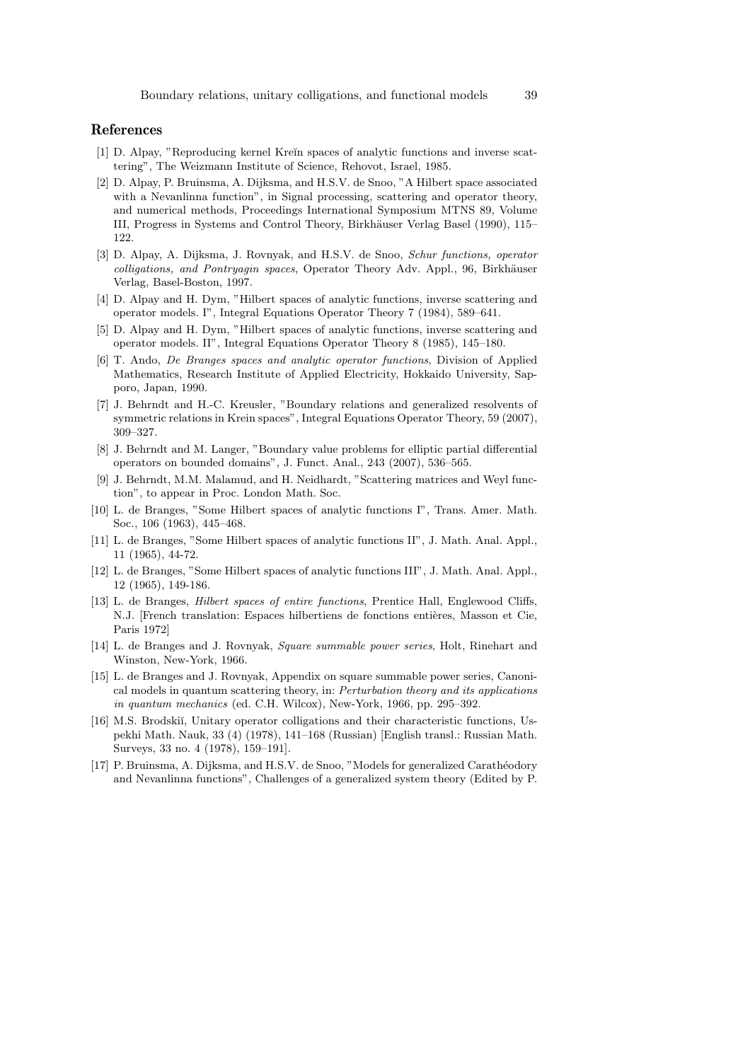## References

[1] D. Alpay, "Reproducing kernel Kreĭn spaces of analytic functions and inverse scattering", The Weizmann Institute of Science, Rehovot, Israel, 1985.

[2] D. Alpay, P. Bruinsma, A. Dijksma, and H.S.V. de Snoo, "A Hilbert space associated with a Nevanlinna function", in Signal processing, scattering and operator theory, and numerical methods, Proceedings International Symposium MTNS 89, Volume III, Progress in Systems and Control Theory, Birkhäuser Verlag Basel (1990), 115–122.

[3] D. Alpay, A. Dijksma, J. Rovnyak, and H.S.V. de Snoo, *Schur functions, operator colligations, and Pontryagin spaces*, Operator Theory Adv. Appl., 96, Birkhäuser Verlag, Basel-Boston, 1997.

[4] D. Alpay and H. Dym, "Hilbert spaces of analytic functions, inverse scattering and operator models. I", Integral Equations Operator Theory 7 (1984), 589–641.

[5] D. Alpay and H. Dym, "Hilbert spaces of analytic functions, inverse scattering and operator models. II", Integral Equations Operator Theory 8 (1985), 145–180.

[6] T. Ando, *De Branges spaces and analytic operator functions*, Division of Applied Mathematics, Research Institute of Applied Electricity, Hokkaido University, Sapporo, Japan, 1990.

[7] J. Behrndt and H.-C. Kreusler, "Boundary relations and generalized resolvents of symmetric relations in Krein spaces", Integral Equations Operator Theory, 59 (2007), 309–327.

[8] J. Behrndt and M. Langer, "Boundary value problems for elliptic partial differential operators on bounded domains", J. Funct. Anal., 243 (2007), 536–565.

[9] J. Behrndt, M.M. Malamud, and H. Neidhardt, "Scattering matrices and Weyl function", to appear in Proc. London Math. Soc.

[10] L. de Branges, "Some Hilbert spaces of analytic functions I", Trans. Amer. Math. Soc., 106 (1963), 445–468.

[11] L. de Branges, "Some Hilbert spaces of analytic functions II", J. Math. Anal. Appl., 11 (1965), 44-72.

[12] L. de Branges, "Some Hilbert spaces of analytic functions III", J. Math. Anal. Appl., 12 (1965), 149-186.

[13] L. de Branges, *Hilbert spaces of entire functions*, Prentice Hall, Englewood Cliffs, N.J. [French translation: Espaces hilbertiens de fonctions entières, Masson et Cie, Paris 1972]

[14] L. de Branges and J. Rovnyak, *Square summable power series*, Holt, Rinehart and Winston, New-York, 1966.

[15] L. de Branges and J. Rovnyak, Appendix on square summable power series, Canonical models in quantum scattering theory, in: *Perturbation theory and its applications in quantum mechanics* (ed. C.H. Wilcox), New-York, 1966, pp. 295–392.

[16] M.S. Brodskiĭ, Unitary operator colligations and their characteristic functions, Uspekhi Math. Nauk, 33 (4) (1978), 141–168 (Russian) [English transl.: Russian Math. Surveys, 33 no. 4 (1978), 159–191].

[17] P. Bruinsma, A. Dijksma, and H.S.V. de Snoo, "Models for generalized Carathéodory and Nevanlinna functions", Challenges of a generalized system theory (Edited by P.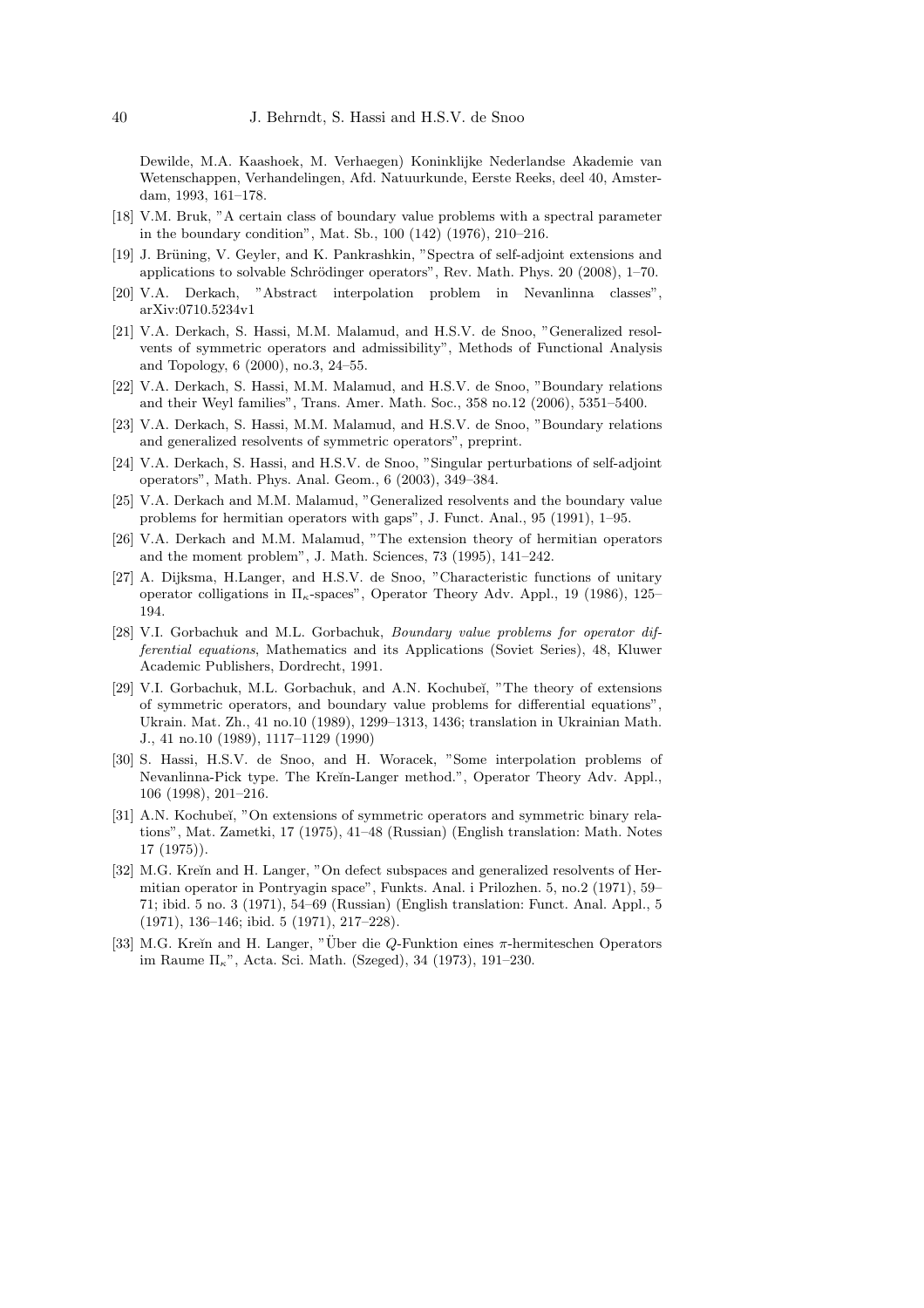Dewilde, M.A. Kaashoek, M. Verhaegen) Koninklijke Nederlandse Akademie van Wetenschappen, Verhandelingen, Afd. Natuurkunde, Eerste Reeks, deel 40, Amsterdam, 1993, 161–178.

[18] V.M. Bruk, "A certain class of boundary value problems with a spectral parameter in the boundary condition", Mat. Sb., 100 (142) (1976), 210–216.

[19] J. Brüning, V. Geyler, and K. Pankrashkin, "Spectra of self-adjoint extensions and applications to solvable Schrödinger operators", Rev. Math. Phys. 20 (2008), 1–70.

[20] V.A. Derkach, "Abstract interpolation problem in Nevanlinna classes", arXiv:0710.5234v1

[21] V.A. Derkach, S. Hassi, M.M. Malamud, and H.S.V. de Snoo, "Generalized resolvents of symmetric operators and admissibility", Methods of Functional Analysis and Topology, 6 (2000), no.3, 24–55.

[22] V.A. Derkach, S. Hassi, M.M. Malamud, and H.S.V. de Snoo, "Boundary relations and their Weyl families", Trans. Amer. Math. Soc., 358 no.12 (2006), 5351–5400.

[23] V.A. Derkach, S. Hassi, M.M. Malamud, and H.S.V. de Snoo, "Boundary relations and generalized resolvents of symmetric operators", preprint.

[24] V.A. Derkach, S. Hassi, and H.S.V. de Snoo, "Singular perturbations of self-adjoint operators", Math. Phys. Anal. Geom., 6 (2003), 349–384.

[25] V.A. Derkach and M.M. Malamud, "Generalized resolvents and the boundary value problems for hermitian operators with gaps", J. Funct. Anal., 95 (1991), 1–95.

[26] V.A. Derkach and M.M. Malamud, "The extension theory of hermitian operators and the moment problem", J. Math. Sciences, 73 (1995), 141–242.

[27] A. Dijksma, H.Langer, and H.S.V. de Snoo, "Characteristic functions of unitary operator colligations in $\Pi_\kappa$-spaces", Operator Theory Adv. Appl., 19 (1986), 125–194.

[28] V.I. Gorbachuk and M.L. Gorbachuk, *Boundary value problems for operator differential equations*, Mathematics and its Applications (Soviet Series), 48, Kluwer Academic Publishers, Dordrecht, 1991.

[29] V.I. Gorbachuk, M.L. Gorbachuk, and A.N. Kochubeĭ, "The theory of extensions of symmetric operators, and boundary value problems for differential equations", Ukrain. Mat. Zh., 41 no.10 (1989), 1299–1313, 1436; translation in Ukrainian Math. J., 41 no.10 (1989), 1117–1129 (1990)

[30] S. Hassi, H.S.V. de Snoo, and H. Woracek, "Some interpolation problems of Nevanlinna-Pick type. The Kreĭn-Langer method.", Operator Theory Adv. Appl., 106 (1998), 201–216.

[31] A.N. Kochubeĭ, "On extensions of symmetric operators and symmetric binary relations", Mat. Zametki, 17 (1975), 41–48 (Russian) (English translation: Math. Notes 17 (1975)).

[32] M.G. Kreĭn and H. Langer, "On defect subspaces and generalized resolvents of Hermitian operator in Pontryagin space", Funkts. Anal. i Prilozhen. 5, no.2 (1971), 59–71; ibid. 5 no. 3 (1971), 54–69 (Russian) (English translation: Funct. Anal. Appl., 5 (1971), 136–146; ibid. 5 (1971), 217–228).

[33] M.G. Kreĭn and H. Langer, "Über die $Q$-Funktion eines $\pi$-hermiteschen Operators im Raume $\Pi_\kappa$", Acta. Sci. Math. (Szeged), 34 (1973), 191–230.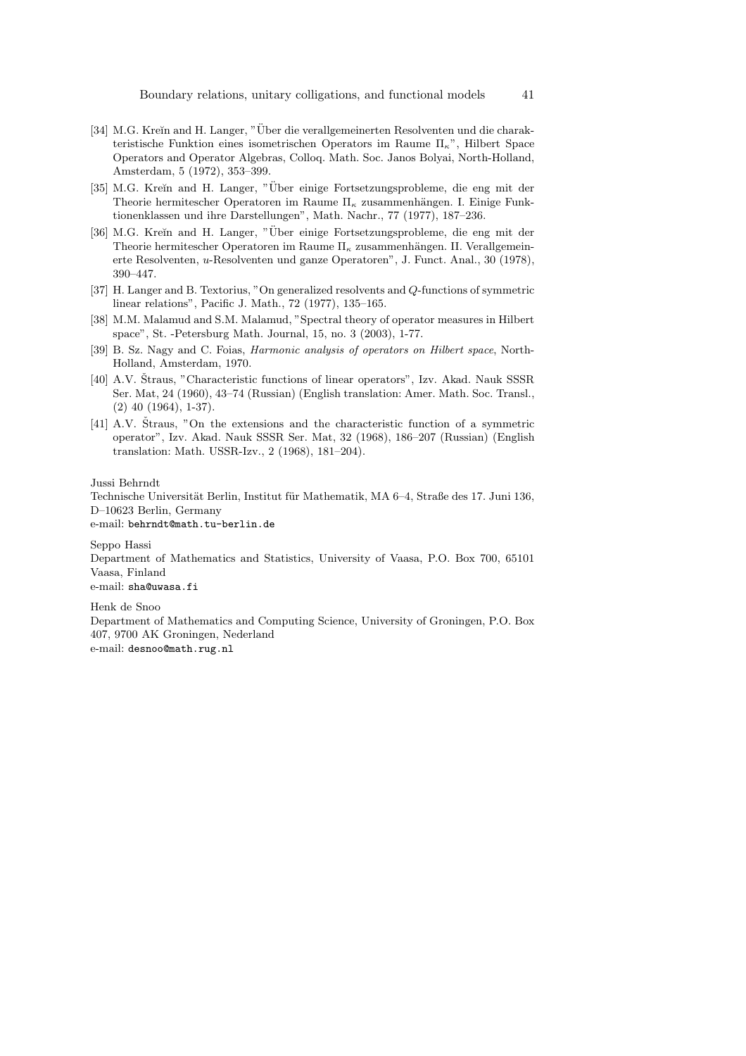[34] M.G. Kreĭn and H. Langer, "Über die verallgemeinerten Resolventen und die charakteristische Funktion eines isometrischen Operators im Raume $\Pi_\kappa$", Hilbert Space Operators and Operator Algebras, Colloq. Math. Soc. Janos Bolyai, North-Holland, Amsterdam, 5 (1972), 353–399.

[35] M.G. Kreĭn and H. Langer, "Über einige Fortsetzungsprobleme, die eng mit der Theorie hermitescher Operatoren im Raume $\Pi_\kappa$ zusammenhängen. I. Einige Funktionenklassen und ihre Darstellungen", Math. Nachr., 77 (1977), 187–236.

[36] M.G. Kreĭn and H. Langer, "Über einige Fortsetzungsprobleme, die eng mit der Theorie hermitescher Operatoren im Raume $\Pi_\kappa$ zusammenhängen. II. Verallgemeinerte Resolventen, $u$-Resolventen und ganze Operatoren", J. Funct. Anal., 30 (1978), 390–447.

[37] H. Langer and B. Textorius, "On generalized resolvents and $Q$-functions of symmetric linear relations", Pacific J. Math., 72 (1977), 135–165.

[38] M.M. Malamud and S.M. Malamud, "Spectral theory of operator measures in Hilbert space", St. -Petersburg Math. Journal, 15, no. 3 (2003), 1-77.

[39] B. Sz. Nagy and C. Foias, *Harmonic analysis of operators on Hilbert space*, North-Holland, Amsterdam, 1970.

[40] A.V. Štraus, "Characteristic functions of linear operators", Izv. Akad. Nauk SSSR Ser. Mat, 24 (1960), 43–74 (Russian) (English translation: Amer. Math. Soc. Transl., (2) 40 (1964), 1-37).

[41] A.V. Štraus, "On the extensions and the characteristic function of a symmetric operator", Izv. Akad. Nauk SSSR Ser. Mat, 32 (1968), 186–207 (Russian) (English translation: Math. USSR-Izv., 2 (1968), 181–204).

Jussi Behrndt
Technische Universität Berlin, Institut für Mathematik, MA 6–4, Straße des 17. Juni 136, D–10623 Berlin, Germany
e-mail: behrndt@math.tu-berlin.de

Seppo Hassi
Department of Mathematics and Statistics, University of Vaasa, P.O. Box 700, 65101 Vaasa, Finland
e-mail: sha@uwasa.fi

Henk de Snoo
Department of Mathematics and Computing Science, University of Groningen, P.O. Box 407, 9700 AK Groningen, Nederland
e-mail: desnoo@math.rug.nl